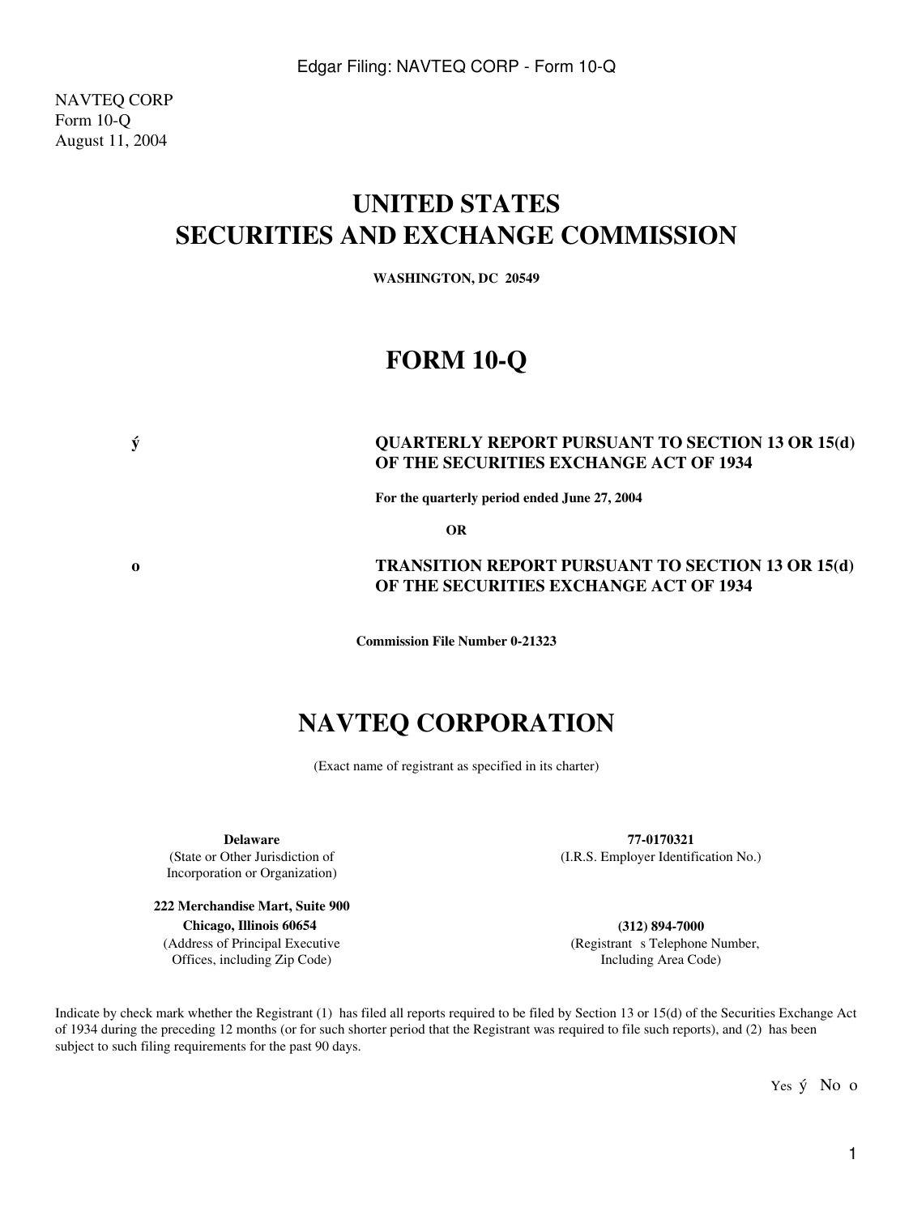NAVTEQ CORP
Form 10-Q
August 11, 2004

# UNITED STATES
# SECURITIES AND EXCHANGE COMMISSION

**WASHINGTON, DC 20549**

# FORM 10-Q

ý **QUARTERLY REPORT PURSUANT TO SECTION 13 OR 15(d) OF THE SECURITIES EXCHANGE ACT OF 1934**

**For the quarterly period ended June 27, 2004**

**OR**

o **TRANSITION REPORT PURSUANT TO SECTION 13 OR 15(d) OF THE SECURITIES EXCHANGE ACT OF 1934**

**Commission File Number 0-21323**

# NAVTEQ CORPORATION

(Exact name of registrant as specified in its charter)

| | |
|---|---|
| **Delaware**<br>(State or Other Jurisdiction of Incorporation or Organization) | **77-0170321**<br>(I.R.S. Employer Identification No.) |
| **222 Merchandise Mart, Suite 900**<br>**Chicago, Illinois 60654**<br>(Address of Principal Executive Offices, including Zip Code) | **(312) 894-7000**<br>(Registrant s Telephone Number, Including Area Code) |

Indicate by check mark whether the Registrant (1) has filed all reports required to be filed by Section 13 or 15(d) of the Securities Exchange Act of 1934 during the preceding 12 months (or for such shorter period that the Registrant was required to file such reports), and (2) has been subject to such filing requirements for the past 90 days.

Yes ý No o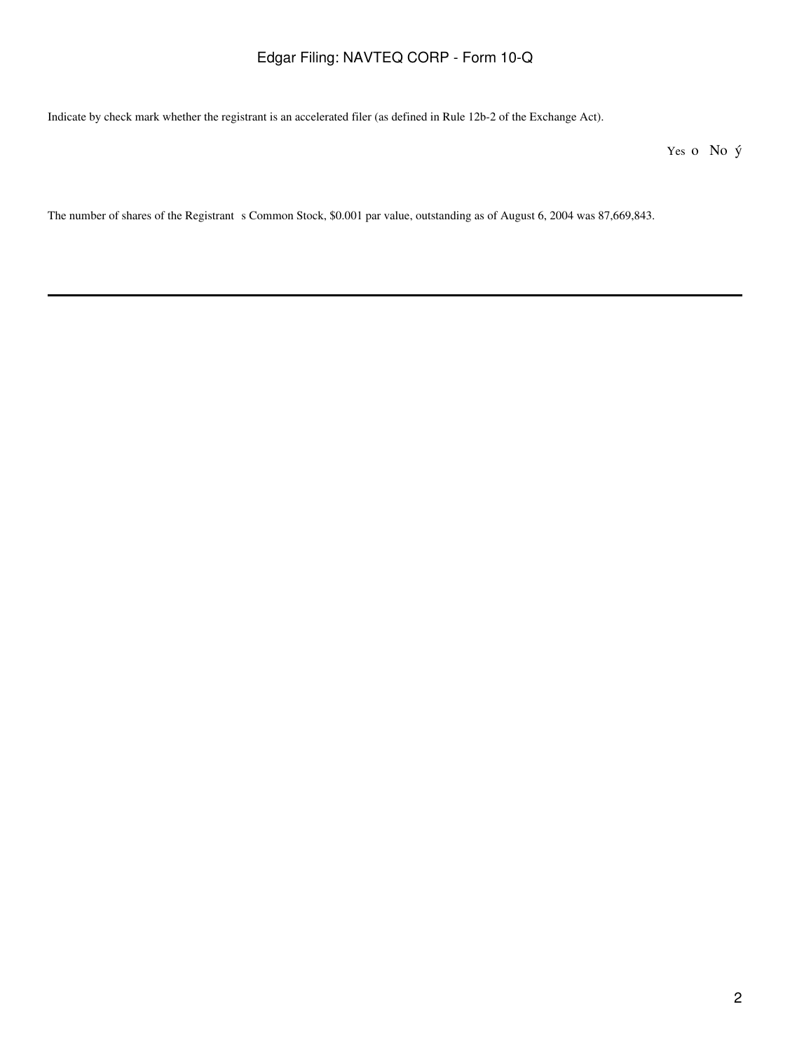Indicate by check mark whether the registrant is an accelerated filer (as defined in Rule 12b-2 of the Exchange Act).

Yes o No ý

The number of shares of the Registrant s Common Stock, $0.001 par value, outstanding as of August 6, 2004 was 87,669,843.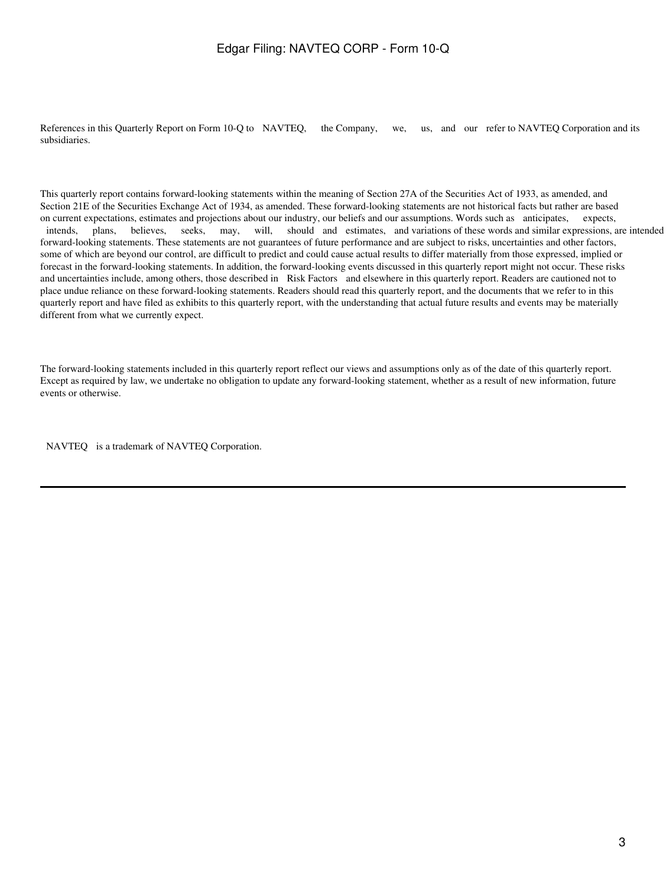References in this Quarterly Report on Form 10-Q to NAVTEQ, the Company, we, us, and our refer to NAVTEQ Corporation and its subsidiaries.

This quarterly report contains forward-looking statements within the meaning of Section 27A of the Securities Act of 1933, as amended, and Section 21E of the Securities Exchange Act of 1934, as amended. These forward-looking statements are not historical facts but rather are based on current expectations, estimates and projections about our industry, our beliefs and our assumptions. Words such as anticipates, expects, intends, plans, believes, seeks, may, will, should and estimates, and variations of these words and similar expressions, are intended forward-looking statements. These statements are not guarantees of future performance and are subject to risks, uncertainties and other factors, some of which are beyond our control, are difficult to predict and could cause actual results to differ materially from those expressed, implied or forecast in the forward-looking statements. In addition, the forward-looking events discussed in this quarterly report might not occur. These risks and uncertainties include, among others, those described in Risk Factors and elsewhere in this quarterly report. Readers are cautioned not to place undue reliance on these forward-looking statements. Readers should read this quarterly report, and the documents that we refer to in this quarterly report and have filed as exhibits to this quarterly report, with the understanding that actual future results and events may be materially different from what we currently expect.

The forward-looking statements included in this quarterly report reflect our views and assumptions only as of the date of this quarterly report. Except as required by law, we undertake no obligation to update any forward-looking statement, whether as a result of new information, future events or otherwise.

NAVTEQ is a trademark of NAVTEQ Corporation.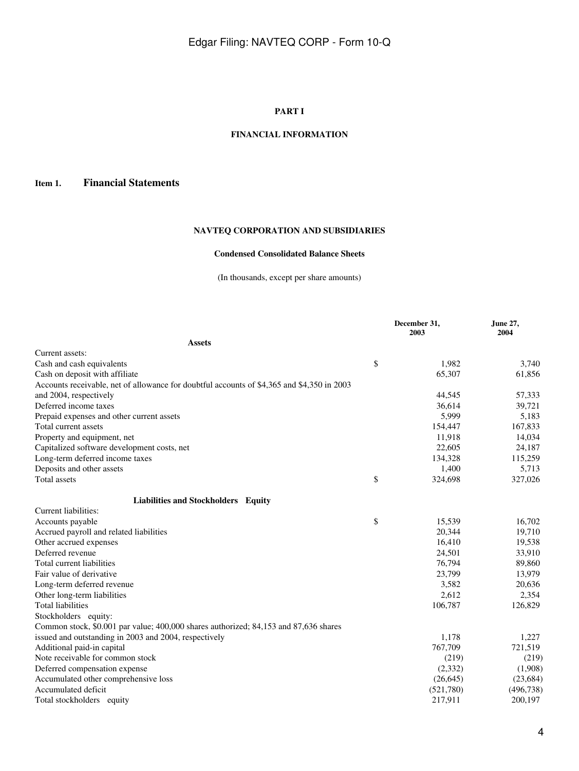# PART I

## FINANCIAL INFORMATION

### Item 1. Financial Statements

**NAVTEQ CORPORATION AND SUBSIDIARIES**

**Condensed Consolidated Balance Sheets**

(In thousands, except per share amounts)

| | | December 31, 2003 | June 27, 2004 |
|---|---|---|---|
| **Assets** | | | |
| Current assets: | | | |
| Cash and cash equivalents | $ | 1,982 | 3,740 |
| Cash on deposit with affiliate | | 65,307 | 61,856 |
| Accounts receivable, net of allowance for doubtful accounts of $4,365 and $4,350 in 2003 and 2004, respectively | | 44,545 | 57,333 |
| Deferred income taxes | | 36,614 | 39,721 |
| Prepaid expenses and other current assets | | 5,999 | 5,183 |
| Total current assets | | 154,447 | 167,833 |
| Property and equipment, net | | 11,918 | 14,034 |
| Capitalized software development costs, net | | 22,605 | 24,187 |
| Long-term deferred income taxes | | 134,328 | 115,259 |
| Deposits and other assets | | 1,400 | 5,713 |
| Total assets | $ | 324,698 | 327,026 |
| **Liabilities and Stockholders Equity** | | | |
| Current liabilities: | | | |
| Accounts payable | $ | 15,539 | 16,702 |
| Accrued payroll and related liabilities | | 20,344 | 19,710 |
| Other accrued expenses | | 16,410 | 19,538 |
| Deferred revenue | | 24,501 | 33,910 |
| Total current liabilities | | 76,794 | 89,860 |
| Fair value of derivative | | 23,799 | 13,979 |
| Long-term deferred revenue | | 3,582 | 20,636 |
| Other long-term liabilities | | 2,612 | 2,354 |
| Total liabilities | | 106,787 | 126,829 |
| Stockholders equity: | | | |
| Common stock, $0.001 par value; 400,000 shares authorized; 84,153 and 87,636 shares issued and outstanding in 2003 and 2004, respectively | | 1,178 | 1,227 |
| Additional paid-in capital | | 767,709 | 721,519 |
| Note receivable for common stock | | (219) | (219) |
| Deferred compensation expense | | (2,332) | (1,908) |
| Accumulated other comprehensive loss | | (26,645) | (23,684) |
| Accumulated deficit | | (521,780) | (496,738) |
| Total stockholders equity | | 217,911 | 200,197 |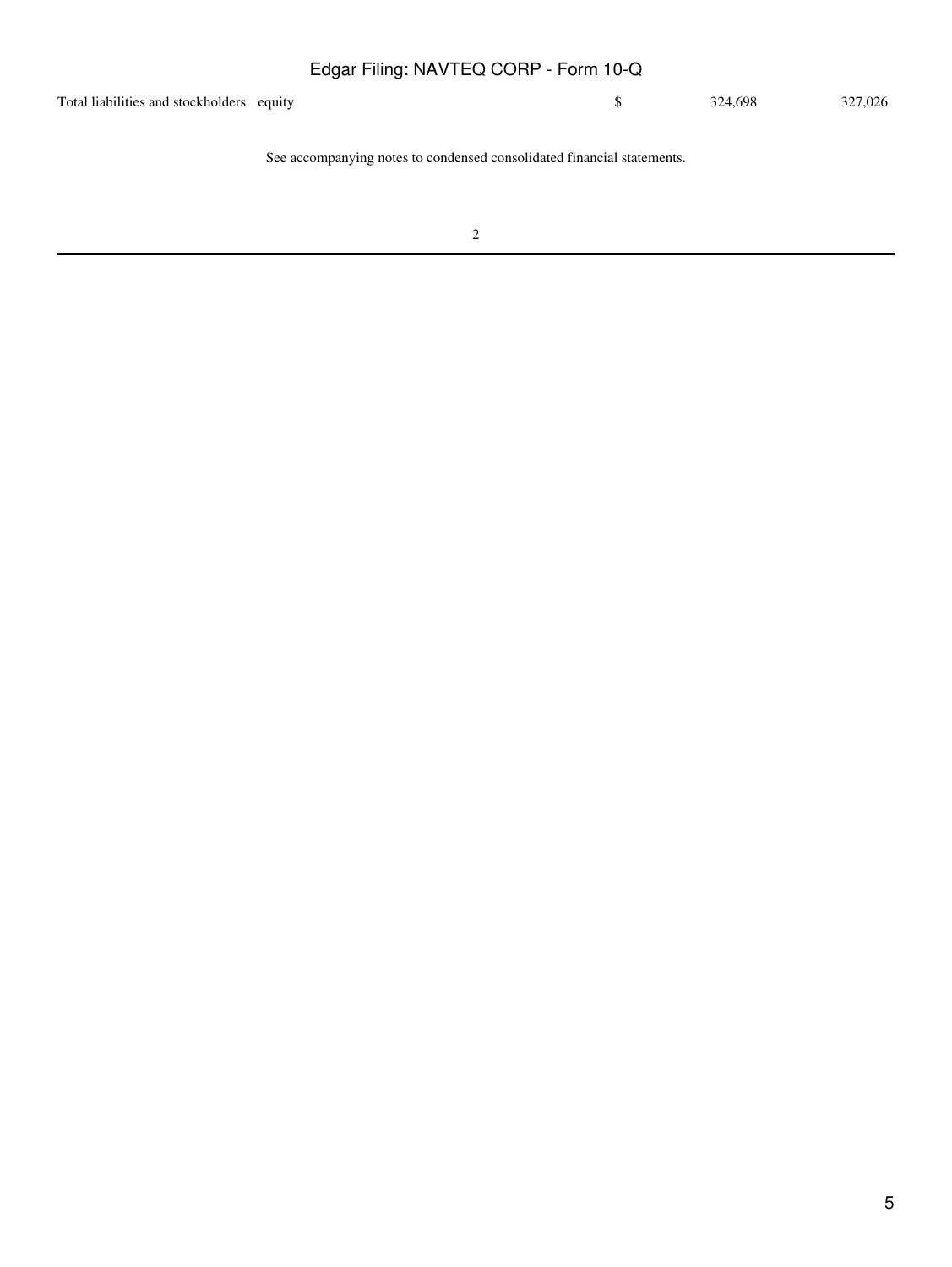| | | | |
|---|---|---|---|
| Total liabilities and stockholders equity | $ | 324,698 | 327,026 |

See accompanying notes to condensed consolidated financial statements.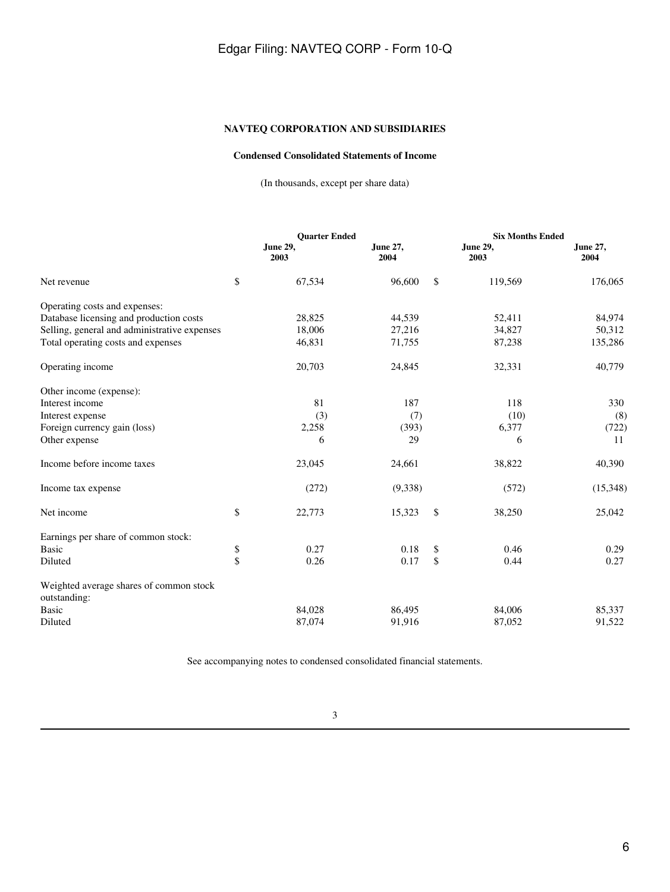**NAVTEQ CORPORATION AND SUBSIDIARIES**

**Condensed Consolidated Statements of Income**

(In thousands, except per share data)

| | Quarter Ended | | Six Months Ended | |
|---|---|---|---|---|
| | June 29, 2003 | June 27, 2004 | June 29, 2003 | June 27, 2004 |
| Net revenue | $ 67,534 | 96,600 | $ 119,569 | 176,065 |
| Operating costs and expenses: | | | | |
| Database licensing and production costs | 28,825 | 44,539 | 52,411 | 84,974 |
| Selling, general and administrative expenses | 18,006 | 27,216 | 34,827 | 50,312 |
| Total operating costs and expenses | 46,831 | 71,755 | 87,238 | 135,286 |
| Operating income | 20,703 | 24,845 | 32,331 | 40,779 |
| Other income (expense): | | | | |
| Interest income | 81 | 187 | 118 | 330 |
| Interest expense | (3) | (7) | (10) | (8) |
| Foreign currency gain (loss) | 2,258 | (393) | 6,377 | (722) |
| Other expense | 6 | 29 | 6 | 11 |
| Income before income taxes | 23,045 | 24,661 | 38,822 | 40,390 |
| Income tax expense | (272) | (9,338) | (572) | (15,348) |
| Net income | $ 22,773 | 15,323 | $ 38,250 | 25,042 |
| Earnings per share of common stock: | | | | |
| Basic | $ 0.27 | 0.18 | $ 0.46 | 0.29 |
| Diluted | $ 0.26 | 0.17 | $ 0.44 | 0.27 |
| Weighted average shares of common stock outstanding: | | | | |
| Basic | 84,028 | 86,495 | 84,006 | 85,337 |
| Diluted | 87,074 | 91,916 | 87,052 | 91,522 |

See accompanying notes to condensed consolidated financial statements.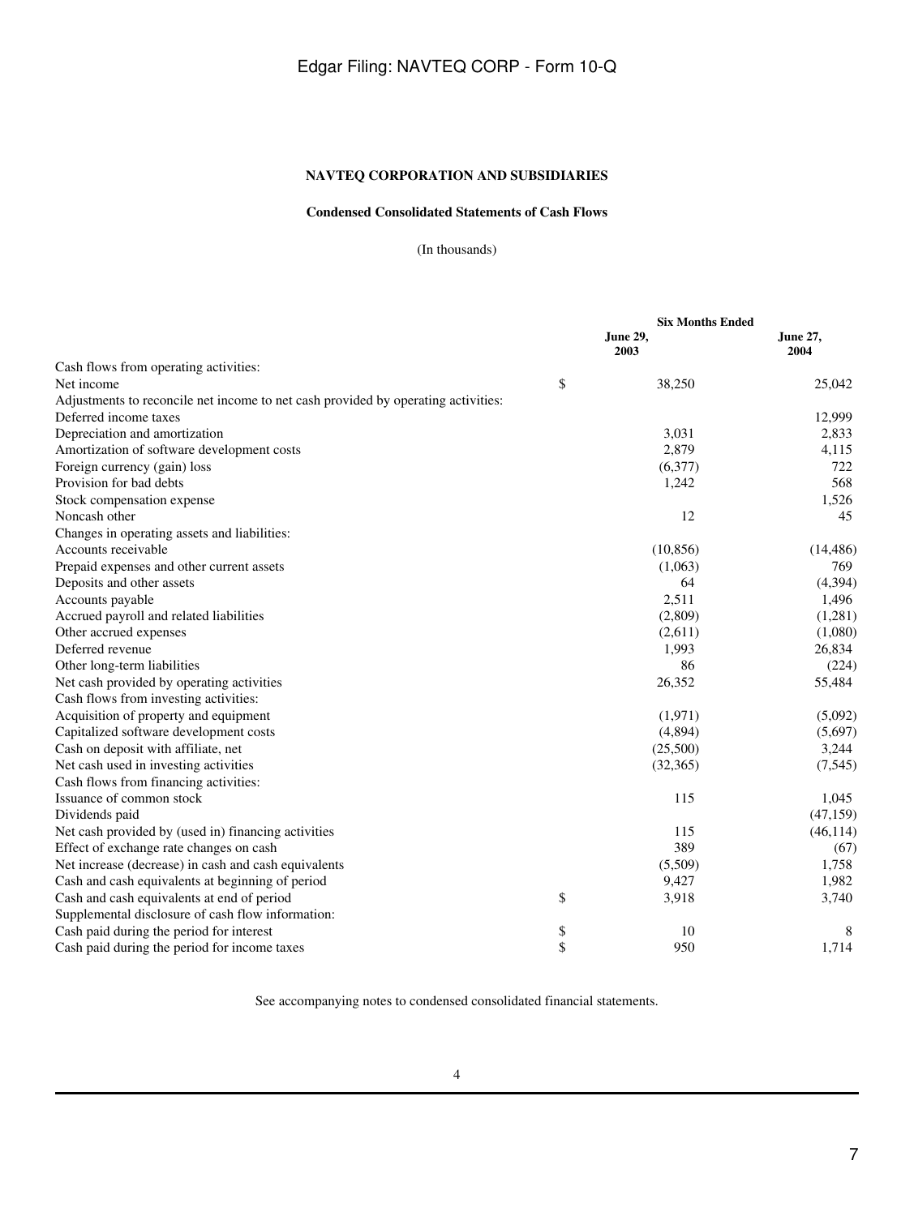**NAVTEQ CORPORATION AND SUBSIDIARIES**

**Condensed Consolidated Statements of Cash Flows**

(In thousands)

| | Six Months Ended | |
|---|---|---|
| | **June 29, 2003** | **June 27, 2004** |
| Cash flows from operating activities: | | |
| Net income | $ 38,250 | 25,042 |
| Adjustments to reconcile net income to net cash provided by operating activities: | | |
| Deferred income taxes | | 12,999 |
| Depreciation and amortization | 3,031 | 2,833 |
| Amortization of software development costs | 2,879 | 4,115 |
| Foreign currency (gain) loss | (6,377) | 722 |
| Provision for bad debts | 1,242 | 568 |
| Stock compensation expense | | 1,526 |
| Noncash other | 12 | 45 |
| Changes in operating assets and liabilities: | | |
| Accounts receivable | (10,856) | (14,486) |
| Prepaid expenses and other current assets | (1,063) | 769 |
| Deposits and other assets | 64 | (4,394) |
| Accounts payable | 2,511 | 1,496 |
| Accrued payroll and related liabilities | (2,809) | (1,281) |
| Other accrued expenses | (2,611) | (1,080) |
| Deferred revenue | 1,993 | 26,834 |
| Other long-term liabilities | 86 | (224) |
| Net cash provided by operating activities | 26,352 | 55,484 |
| Cash flows from investing activities: | | |
| Acquisition of property and equipment | (1,971) | (5,092) |
| Capitalized software development costs | (4,894) | (5,697) |
| Cash on deposit with affiliate, net | (25,500) | 3,244 |
| Net cash used in investing activities | (32,365) | (7,545) |
| Cash flows from financing activities: | | |
| Issuance of common stock | 115 | 1,045 |
| Dividends paid | | (47,159) |
| Net cash provided by (used in) financing activities | 115 | (46,114) |
| Effect of exchange rate changes on cash | 389 | (67) |
| Net increase (decrease) in cash and cash equivalents | (5,509) | 1,758 |
| Cash and cash equivalents at beginning of period | 9,427 | 1,982 |
| Cash and cash equivalents at end of period | $ 3,918 | 3,740 |
| Supplemental disclosure of cash flow information: | | |
| Cash paid during the period for interest | $ 10 | 8 |
| Cash paid during the period for income taxes | $ 950 | 1,714 |

See accompanying notes to condensed consolidated financial statements.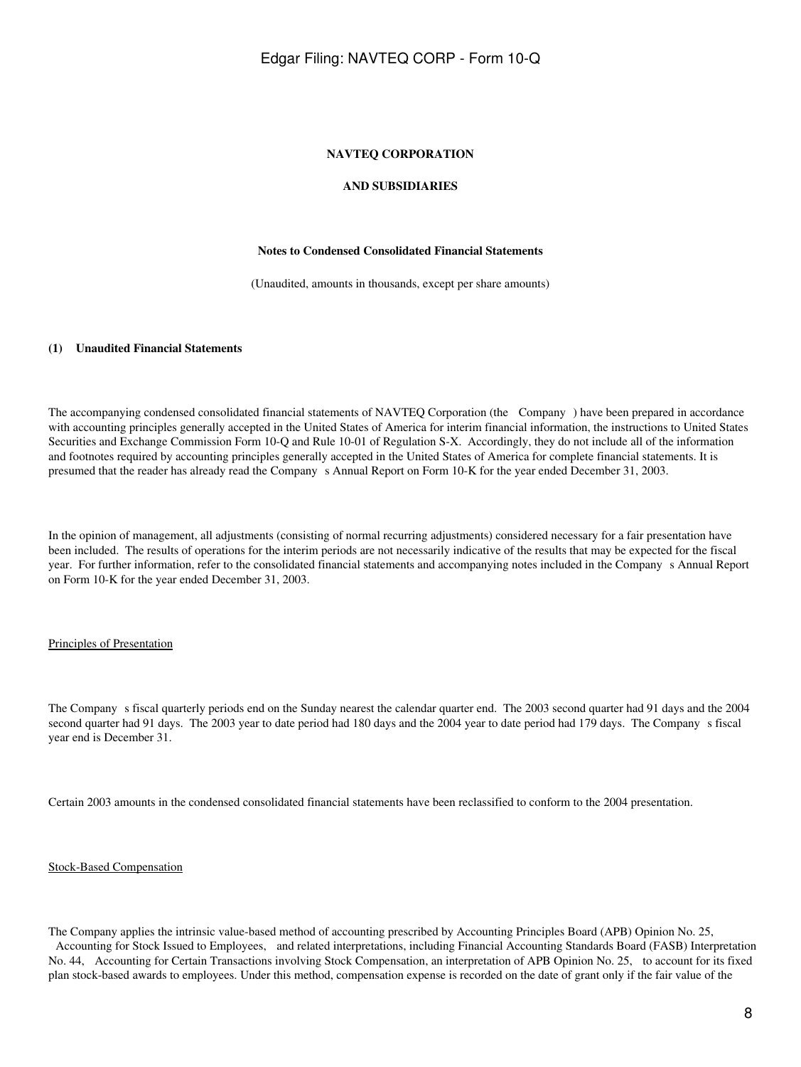**NAVTEQ CORPORATION**

**AND SUBSIDIARIES**

**Notes to Condensed Consolidated Financial Statements**

(Unaudited, amounts in thousands, except per share amounts)

**(1) Unaudited Financial Statements**

The accompanying condensed consolidated financial statements of NAVTEQ Corporation (the Company ) have been prepared in accordance with accounting principles generally accepted in the United States of America for interim financial information, the instructions to United States Securities and Exchange Commission Form 10-Q and Rule 10-01 of Regulation S-X. Accordingly, they do not include all of the information and footnotes required by accounting principles generally accepted in the United States of America for complete financial statements. It is presumed that the reader has already read the Company s Annual Report on Form 10-K for the year ended December 31, 2003.

In the opinion of management, all adjustments (consisting of normal recurring adjustments) considered necessary for a fair presentation have been included. The results of operations for the interim periods are not necessarily indicative of the results that may be expected for the fiscal year. For further information, refer to the consolidated financial statements and accompanying notes included in the Company s Annual Report on Form 10-K for the year ended December 31, 2003.

Principles of Presentation

The Company s fiscal quarterly periods end on the Sunday nearest the calendar quarter end. The 2003 second quarter had 91 days and the 2004 second quarter had 91 days. The 2003 year to date period had 180 days and the 2004 year to date period had 179 days. The Company s fiscal year end is December 31.

Certain 2003 amounts in the condensed consolidated financial statements have been reclassified to conform to the 2004 presentation.

Stock-Based Compensation

The Company applies the intrinsic value-based method of accounting prescribed by Accounting Principles Board (APB) Opinion No. 25, Accounting for Stock Issued to Employees, and related interpretations, including Financial Accounting Standards Board (FASB) Interpretation No. 44, Accounting for Certain Transactions involving Stock Compensation, an interpretation of APB Opinion No. 25, to account for its fixed plan stock-based awards to employees. Under this method, compensation expense is recorded on the date of grant only if the fair value of the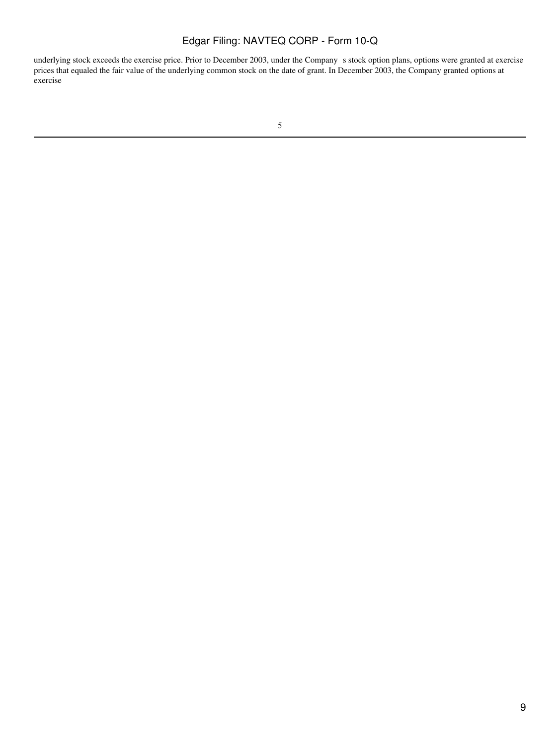underlying stock exceeds the exercise price. Prior to December 2003, under the Company s stock option plans, options were granted at exercise prices that equaled the fair value of the underlying common stock on the date of grant. In December 2003, the Company granted options at exercise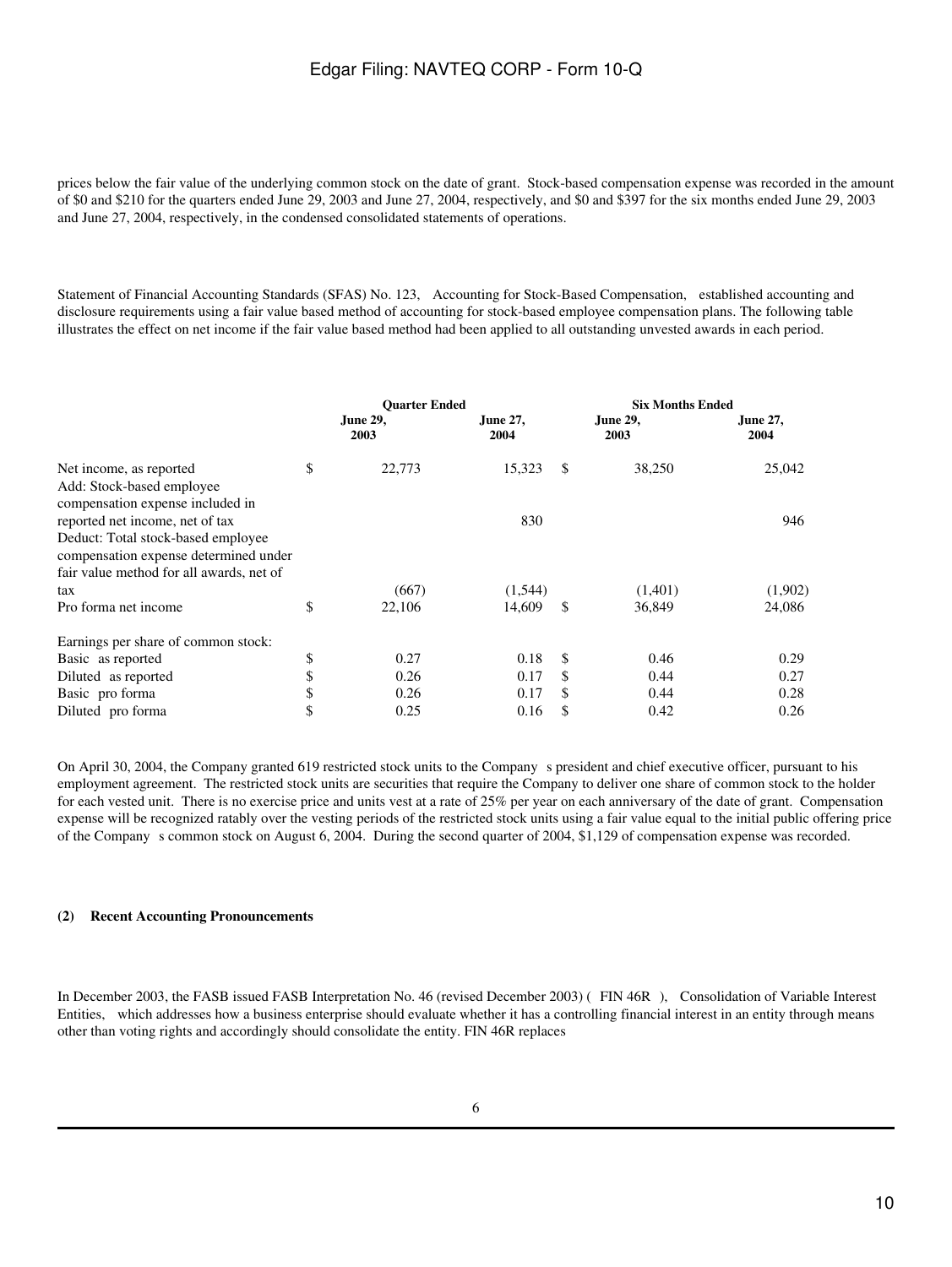prices below the fair value of the underlying common stock on the date of grant. Stock-based compensation expense was recorded in the amount of \$0 and \$210 for the quarters ended June 29, 2003 and June 27, 2004, respectively, and \$0 and \$397 for the six months ended June 29, 2003 and June 27, 2004, respectively, in the condensed consolidated statements of operations.

Statement of Financial Accounting Standards (SFAS) No. 123, Accounting for Stock-Based Compensation, established accounting and disclosure requirements using a fair value based method of accounting for stock-based employee compensation plans. The following table illustrates the effect on net income if the fair value based method had been applied to all outstanding unvested awards in each period.

| | Quarter Ended | | Six Months Ended | |
|---|---|---|---|---|
| | June 29, 2003 | June 27, 2004 | June 29, 2003 | June 27, 2004 |
| Net income, as reported | \$ 22,773 | 15,323 | \$ 38,250 | 25,042 |
| Add: Stock-based employee compensation expense included in reported net income, net of tax | | 830 | | 946 |
| Deduct: Total stock-based employee compensation expense determined under fair value method for all awards, net of tax | (667) | (1,544) | (1,401) | (1,902) |
| Pro forma net income | \$ 22,106 | 14,609 | \$ 36,849 | 24,086 |
| Earnings per share of common stock: | | | | |
| Basic as reported | \$ 0.27 | 0.18 | \$ 0.46 | 0.29 |
| Diluted as reported | \$ 0.26 | 0.17 | \$ 0.44 | 0.27 |
| Basic pro forma | \$ 0.26 | 0.17 | \$ 0.44 | 0.28 |
| Diluted pro forma | \$ 0.25 | 0.16 | \$ 0.42 | 0.26 |

On April 30, 2004, the Company granted 619 restricted stock units to the Company s president and chief executive officer, pursuant to his employment agreement. The restricted stock units are securities that require the Company to deliver one share of common stock to the holder for each vested unit. There is no exercise price and units vest at a rate of 25% per year on each anniversary of the date of grant. Compensation expense will be recognized ratably over the vesting periods of the restricted stock units using a fair value equal to the initial public offering price of the Company s common stock on August 6, 2004. During the second quarter of 2004, \$1,129 of compensation expense was recorded.

#### (2) Recent Accounting Pronouncements

In December 2003, the FASB issued FASB Interpretation No. 46 (revised December 2003) ( FIN 46R ), Consolidation of Variable Interest Entities, which addresses how a business enterprise should evaluate whether it has a controlling financial interest in an entity through means other than voting rights and accordingly should consolidate the entity. FIN 46R replaces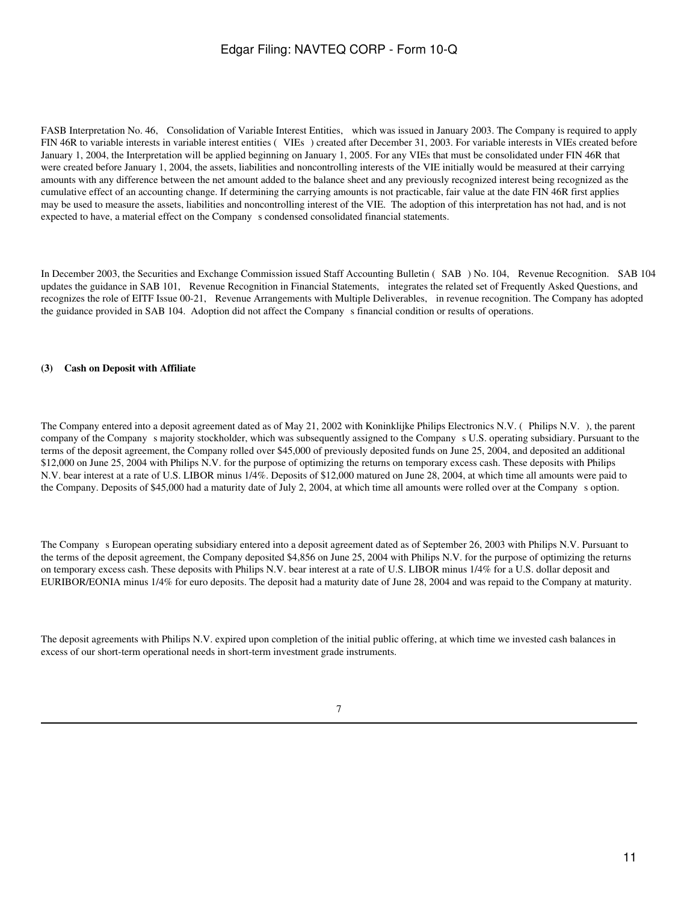FASB Interpretation No. 46, Consolidation of Variable Interest Entities, which was issued in January 2003. The Company is required to apply FIN 46R to variable interests in variable interest entities ( VIEs ) created after December 31, 2003. For variable interests in VIEs created before January 1, 2004, the Interpretation will be applied beginning on January 1, 2005. For any VIEs that must be consolidated under FIN 46R that were created before January 1, 2004, the assets, liabilities and noncontrolling interests of the VIE initially would be measured at their carrying amounts with any difference between the net amount added to the balance sheet and any previously recognized interest being recognized as the cumulative effect of an accounting change. If determining the carrying amounts is not practicable, fair value at the date FIN 46R first applies may be used to measure the assets, liabilities and noncontrolling interest of the VIE. The adoption of this interpretation has not had, and is not expected to have, a material effect on the Company s condensed consolidated financial statements.

In December 2003, the Securities and Exchange Commission issued Staff Accounting Bulletin ( SAB ) No. 104, Revenue Recognition. SAB 104 updates the guidance in SAB 101, Revenue Recognition in Financial Statements, integrates the related set of Frequently Asked Questions, and recognizes the role of EITF Issue 00-21, Revenue Arrangements with Multiple Deliverables, in revenue recognition. The Company has adopted the guidance provided in SAB 104. Adoption did not affect the Company s financial condition or results of operations.

**(3) Cash on Deposit with Affiliate**

The Company entered into a deposit agreement dated as of May 21, 2002 with Koninklijke Philips Electronics N.V. ( Philips N.V. ), the parent company of the Company s majority stockholder, which was subsequently assigned to the Company s U.S. operating subsidiary. Pursuant to the terms of the deposit agreement, the Company rolled over $45,000 of previously deposited funds on June 25, 2004, and deposited an additional $12,000 on June 25, 2004 with Philips N.V. for the purpose of optimizing the returns on temporary excess cash. These deposits with Philips N.V. bear interest at a rate of U.S. LIBOR minus 1/4%. Deposits of $12,000 matured on June 28, 2004, at which time all amounts were paid to the Company. Deposits of $45,000 had a maturity date of July 2, 2004, at which time all amounts were rolled over at the Company s option.

The Company s European operating subsidiary entered into a deposit agreement dated as of September 26, 2003 with Philips N.V. Pursuant to the terms of the deposit agreement, the Company deposited $4,856 on June 25, 2004 with Philips N.V. for the purpose of optimizing the returns on temporary excess cash. These deposits with Philips N.V. bear interest at a rate of U.S. LIBOR minus 1/4% for a U.S. dollar deposit and EURIBOR/EONIA minus 1/4% for euro deposits. The deposit had a maturity date of June 28, 2004 and was repaid to the Company at maturity.

The deposit agreements with Philips N.V. expired upon completion of the initial public offering, at which time we invested cash balances in excess of our short-term operational needs in short-term investment grade instruments.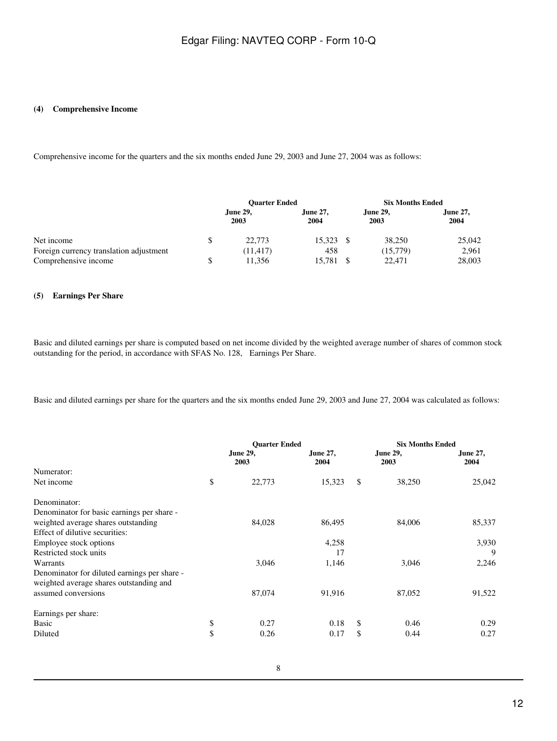### (4) Comprehensive Income

Comprehensive income for the quarters and the six months ended June 29, 2003 and June 27, 2004 was as follows:

| | Quarter Ended | | Six Months Ended | |
|---|---|---|---|---|
| | June 29, 2003 | June 27, 2004 | June 29, 2003 | June 27, 2004 |
| Net income | $ 22,773 | 15,323 | $ 38,250 | 25,042 |
| Foreign currency translation adjustment | (11,417) | 458 | (15,779) | 2,961 |
| Comprehensive income | $ 11,356 | 15,781 | $ 22,471 | 28,003 |

### (5) Earnings Per Share

Basic and diluted earnings per share is computed based on net income divided by the weighted average number of shares of common stock outstanding for the period, in accordance with SFAS No. 128, Earnings Per Share.

Basic and diluted earnings per share for the quarters and the six months ended June 29, 2003 and June 27, 2004 was calculated as follows:

| | Quarter Ended | | Six Months Ended | |
|---|---|---|---|---|
| | June 29, 2003 | June 27, 2004 | June 29, 2003 | June 27, 2004 |
| Numerator: | | | | |
| Net income | $ 22,773 | 15,323 | $ 38,250 | 25,042 |
| Denominator: | | | | |
| Denominator for basic earnings per share - weighted average shares outstanding | 84,028 | 86,495 | 84,006 | 85,337 |
| Effect of dilutive securities: | | | | |
| Employee stock options | | 4,258 | | 3,930 |
| Restricted stock units | | 17 | | 9 |
| Warrants | 3,046 | 1,146 | 3,046 | 2,246 |
| Denominator for diluted earnings per share - weighted average shares outstanding and assumed conversions | 87,074 | 91,916 | 87,052 | 91,522 |
| Earnings per share: | | | | |
| Basic | $ 0.27 | 0.18 | $ 0.46 | 0.29 |
| Diluted | $ 0.26 | 0.17 | $ 0.44 | 0.27 |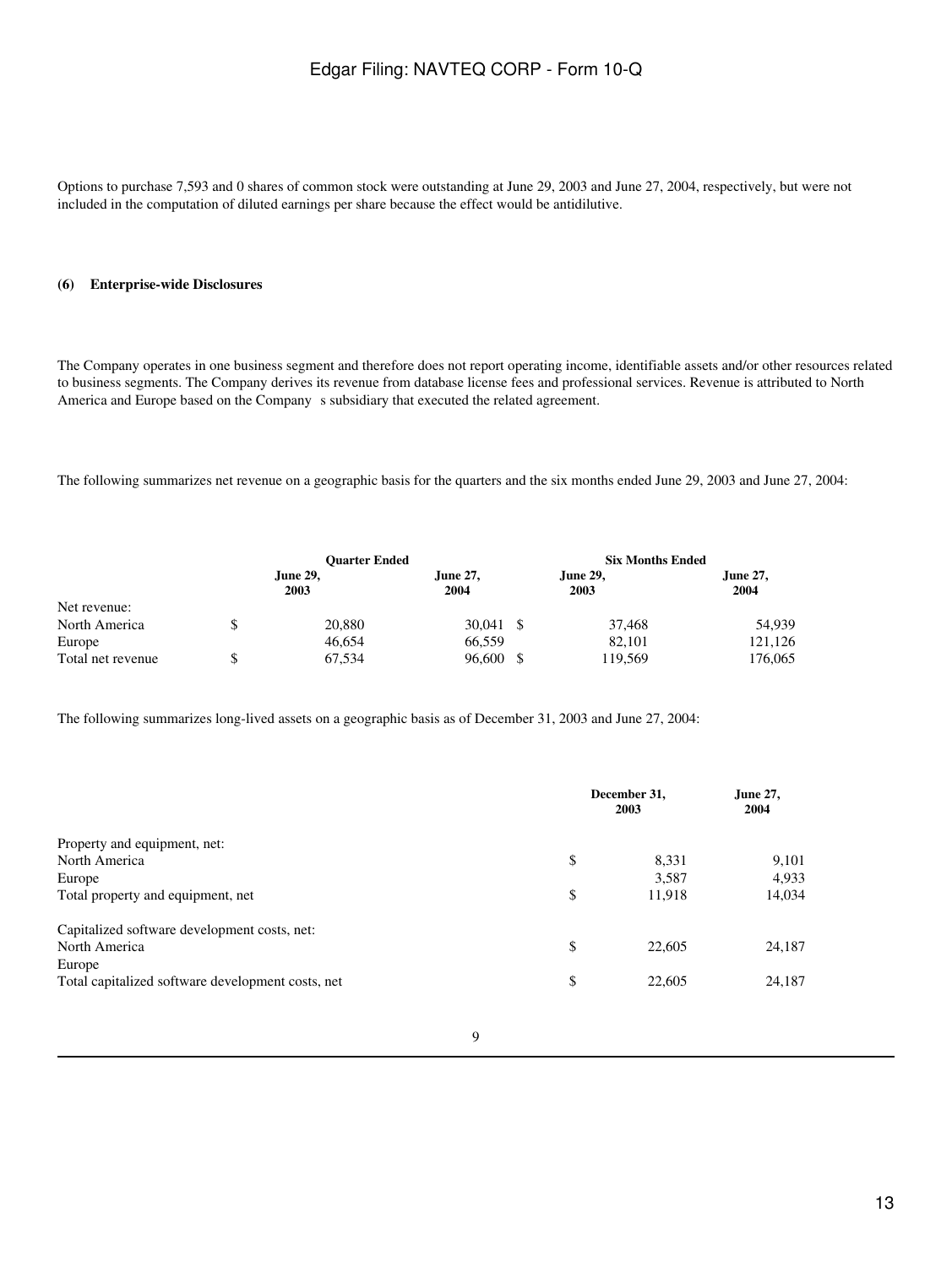Options to purchase 7,593 and 0 shares of common stock were outstanding at June 29, 2003 and June 27, 2004, respectively, but were not included in the computation of diluted earnings per share because the effect would be antidilutive.

**(6) Enterprise-wide Disclosures**

The Company operates in one business segment and therefore does not report operating income, identifiable assets and/or other resources related to business segments. The Company derives its revenue from database license fees and professional services. Revenue is attributed to North America and Europe based on the Company s subsidiary that executed the related agreement.

The following summarizes net revenue on a geographic basis for the quarters and the six months ended June 29, 2003 and June 27, 2004:

| | Quarter Ended | | Six Months Ended | |
|---|---|---|---|---|
| | June 29, 2003 | June 27, 2004 | June 29, 2003 | June 27, 2004 |
| Net revenue: | | | | |
| North America | $ 20,880 | 30,041 | $ 37,468 | 54,939 |
| Europe | 46,654 | 66,559 | 82,101 | 121,126 |
| Total net revenue | $ 67,534 | 96,600 | $ 119,569 | 176,065 |

The following summarizes long-lived assets on a geographic basis as of December 31, 2003 and June 27, 2004:

| | December 31, 2003 | June 27, 2004 |
|---|---|---|
| Property and equipment, net: | | |
| North America | $ 8,331 | 9,101 |
| Europe | 3,587 | 4,933 |
| Total property and equipment, net | $ 11,918 | 14,034 |
| | | |
| Capitalized software development costs, net: | | |
| North America | $ 22,605 | 24,187 |
| Europe | | |
| Total capitalized software development costs, net | $ 22,605 | 24,187 |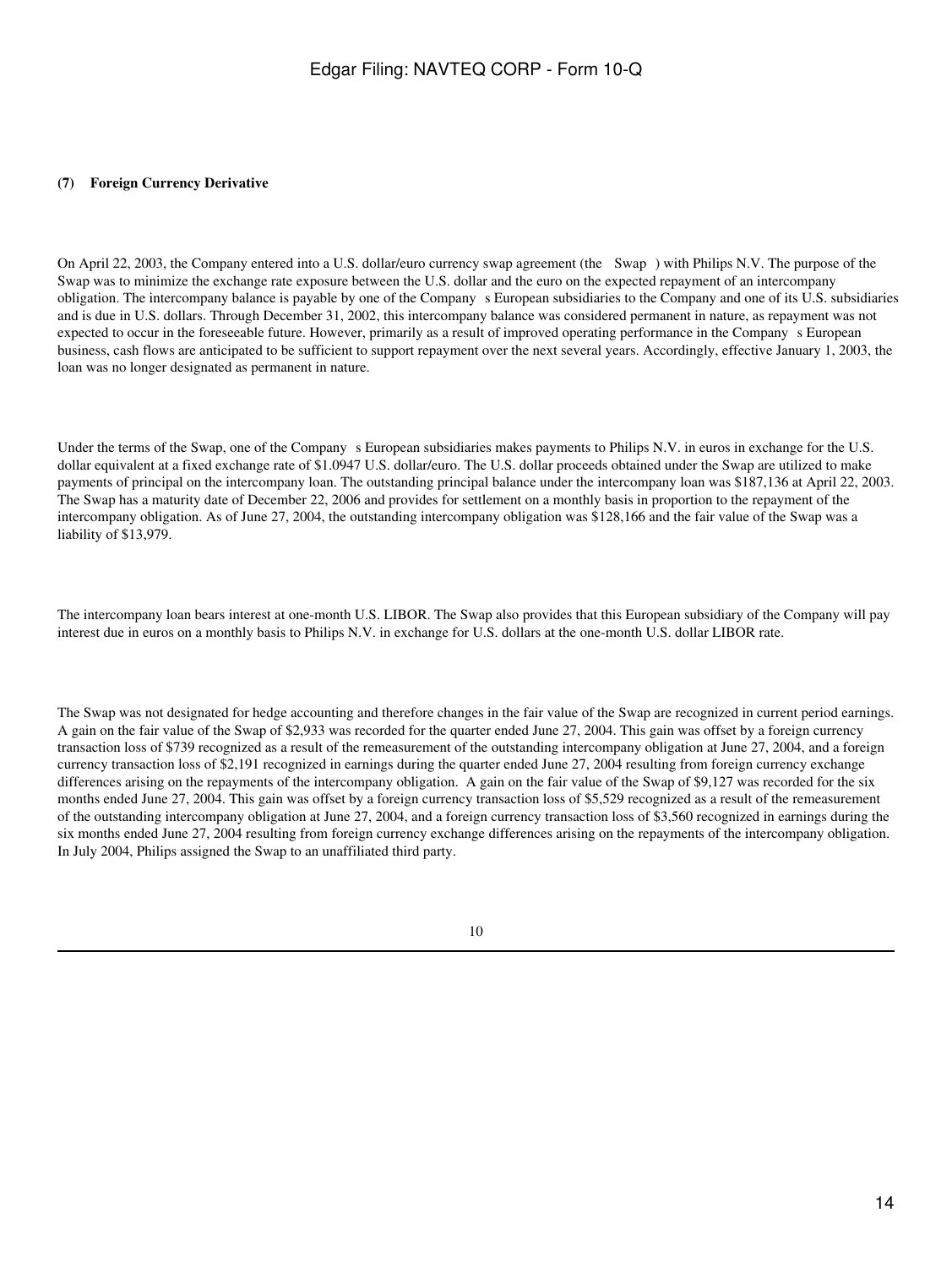### (7) Foreign Currency Derivative

On April 22, 2003, the Company entered into a U.S. dollar/euro currency swap agreement (the Swap) with Philips N.V. The purpose of the Swap was to minimize the exchange rate exposure between the U.S. dollar and the euro on the expected repayment of an intercompany obligation. The intercompany balance is payable by one of the Company s European subsidiaries to the Company and one of its U.S. subsidiaries and is due in U.S. dollars. Through December 31, 2002, this intercompany balance was considered permanent in nature, as repayment was not expected to occur in the foreseeable future. However, primarily as a result of improved operating performance in the Company s European business, cash flows are anticipated to be sufficient to support repayment over the next several years. Accordingly, effective January 1, 2003, the loan was no longer designated as permanent in nature.

Under the terms of the Swap, one of the Company s European subsidiaries makes payments to Philips N.V. in euros in exchange for the U.S. dollar equivalent at a fixed exchange rate of $1.0947 U.S. dollar/euro. The U.S. dollar proceeds obtained under the Swap are utilized to make payments of principal on the intercompany loan. The outstanding principal balance under the intercompany loan was $187,136 at April 22, 2003. The Swap has a maturity date of December 22, 2006 and provides for settlement on a monthly basis in proportion to the repayment of the intercompany obligation. As of June 27, 2004, the outstanding intercompany obligation was $128,166 and the fair value of the Swap was a liability of $13,979.

The intercompany loan bears interest at one-month U.S. LIBOR. The Swap also provides that this European subsidiary of the Company will pay interest due in euros on a monthly basis to Philips N.V. in exchange for U.S. dollars at the one-month U.S. dollar LIBOR rate.

The Swap was not designated for hedge accounting and therefore changes in the fair value of the Swap are recognized in current period earnings. A gain on the fair value of the Swap of $2,933 was recorded for the quarter ended June 27, 2004. This gain was offset by a foreign currency transaction loss of $739 recognized as a result of the remeasurement of the outstanding intercompany obligation at June 27, 2004, and a foreign currency transaction loss of $2,191 recognized in earnings during the quarter ended June 27, 2004 resulting from foreign currency exchange differences arising on the repayments of the intercompany obligation. A gain on the fair value of the Swap of $9,127 was recorded for the six months ended June 27, 2004. This gain was offset by a foreign currency transaction loss of $5,529 recognized as a result of the remeasurement of the outstanding intercompany obligation at June 27, 2004, and a foreign currency transaction loss of $3,560 recognized in earnings during the six months ended June 27, 2004 resulting from foreign currency exchange differences arising on the repayments of the intercompany obligation. In July 2004, Philips assigned the Swap to an unaffiliated third party.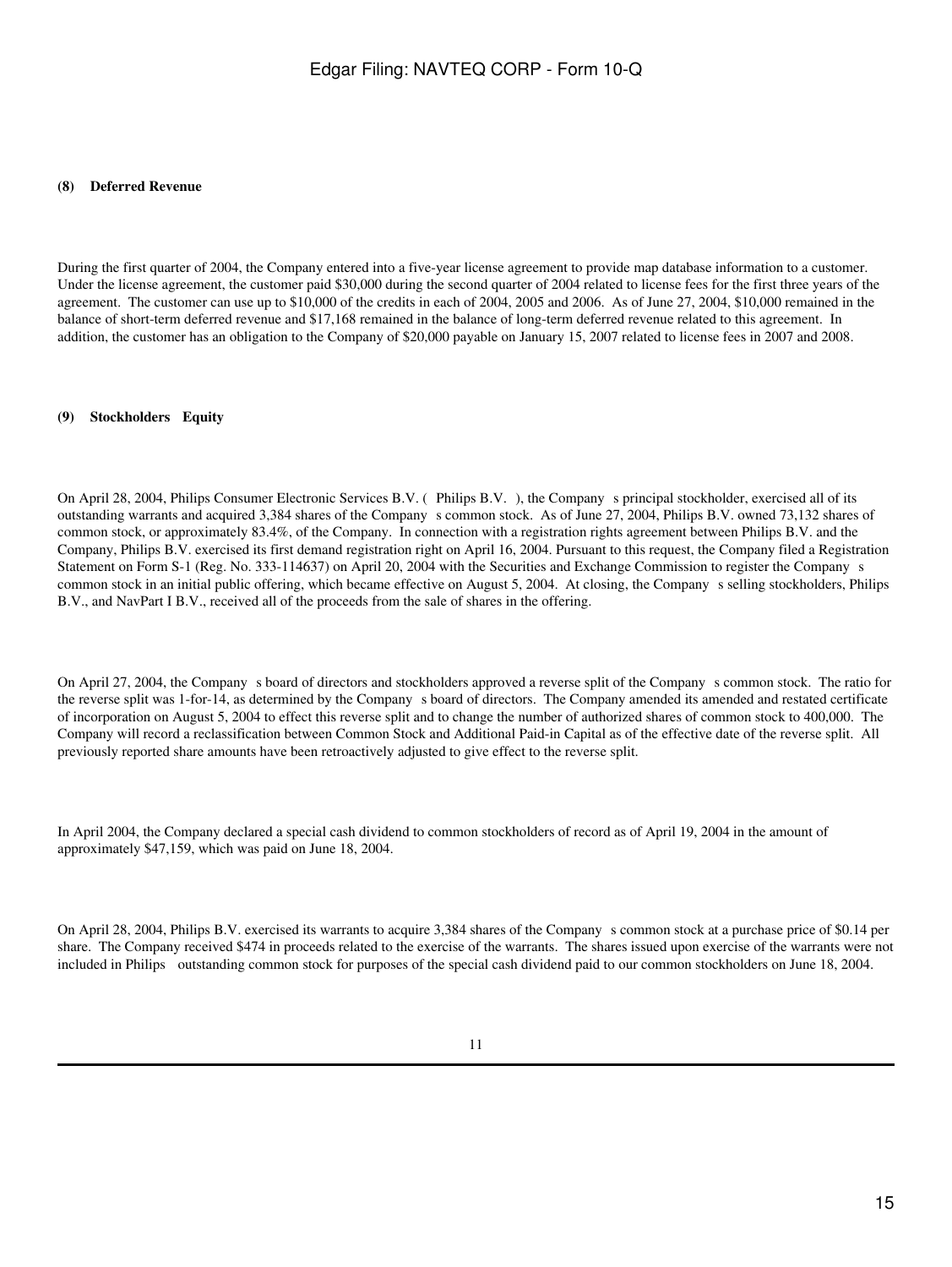## (8) Deferred Revenue

During the first quarter of 2004, the Company entered into a five-year license agreement to provide map database information to a customer. Under the license agreement, the customer paid $30,000 during the second quarter of 2004 related to license fees for the first three years of the agreement. The customer can use up to $10,000 of the credits in each of 2004, 2005 and 2006. As of June 27, 2004, $10,000 remained in the balance of short-term deferred revenue and $17,168 remained in the balance of long-term deferred revenue related to this agreement. In addition, the customer has an obligation to the Company of $20,000 payable on January 15, 2007 related to license fees in 2007 and 2008.

## (9) Stockholders Equity

On April 28, 2004, Philips Consumer Electronic Services B.V. ( Philips B.V. ), the Company s principal stockholder, exercised all of its outstanding warrants and acquired 3,384 shares of the Company s common stock. As of June 27, 2004, Philips B.V. owned 73,132 shares of common stock, or approximately 83.4%, of the Company. In connection with a registration rights agreement between Philips B.V. and the Company, Philips B.V. exercised its first demand registration right on April 16, 2004. Pursuant to this request, the Company filed a Registration Statement on Form S-1 (Reg. No. 333-114637) on April 20, 2004 with the Securities and Exchange Commission to register the Company s common stock in an initial public offering, which became effective on August 5, 2004. At closing, the Company s selling stockholders, Philips B.V., and NavPart I B.V., received all of the proceeds from the sale of shares in the offering.

On April 27, 2004, the Company s board of directors and stockholders approved a reverse split of the Company s common stock. The ratio for the reverse split was 1-for-14, as determined by the Company s board of directors. The Company amended its amended and restated certificate of incorporation on August 5, 2004 to effect this reverse split and to change the number of authorized shares of common stock to 400,000. The Company will record a reclassification between Common Stock and Additional Paid-in Capital as of the effective date of the reverse split. All previously reported share amounts have been retroactively adjusted to give effect to the reverse split.

In April 2004, the Company declared a special cash dividend to common stockholders of record as of April 19, 2004 in the amount of approximately $47,159, which was paid on June 18, 2004.

On April 28, 2004, Philips B.V. exercised its warrants to acquire 3,384 shares of the Company s common stock at a purchase price of $0.14 per share. The Company received $474 in proceeds related to the exercise of the warrants. The shares issued upon exercise of the warrants were not included in Philips outstanding common stock for purposes of the special cash dividend paid to our common stockholders on June 18, 2004.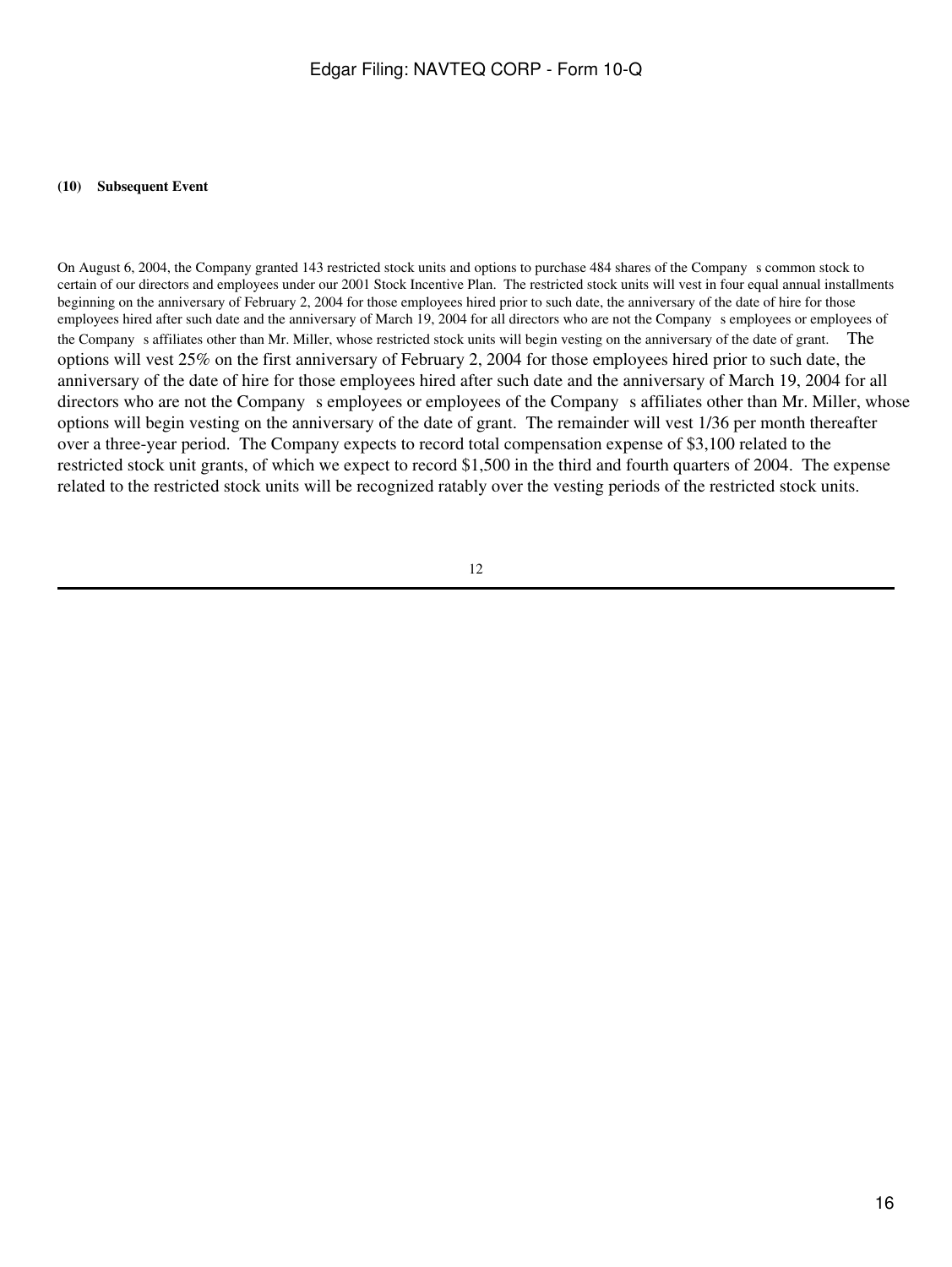**(10) Subsequent Event**

On August 6, 2004, the Company granted 143 restricted stock units and options to purchase 484 shares of the Company s common stock to certain of our directors and employees under our 2001 Stock Incentive Plan. The restricted stock units will vest in four equal annual installments beginning on the anniversary of February 2, 2004 for those employees hired prior to such date, the anniversary of the date of hire for those employees hired after such date and the anniversary of March 19, 2004 for all directors who are not the Company s employees or employees of the Company s affiliates other than Mr. Miller, whose restricted stock units will begin vesting on the anniversary of the date of grant. The options will vest 25% on the first anniversary of February 2, 2004 for those employees hired prior to such date, the anniversary of the date of hire for those employees hired after such date and the anniversary of March 19, 2004 for all directors who are not the Company s employees or employees of the Company s affiliates other than Mr. Miller, whose options will begin vesting on the anniversary of the date of grant. The remainder will vest 1/36 per month thereafter over a three-year period. The Company expects to record total compensation expense of $3,100 related to the restricted stock unit grants, of which we expect to record $1,500 in the third and fourth quarters of 2004. The expense related to the restricted stock units will be recognized ratably over the vesting periods of the restricted stock units.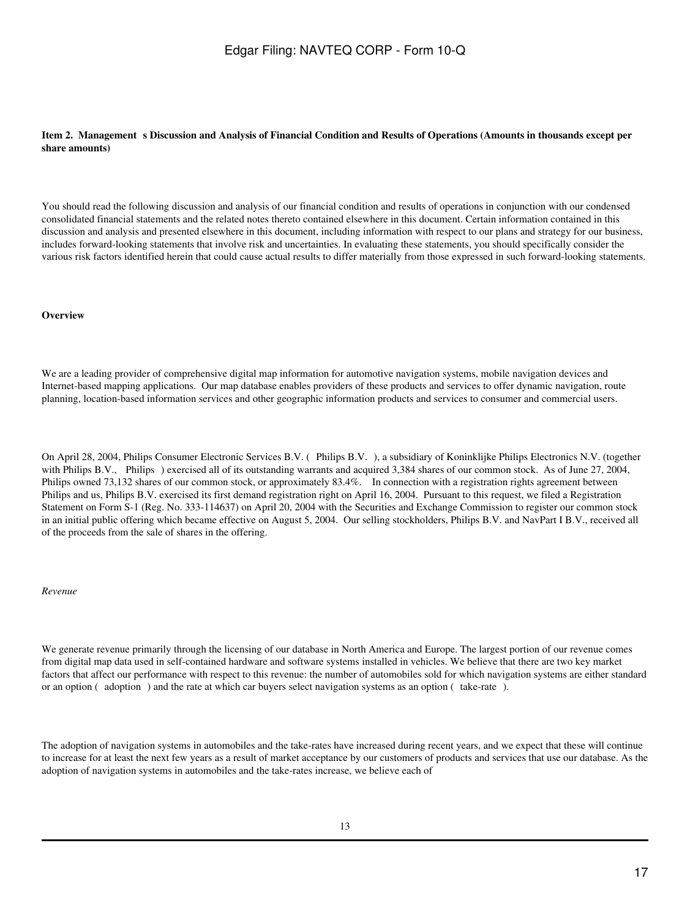**Item 2. Management s Discussion and Analysis of Financial Condition and Results of Operations (Amounts in thousands except per share amounts)**

You should read the following discussion and analysis of our financial condition and results of operations in conjunction with our condensed consolidated financial statements and the related notes thereto contained elsewhere in this document. Certain information contained in this discussion and analysis and presented elsewhere in this document, including information with respect to our plans and strategy for our business, includes forward-looking statements that involve risk and uncertainties. In evaluating these statements, you should specifically consider the various risk factors identified herein that could cause actual results to differ materially from those expressed in such forward-looking statements.

**Overview**

We are a leading provider of comprehensive digital map information for automotive navigation systems, mobile navigation devices and Internet-based mapping applications. Our map database enables providers of these products and services to offer dynamic navigation, route planning, location-based information services and other geographic information products and services to consumer and commercial users.

On April 28, 2004, Philips Consumer Electronic Services B.V. ( Philips B.V. ), a subsidiary of Koninklijke Philips Electronics N.V. (together with Philips B.V., Philips ) exercised all of its outstanding warrants and acquired 3,384 shares of our common stock. As of June 27, 2004, Philips owned 73,132 shares of our common stock, or approximately 83.4%. In connection with a registration rights agreement between Philips and us, Philips B.V. exercised its first demand registration right on April 16, 2004. Pursuant to this request, we filed a Registration Statement on Form S-1 (Reg. No. 333-114637) on April 20, 2004 with the Securities and Exchange Commission to register our common stock in an initial public offering which became effective on August 5, 2004. Our selling stockholders, Philips B.V. and NavPart I B.V., received all of the proceeds from the sale of shares in the offering.

*Revenue*

We generate revenue primarily through the licensing of our database in North America and Europe. The largest portion of our revenue comes from digital map data used in self-contained hardware and software systems installed in vehicles. We believe that there are two key market factors that affect our performance with respect to this revenue: the number of automobiles sold for which navigation systems are either standard or an option ( adoption ) and the rate at which car buyers select navigation systems as an option ( take-rate ).

The adoption of navigation systems in automobiles and the take-rates have increased during recent years, and we expect that these will continue to increase for at least the next few years as a result of market acceptance by our customers of products and services that use our database. As the adoption of navigation systems in automobiles and the take-rates increase, we believe each of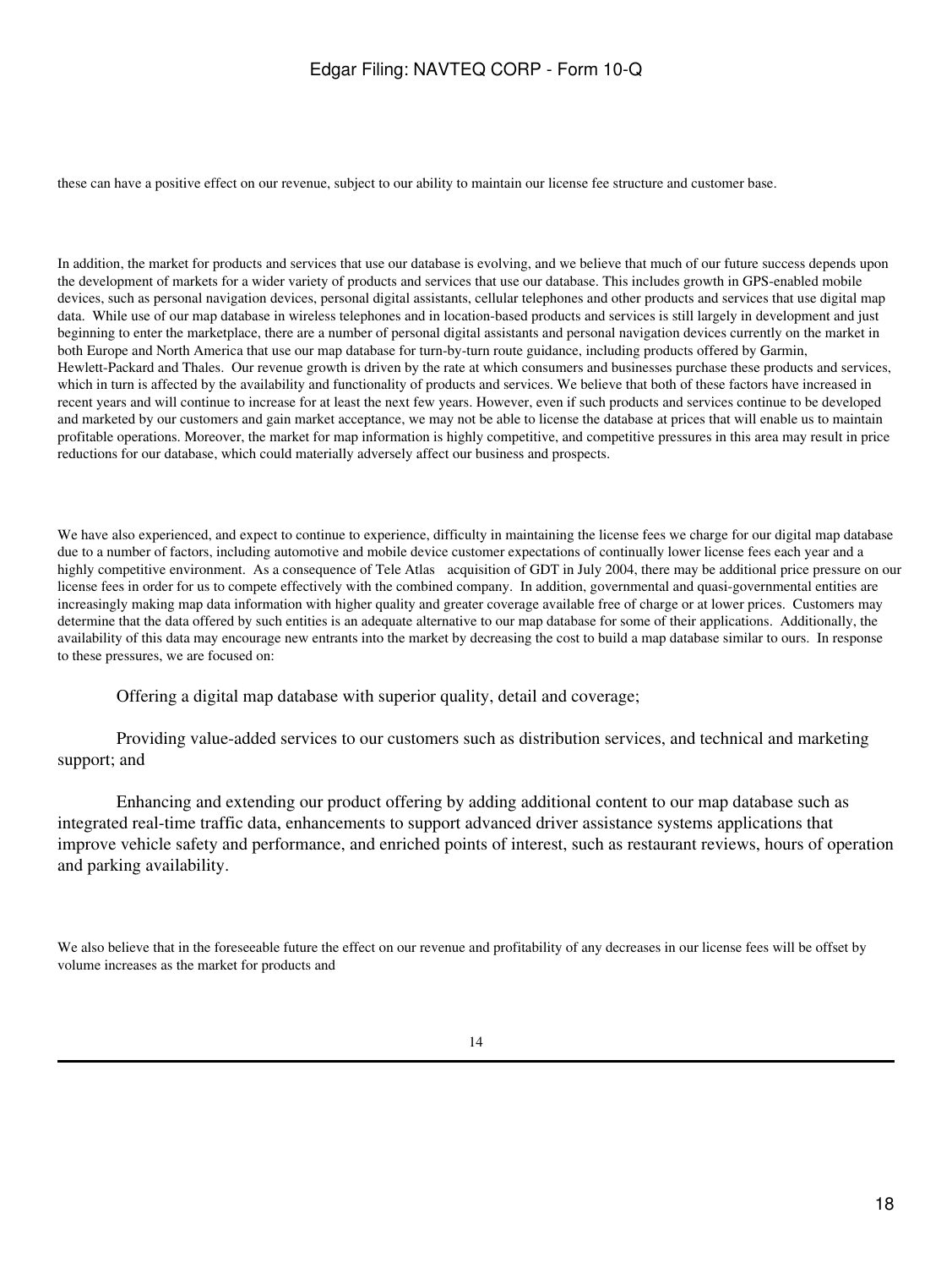these can have a positive effect on our revenue, subject to our ability to maintain our license fee structure and customer base.

In addition, the market for products and services that use our database is evolving, and we believe that much of our future success depends upon the development of markets for a wider variety of products and services that use our database. This includes growth in GPS-enabled mobile devices, such as personal navigation devices, personal digital assistants, cellular telephones and other products and services that use digital map data. While use of our map database in wireless telephones and in location-based products and services is still largely in development and just beginning to enter the marketplace, there are a number of personal digital assistants and personal navigation devices currently on the market in both Europe and North America that use our map database for turn-by-turn route guidance, including products offered by Garmin, Hewlett-Packard and Thales. Our revenue growth is driven by the rate at which consumers and businesses purchase these products and services, which in turn is affected by the availability and functionality of products and services. We believe that both of these factors have increased in recent years and will continue to increase for at least the next few years. However, even if such products and services continue to be developed and marketed by our customers and gain market acceptance, we may not be able to license the database at prices that will enable us to maintain profitable operations. Moreover, the market for map information is highly competitive, and competitive pressures in this area may result in price reductions for our database, which could materially adversely affect our business and prospects.

We have also experienced, and expect to continue to experience, difficulty in maintaining the license fees we charge for our digital map database due to a number of factors, including automotive and mobile device customer expectations of continually lower license fees each year and a highly competitive environment. As a consequence of Tele Atlas acquisition of GDT in July 2004, there may be additional price pressure on our license fees in order for us to compete effectively with the combined company. In addition, governmental and quasi-governmental entities are increasingly making map data information with higher quality and greater coverage available free of charge or at lower prices. Customers may determine that the data offered by such entities is an adequate alternative to our map database for some of their applications. Additionally, the availability of this data may encourage new entrants into the market by decreasing the cost to build a map database similar to ours. In response to these pressures, we are focused on:

Offering a digital map database with superior quality, detail and coverage;

Providing value-added services to our customers such as distribution services, and technical and marketing support; and

Enhancing and extending our product offering by adding additional content to our map database such as integrated real-time traffic data, enhancements to support advanced driver assistance systems applications that improve vehicle safety and performance, and enriched points of interest, such as restaurant reviews, hours of operation and parking availability.

We also believe that in the foreseeable future the effect on our revenue and profitability of any decreases in our license fees will be offset by volume increases as the market for products and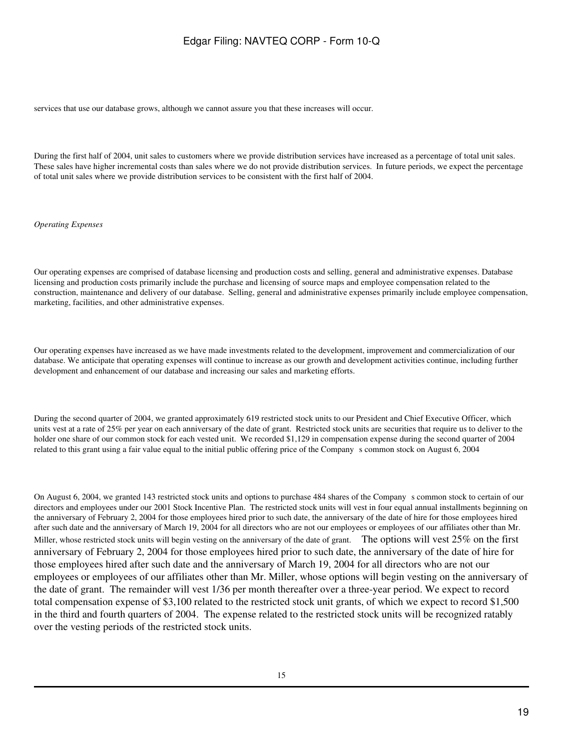services that use our database grows, although we cannot assure you that these increases will occur.

During the first half of 2004, unit sales to customers where we provide distribution services have increased as a percentage of total unit sales. These sales have higher incremental costs than sales where we do not provide distribution services. In future periods, we expect the percentage of total unit sales where we provide distribution services to be consistent with the first half of 2004.

*Operating Expenses*

Our operating expenses are comprised of database licensing and production costs and selling, general and administrative expenses. Database licensing and production costs primarily include the purchase and licensing of source maps and employee compensation related to the construction, maintenance and delivery of our database. Selling, general and administrative expenses primarily include employee compensation, marketing, facilities, and other administrative expenses.

Our operating expenses have increased as we have made investments related to the development, improvement and commercialization of our database. We anticipate that operating expenses will continue to increase as our growth and development activities continue, including further development and enhancement of our database and increasing our sales and marketing efforts.

During the second quarter of 2004, we granted approximately 619 restricted stock units to our President and Chief Executive Officer, which units vest at a rate of 25% per year on each anniversary of the date of grant. Restricted stock units are securities that require us to deliver to the holder one share of our common stock for each vested unit. We recorded $1,129 in compensation expense during the second quarter of 2004 related to this grant using a fair value equal to the initial public offering price of the Company s common stock on August 6, 2004

On August 6, 2004, we granted 143 restricted stock units and options to purchase 484 shares of the Company s common stock to certain of our directors and employees under our 2001 Stock Incentive Plan. The restricted stock units will vest in four equal annual installments beginning on the anniversary of February 2, 2004 for those employees hired prior to such date, the anniversary of the date of hire for those employees hired after such date and the anniversary of March 19, 2004 for all directors who are not our employees or employees of our affiliates other than Mr. Miller, whose restricted stock units will begin vesting on the anniversary of the date of grant. The options will vest 25% on the first anniversary of February 2, 2004 for those employees hired prior to such date, the anniversary of the date of hire for those employees hired after such date and the anniversary of March 19, 2004 for all directors who are not our employees or employees of our affiliates other than Mr. Miller, whose options will begin vesting on the anniversary of the date of grant. The remainder will vest 1/36 per month thereafter over a three-year period. We expect to record total compensation expense of $3,100 related to the restricted stock unit grants, of which we expect to record $1,500 in the third and fourth quarters of 2004. The expense related to the restricted stock units will be recognized ratably over the vesting periods of the restricted stock units.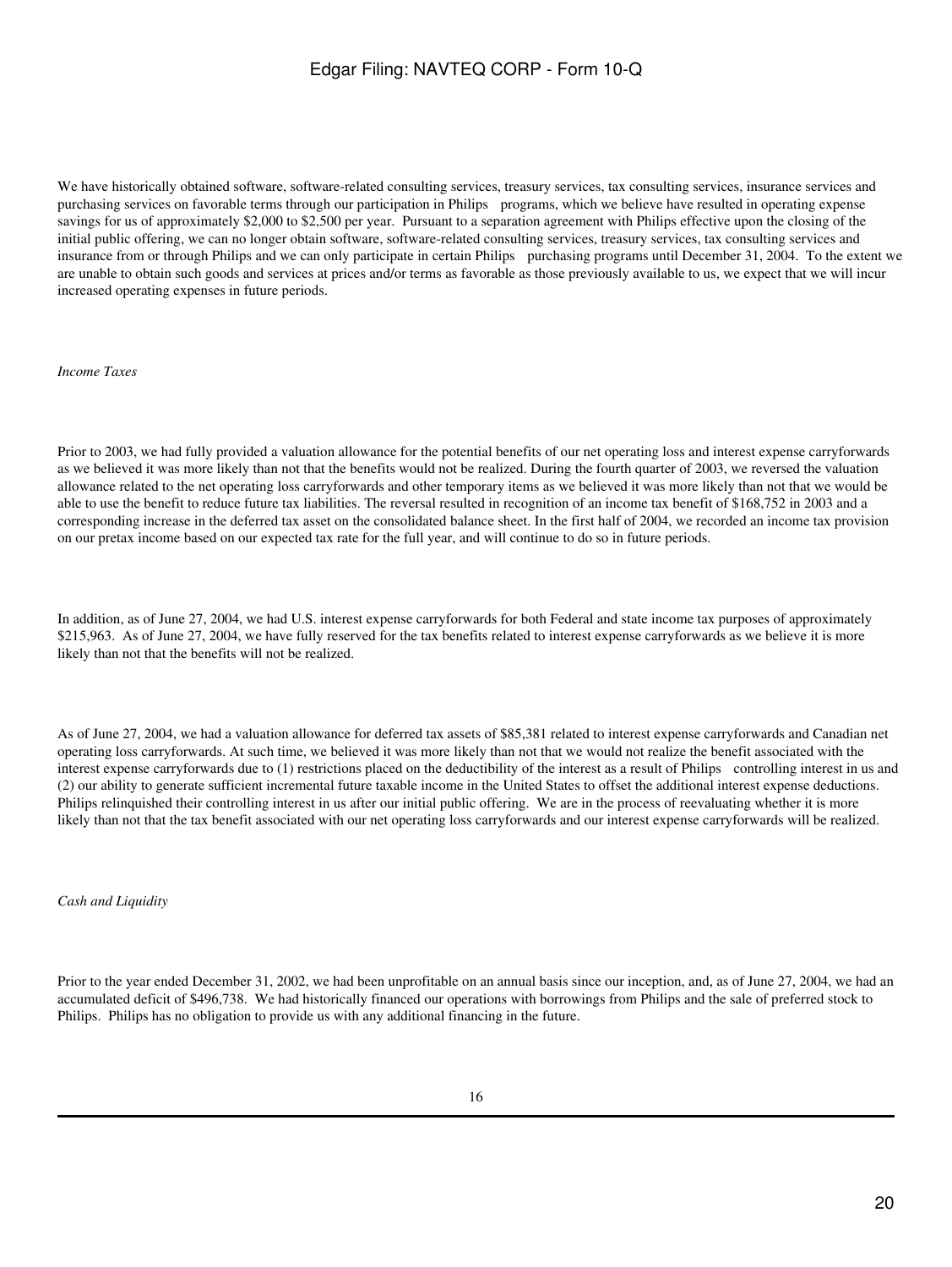We have historically obtained software, software-related consulting services, treasury services, tax consulting services, insurance services and purchasing services on favorable terms through our participation in Philips programs, which we believe have resulted in operating expense savings for us of approximately $2,000 to $2,500 per year. Pursuant to a separation agreement with Philips effective upon the closing of the initial public offering, we can no longer obtain software, software-related consulting services, treasury services, tax consulting services and insurance from or through Philips and we can only participate in certain Philips purchasing programs until December 31, 2004. To the extent we are unable to obtain such goods and services at prices and/or terms as favorable as those previously available to us, we expect that we will incur increased operating expenses in future periods.

*Income Taxes*

Prior to 2003, we had fully provided a valuation allowance for the potential benefits of our net operating loss and interest expense carryforwards as we believed it was more likely than not that the benefits would not be realized. During the fourth quarter of 2003, we reversed the valuation allowance related to the net operating loss carryforwards and other temporary items as we believed it was more likely than not that we would be able to use the benefit to reduce future tax liabilities. The reversal resulted in recognition of an income tax benefit of $168,752 in 2003 and a corresponding increase in the deferred tax asset on the consolidated balance sheet. In the first half of 2004, we recorded an income tax provision on our pretax income based on our expected tax rate for the full year, and will continue to do so in future periods.

In addition, as of June 27, 2004, we had U.S. interest expense carryforwards for both Federal and state income tax purposes of approximately $215,963. As of June 27, 2004, we have fully reserved for the tax benefits related to interest expense carryforwards as we believe it is more likely than not that the benefits will not be realized.

As of June 27, 2004, we had a valuation allowance for deferred tax assets of $85,381 related to interest expense carryforwards and Canadian net operating loss carryforwards. At such time, we believed it was more likely than not that we would not realize the benefit associated with the interest expense carryforwards due to (1) restrictions placed on the deductibility of the interest as a result of Philips controlling interest in us and (2) our ability to generate sufficient incremental future taxable income in the United States to offset the additional interest expense deductions. Philips relinquished their controlling interest in us after our initial public offering. We are in the process of reevaluating whether it is more likely than not that the tax benefit associated with our net operating loss carryforwards and our interest expense carryforwards will be realized.

*Cash and Liquidity*

Prior to the year ended December 31, 2002, we had been unprofitable on an annual basis since our inception, and, as of June 27, 2004, we had an accumulated deficit of $496,738. We had historically financed our operations with borrowings from Philips and the sale of preferred stock to Philips. Philips has no obligation to provide us with any additional financing in the future.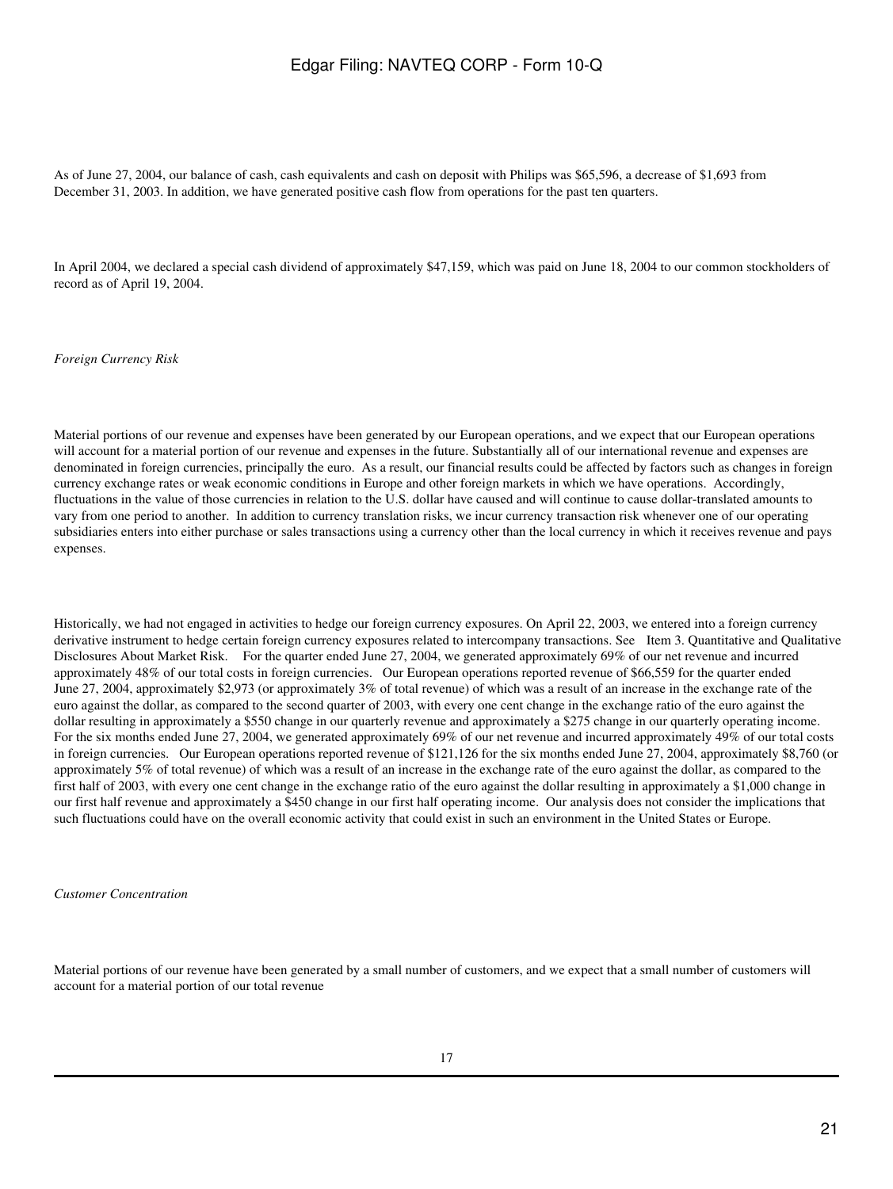As of June 27, 2004, our balance of cash, cash equivalents and cash on deposit with Philips was $65,596, a decrease of $1,693 from December 31, 2003. In addition, we have generated positive cash flow from operations for the past ten quarters.

In April 2004, we declared a special cash dividend of approximately $47,159, which was paid on June 18, 2004 to our common stockholders of record as of April 19, 2004.

*Foreign Currency Risk*

Material portions of our revenue and expenses have been generated by our European operations, and we expect that our European operations will account for a material portion of our revenue and expenses in the future. Substantially all of our international revenue and expenses are denominated in foreign currencies, principally the euro. As a result, our financial results could be affected by factors such as changes in foreign currency exchange rates or weak economic conditions in Europe and other foreign markets in which we have operations. Accordingly, fluctuations in the value of those currencies in relation to the U.S. dollar have caused and will continue to cause dollar-translated amounts to vary from one period to another. In addition to currency translation risks, we incur currency transaction risk whenever one of our operating subsidiaries enters into either purchase or sales transactions using a currency other than the local currency in which it receives revenue and pays expenses.

Historically, we had not engaged in activities to hedge our foreign currency exposures. On April 22, 2003, we entered into a foreign currency derivative instrument to hedge certain foreign currency exposures related to intercompany transactions. See Item 3. Quantitative and Qualitative Disclosures About Market Risk. For the quarter ended June 27, 2004, we generated approximately 69% of our net revenue and incurred approximately 48% of our total costs in foreign currencies. Our European operations reported revenue of $66,559 for the quarter ended June 27, 2004, approximately $2,973 (or approximately 3% of total revenue) of which was a result of an increase in the exchange rate of the euro against the dollar, as compared to the second quarter of 2003, with every one cent change in the exchange ratio of the euro against the dollar resulting in approximately a $550 change in our quarterly revenue and approximately a $275 change in our quarterly operating income. For the six months ended June 27, 2004, we generated approximately 69% of our net revenue and incurred approximately 49% of our total costs in foreign currencies. Our European operations reported revenue of $121,126 for the six months ended June 27, 2004, approximately $8,760 (or approximately 5% of total revenue) of which was a result of an increase in the exchange rate of the euro against the dollar, as compared to the first half of 2003, with every one cent change in the exchange ratio of the euro against the dollar resulting in approximately a $1,000 change in our first half revenue and approximately a $450 change in our first half operating income. Our analysis does not consider the implications that such fluctuations could have on the overall economic activity that could exist in such an environment in the United States or Europe.

*Customer Concentration*

Material portions of our revenue have been generated by a small number of customers, and we expect that a small number of customers will account for a material portion of our total revenue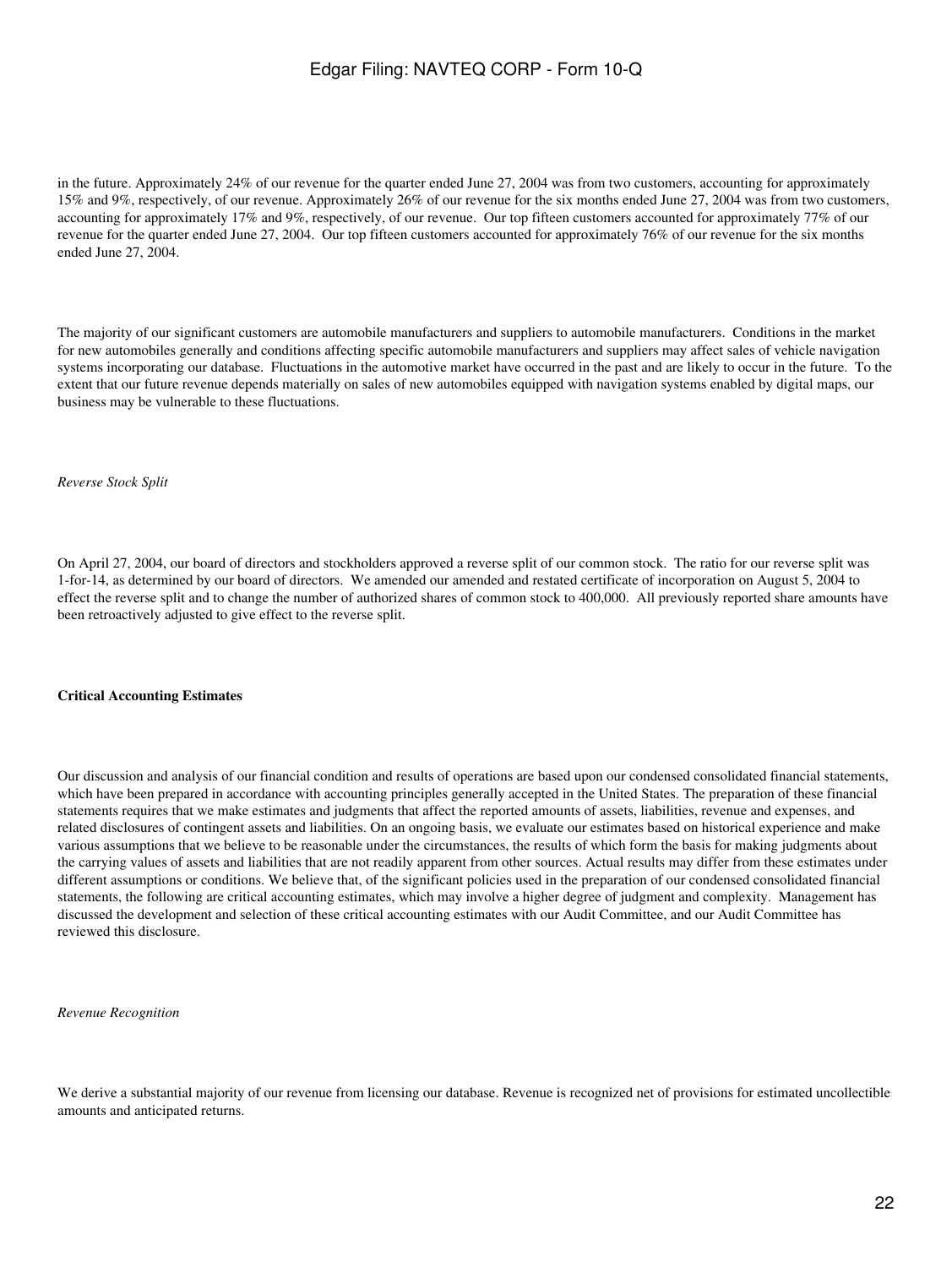in the future. Approximately 24% of our revenue for the quarter ended June 27, 2004 was from two customers, accounting for approximately 15% and 9%, respectively, of our revenue. Approximately 26% of our revenue for the six months ended June 27, 2004 was from two customers, accounting for approximately 17% and 9%, respectively, of our revenue. Our top fifteen customers accounted for approximately 77% of our revenue for the quarter ended June 27, 2004. Our top fifteen customers accounted for approximately 76% of our revenue for the six months ended June 27, 2004.

The majority of our significant customers are automobile manufacturers and suppliers to automobile manufacturers. Conditions in the market for new automobiles generally and conditions affecting specific automobile manufacturers and suppliers may affect sales of vehicle navigation systems incorporating our database. Fluctuations in the automotive market have occurred in the past and are likely to occur in the future. To the extent that our future revenue depends materially on sales of new automobiles equipped with navigation systems enabled by digital maps, our business may be vulnerable to these fluctuations.

*Reverse Stock Split*

On April 27, 2004, our board of directors and stockholders approved a reverse split of our common stock. The ratio for our reverse split was 1-for-14, as determined by our board of directors. We amended our amended and restated certificate of incorporation on August 5, 2004 to effect the reverse split and to change the number of authorized shares of common stock to 400,000. All previously reported share amounts have been retroactively adjusted to give effect to the reverse split.

**Critical Accounting Estimates**

Our discussion and analysis of our financial condition and results of operations are based upon our condensed consolidated financial statements, which have been prepared in accordance with accounting principles generally accepted in the United States. The preparation of these financial statements requires that we make estimates and judgments that affect the reported amounts of assets, liabilities, revenue and expenses, and related disclosures of contingent assets and liabilities. On an ongoing basis, we evaluate our estimates based on historical experience and make various assumptions that we believe to be reasonable under the circumstances, the results of which form the basis for making judgments about the carrying values of assets and liabilities that are not readily apparent from other sources. Actual results may differ from these estimates under different assumptions or conditions. We believe that, of the significant policies used in the preparation of our condensed consolidated financial statements, the following are critical accounting estimates, which may involve a higher degree of judgment and complexity. Management has discussed the development and selection of these critical accounting estimates with our Audit Committee, and our Audit Committee has reviewed this disclosure.

*Revenue Recognition*

We derive a substantial majority of our revenue from licensing our database. Revenue is recognized net of provisions for estimated uncollectible amounts and anticipated returns.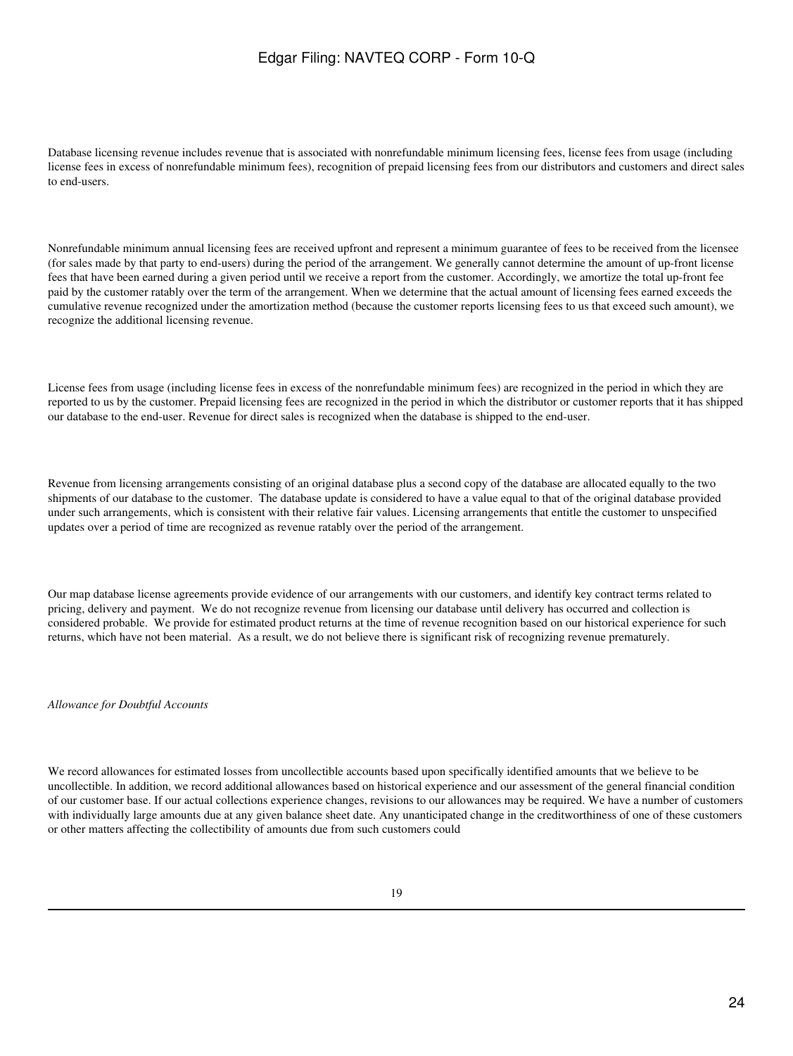Database licensing revenue includes revenue that is associated with nonrefundable minimum licensing fees, license fees from usage (including license fees in excess of nonrefundable minimum fees), recognition of prepaid licensing fees from our distributors and customers and direct sales to end-users.

Nonrefundable minimum annual licensing fees are received upfront and represent a minimum guarantee of fees to be received from the licensee (for sales made by that party to end-users) during the period of the arrangement. We generally cannot determine the amount of up-front license fees that have been earned during a given period until we receive a report from the customer. Accordingly, we amortize the total up-front fee paid by the customer ratably over the term of the arrangement. When we determine that the actual amount of licensing fees earned exceeds the cumulative revenue recognized under the amortization method (because the customer reports licensing fees to us that exceed such amount), we recognize the additional licensing revenue.

License fees from usage (including license fees in excess of the nonrefundable minimum fees) are recognized in the period in which they are reported to us by the customer. Prepaid licensing fees are recognized in the period in which the distributor or customer reports that it has shipped our database to the end-user. Revenue for direct sales is recognized when the database is shipped to the end-user.

Revenue from licensing arrangements consisting of an original database plus a second copy of the database are allocated equally to the two shipments of our database to the customer. The database update is considered to have a value equal to that of the original database provided under such arrangements, which is consistent with their relative fair values. Licensing arrangements that entitle the customer to unspecified updates over a period of time are recognized as revenue ratably over the period of the arrangement.

Our map database license agreements provide evidence of our arrangements with our customers, and identify key contract terms related to pricing, delivery and payment. We do not recognize revenue from licensing our database until delivery has occurred and collection is considered probable. We provide for estimated product returns at the time of revenue recognition based on our historical experience for such returns, which have not been material. As a result, we do not believe there is significant risk of recognizing revenue prematurely.

*Allowance for Doubtful Accounts*

We record allowances for estimated losses from uncollectible accounts based upon specifically identified amounts that we believe to be uncollectible. In addition, we record additional allowances based on historical experience and our assessment of the general financial condition of our customer base. If our actual collections experience changes, revisions to our allowances may be required. We have a number of customers with individually large amounts due at any given balance sheet date. Any unanticipated change in the creditworthiness of one of these customers or other matters affecting the collectibility of amounts due from such customers could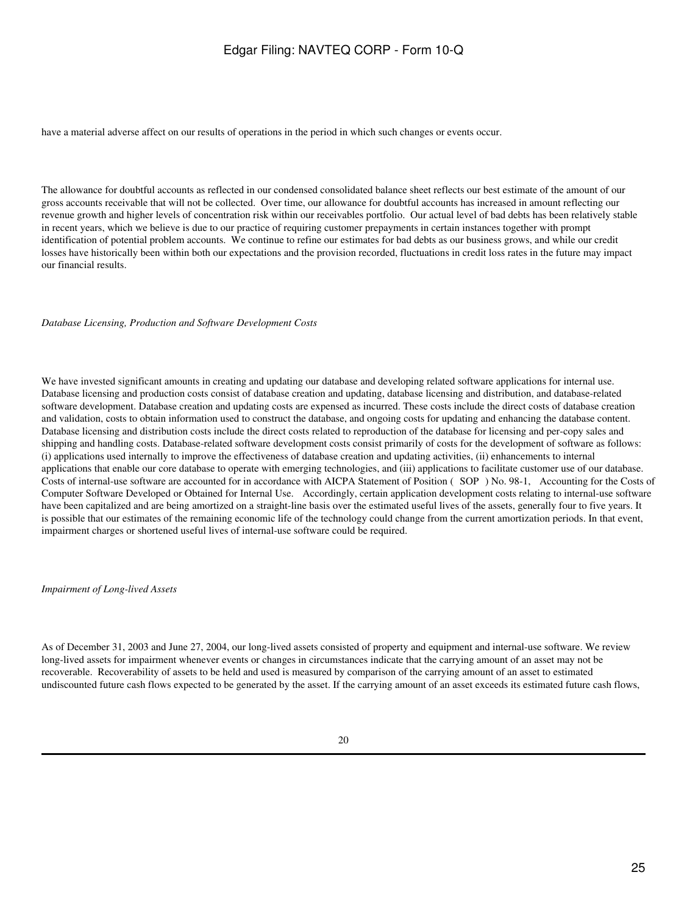have a material adverse affect on our results of operations in the period in which such changes or events occur.

The allowance for doubtful accounts as reflected in our condensed consolidated balance sheet reflects our best estimate of the amount of our gross accounts receivable that will not be collected. Over time, our allowance for doubtful accounts has increased in amount reflecting our revenue growth and higher levels of concentration risk within our receivables portfolio. Our actual level of bad debts has been relatively stable in recent years, which we believe is due to our practice of requiring customer prepayments in certain instances together with prompt identification of potential problem accounts. We continue to refine our estimates for bad debts as our business grows, and while our credit losses have historically been within both our expectations and the provision recorded, fluctuations in credit loss rates in the future may impact our financial results.

*Database Licensing, Production and Software Development Costs*

We have invested significant amounts in creating and updating our database and developing related software applications for internal use. Database licensing and production costs consist of database creation and updating, database licensing and distribution, and database-related software development. Database creation and updating costs are expensed as incurred. These costs include the direct costs of database creation and validation, costs to obtain information used to construct the database, and ongoing costs for updating and enhancing the database content. Database licensing and distribution costs include the direct costs related to reproduction of the database for licensing and per-copy sales and shipping and handling costs. Database-related software development costs consist primarily of costs for the development of software as follows: (i) applications used internally to improve the effectiveness of database creation and updating activities, (ii) enhancements to internal applications that enable our core database to operate with emerging technologies, and (iii) applications to facilitate customer use of our database. Costs of internal-use software are accounted for in accordance with AICPA Statement of Position ( SOP ) No. 98-1, Accounting for the Costs of Computer Software Developed or Obtained for Internal Use. Accordingly, certain application development costs relating to internal-use software have been capitalized and are being amortized on a straight-line basis over the estimated useful lives of the assets, generally four to five years. It is possible that our estimates of the remaining economic life of the technology could change from the current amortization periods. In that event, impairment charges or shortened useful lives of internal-use software could be required.

*Impairment of Long-lived Assets*

As of December 31, 2003 and June 27, 2004, our long-lived assets consisted of property and equipment and internal-use software. We review long-lived assets for impairment whenever events or changes in circumstances indicate that the carrying amount of an asset may not be recoverable. Recoverability of assets to be held and used is measured by comparison of the carrying amount of an asset to estimated undiscounted future cash flows expected to be generated by the asset. If the carrying amount of an asset exceeds its estimated future cash flows,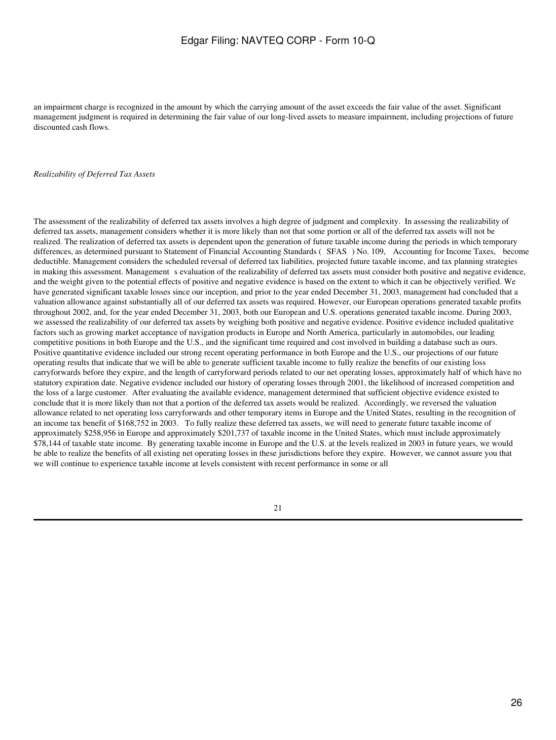an impairment charge is recognized in the amount by which the carrying amount of the asset exceeds the fair value of the asset. Significant management judgment is required in determining the fair value of our long-lived assets to measure impairment, including projections of future discounted cash flows.

*Realizability of Deferred Tax Assets*

The assessment of the realizability of deferred tax assets involves a high degree of judgment and complexity. In assessing the realizability of deferred tax assets, management considers whether it is more likely than not that some portion or all of the deferred tax assets will not be realized. The realization of deferred tax assets is dependent upon the generation of future taxable income during the periods in which temporary differences, as determined pursuant to Statement of Financial Accounting Standards ( SFAS ) No. 109, Accounting for Income Taxes, become deductible. Management considers the scheduled reversal of deferred tax liabilities, projected future taxable income, and tax planning strategies in making this assessment. Management s evaluation of the realizability of deferred tax assets must consider both positive and negative evidence, and the weight given to the potential effects of positive and negative evidence is based on the extent to which it can be objectively verified. We have generated significant taxable losses since our inception, and prior to the year ended December 31, 2003, management had concluded that a valuation allowance against substantially all of our deferred tax assets was required. However, our European operations generated taxable profits throughout 2002, and, for the year ended December 31, 2003, both our European and U.S. operations generated taxable income. During 2003, we assessed the realizability of our deferred tax assets by weighing both positive and negative evidence. Positive evidence included qualitative factors such as growing market acceptance of navigation products in Europe and North America, particularly in automobiles, our leading competitive positions in both Europe and the U.S., and the significant time required and cost involved in building a database such as ours. Positive quantitative evidence included our strong recent operating performance in both Europe and the U.S., our projections of our future operating results that indicate that we will be able to generate sufficient taxable income to fully realize the benefits of our existing loss carryforwards before they expire, and the length of carryforward periods related to our net operating losses, approximately half of which have no statutory expiration date. Negative evidence included our history of operating losses through 2001, the likelihood of increased competition and the loss of a large customer. After evaluating the available evidence, management determined that sufficient objective evidence existed to conclude that it is more likely than not that a portion of the deferred tax assets would be realized. Accordingly, we reversed the valuation allowance related to net operating loss carryforwards and other temporary items in Europe and the United States, resulting in the recognition of an income tax benefit of $168,752 in 2003. To fully realize these deferred tax assets, we will need to generate future taxable income of approximately $258,956 in Europe and approximately $201,737 of taxable income in the United States, which must include approximately $78,144 of taxable state income. By generating taxable income in Europe and the U.S. at the levels realized in 2003 in future years, we would be able to realize the benefits of all existing net operating losses in these jurisdictions before they expire. However, we cannot assure you that we will continue to experience taxable income at levels consistent with recent performance in some or all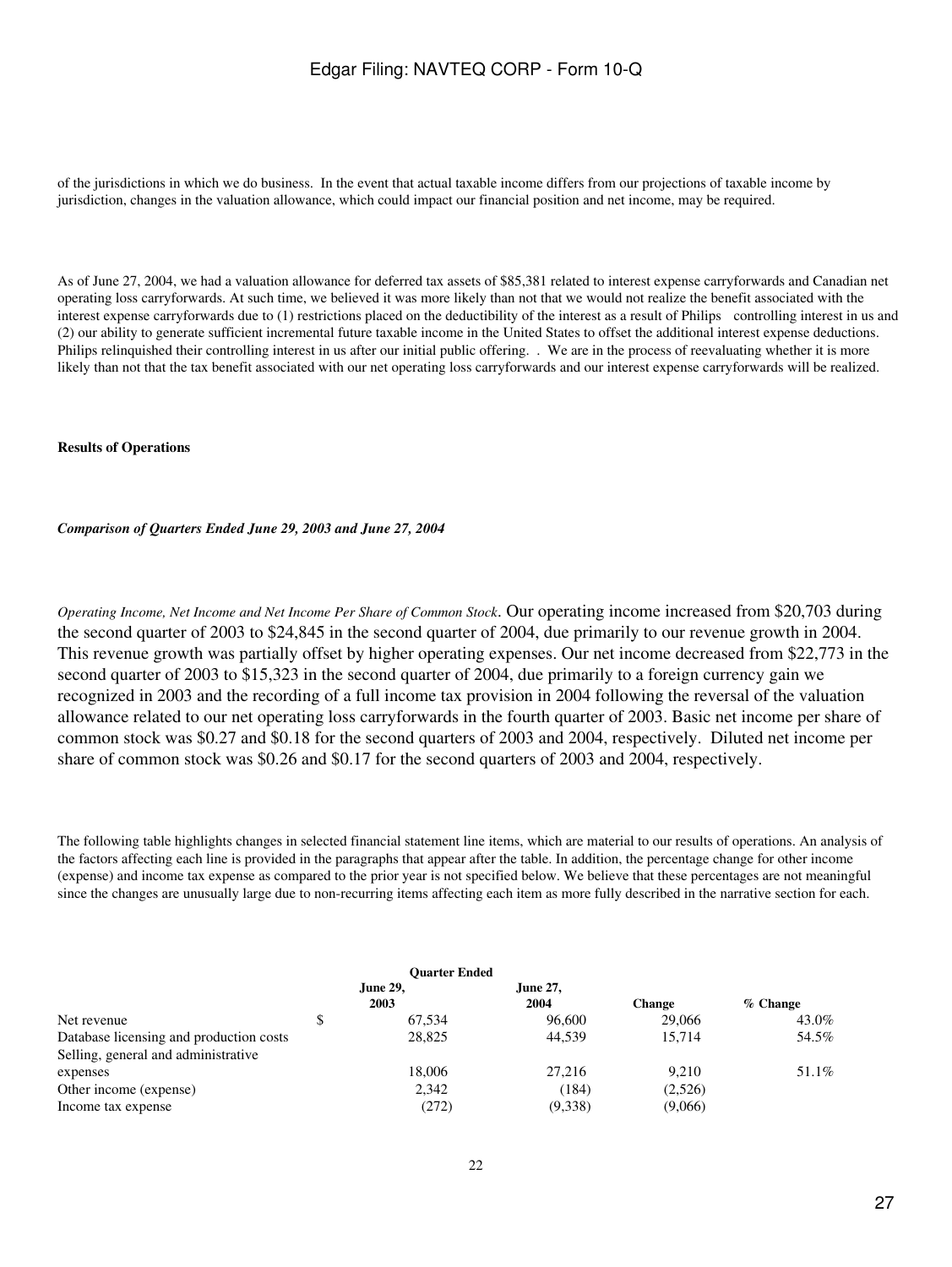of the jurisdictions in which we do business. In the event that actual taxable income differs from our projections of taxable income by jurisdiction, changes in the valuation allowance, which could impact our financial position and net income, may be required.

As of June 27, 2004, we had a valuation allowance for deferred tax assets of $85,381 related to interest expense carryforwards and Canadian net operating loss carryforwards. At such time, we believed it was more likely than not that we would not realize the benefit associated with the interest expense carryforwards due to (1) restrictions placed on the deductibility of the interest as a result of Philips controlling interest in us and (2) our ability to generate sufficient incremental future taxable income in the United States to offset the additional interest expense deductions. Philips relinquished their controlling interest in us after our initial public offering. . We are in the process of reevaluating whether it is more likely than not that the tax benefit associated with our net operating loss carryforwards and our interest expense carryforwards will be realized.

**Results of Operations**

***Comparison of Quarters Ended June 29, 2003 and June 27, 2004***

*Operating Income, Net Income and Net Income Per Share of Common Stock*. Our operating income increased from $20,703 during the second quarter of 2003 to $24,845 in the second quarter of 2004, due primarily to our revenue growth in 2004. This revenue growth was partially offset by higher operating expenses. Our net income decreased from $22,773 in the second quarter of 2003 to $15,323 in the second quarter of 2004, due primarily to a foreign currency gain we recognized in 2003 and the recording of a full income tax provision in 2004 following the reversal of the valuation allowance related to our net operating loss carryforwards in the fourth quarter of 2003. Basic net income per share of common stock was $0.27 and $0.18 for the second quarters of 2003 and 2004, respectively. Diluted net income per share of common stock was $0.26 and $0.17 for the second quarters of 2003 and 2004, respectively.

The following table highlights changes in selected financial statement line items, which are material to our results of operations. An analysis of the factors affecting each line is provided in the paragraphs that appear after the table. In addition, the percentage change for other income (expense) and income tax expense as compared to the prior year is not specified below. We believe that these percentages are not meaningful since the changes are unusually large due to non-recurring items affecting each item as more fully described in the narrative section for each.

| | Quarter Ended | | | |
|---|---|---|---|---|
| | June 29, 2003 | June 27, 2004 | Change | % Change |
| Net revenue | $ 67,534 | 96,600 | 29,066 | 43.0% |
| Database licensing and production costs | 28,825 | 44,539 | 15,714 | 54.5% |
| Selling, general and administrative expenses | 18,006 | 27,216 | 9,210 | 51.1% |
| Other income (expense) | 2,342 | (184) | (2,526) | |
| Income tax expense | (272) | (9,338) | (9,066) | |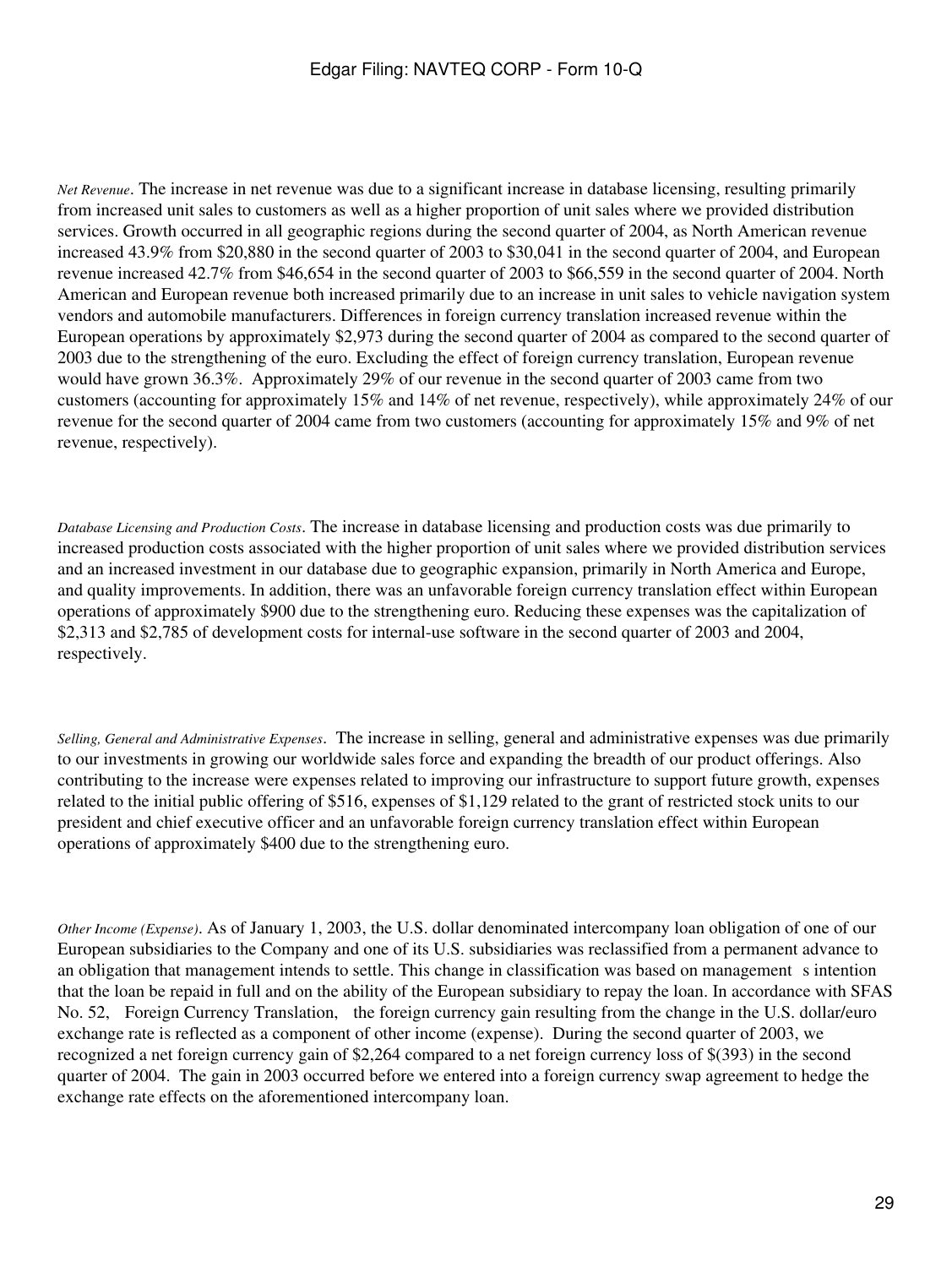*Net Revenue*. The increase in net revenue was due to a significant increase in database licensing, resulting primarily from increased unit sales to customers as well as a higher proportion of unit sales where we provided distribution services. Growth occurred in all geographic regions during the second quarter of 2004, as North American revenue increased 43.9% from $20,880 in the second quarter of 2003 to $30,041 in the second quarter of 2004, and European revenue increased 42.7% from $46,654 in the second quarter of 2003 to $66,559 in the second quarter of 2004. North American and European revenue both increased primarily due to an increase in unit sales to vehicle navigation system vendors and automobile manufacturers. Differences in foreign currency translation increased revenue within the European operations by approximately $2,973 during the second quarter of 2004 as compared to the second quarter of 2003 due to the strengthening of the euro. Excluding the effect of foreign currency translation, European revenue would have grown 36.3%. Approximately 29% of our revenue in the second quarter of 2003 came from two customers (accounting for approximately 15% and 14% of net revenue, respectively), while approximately 24% of our revenue for the second quarter of 2004 came from two customers (accounting for approximately 15% and 9% of net revenue, respectively).

*Database Licensing and Production Costs*. The increase in database licensing and production costs was due primarily to increased production costs associated with the higher proportion of unit sales where we provided distribution services and an increased investment in our database due to geographic expansion, primarily in North America and Europe, and quality improvements. In addition, there was an unfavorable foreign currency translation effect within European operations of approximately $900 due to the strengthening euro. Reducing these expenses was the capitalization of $2,313 and $2,785 of development costs for internal-use software in the second quarter of 2003 and 2004, respectively.

*Selling, General and Administrative Expenses*. The increase in selling, general and administrative expenses was due primarily to our investments in growing our worldwide sales force and expanding the breadth of our product offerings. Also contributing to the increase were expenses related to improving our infrastructure to support future growth, expenses related to the initial public offering of $516, expenses of $1,129 related to the grant of restricted stock units to our president and chief executive officer and an unfavorable foreign currency translation effect within European operations of approximately $400 due to the strengthening euro.

*Other Income (Expense)*. As of January 1, 2003, the U.S. dollar denominated intercompany loan obligation of one of our European subsidiaries to the Company and one of its U.S. subsidiaries was reclassified from a permanent advance to an obligation that management intends to settle. This change in classification was based on management s intention that the loan be repaid in full and on the ability of the European subsidiary to repay the loan. In accordance with SFAS No. 52, Foreign Currency Translation, the foreign currency gain resulting from the change in the U.S. dollar/euro exchange rate is reflected as a component of other income (expense). During the second quarter of 2003, we recognized a net foreign currency gain of $2,264 compared to a net foreign currency loss of $(393) in the second quarter of 2004. The gain in 2003 occurred before we entered into a foreign currency swap agreement to hedge the exchange rate effects on the aforementioned intercompany loan.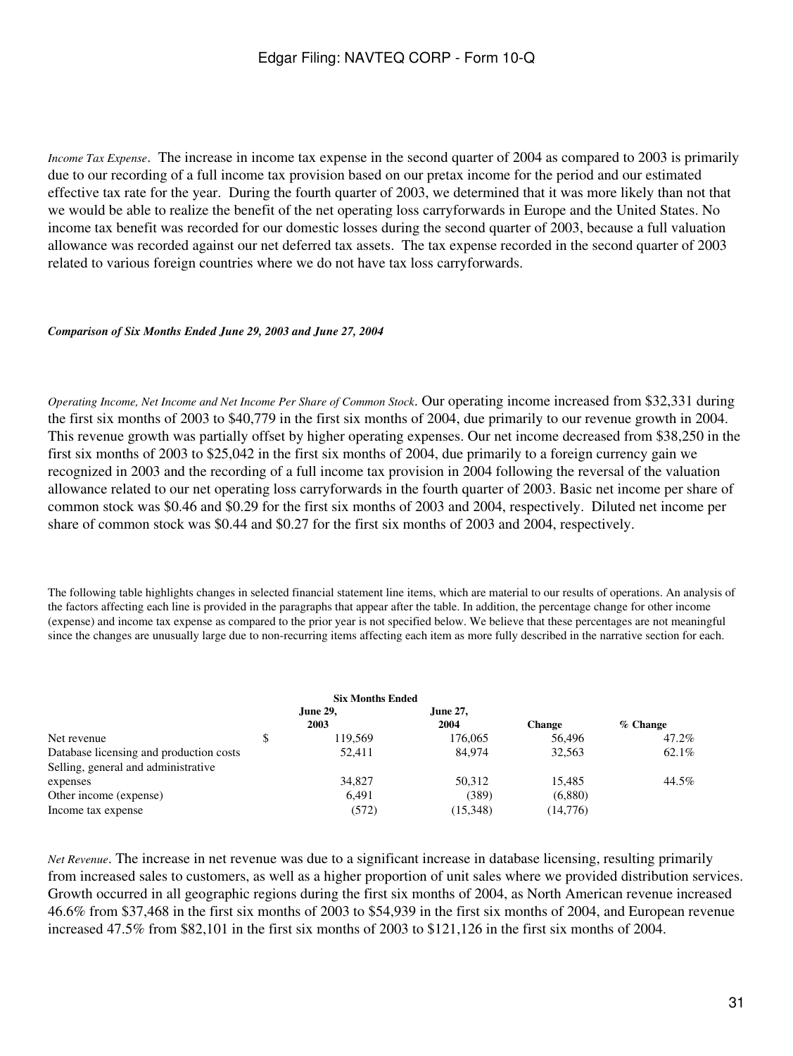*Income Tax Expense*. The increase in income tax expense in the second quarter of 2004 as compared to 2003 is primarily due to our recording of a full income tax provision based on our pretax income for the period and our estimated effective tax rate for the year. During the fourth quarter of 2003, we determined that it was more likely than not that we would be able to realize the benefit of the net operating loss carryforwards in Europe and the United States. No income tax benefit was recorded for our domestic losses during the second quarter of 2003, because a full valuation allowance was recorded against our net deferred tax assets. The tax expense recorded in the second quarter of 2003 related to various foreign countries where we do not have tax loss carryforwards.

***Comparison of Six Months Ended June 29, 2003 and June 27, 2004***

*Operating Income, Net Income and Net Income Per Share of Common Stock*. Our operating income increased from $32,331 during the first six months of 2003 to $40,779 in the first six months of 2004, due primarily to our revenue growth in 2004. This revenue growth was partially offset by higher operating expenses. Our net income decreased from $38,250 in the first six months of 2003 to $25,042 in the first six months of 2004, due primarily to a foreign currency gain we recognized in 2003 and the recording of a full income tax provision in 2004 following the reversal of the valuation allowance related to our net operating loss carryforwards in the fourth quarter of 2003. Basic net income per share of common stock was $0.46 and $0.29 for the first six months of 2003 and 2004, respectively. Diluted net income per share of common stock was $0.44 and $0.27 for the first six months of 2003 and 2004, respectively.

The following table highlights changes in selected financial statement line items, which are material to our results of operations. An analysis of the factors affecting each line is provided in the paragraphs that appear after the table. In addition, the percentage change for other income (expense) and income tax expense as compared to the prior year is not specified below. We believe that these percentages are not meaningful since the changes are unusually large due to non-recurring items affecting each item as more fully described in the narrative section for each.

| | Six Months Ended | | | |
|---|---|---|---|---|
| | **June 29, 2003** | **June 27, 2004** | **Change** | **% Change** |
| Net revenue | $ 119,569 | 176,065 | 56,496 | 47.2% |
| Database licensing and production costs | 52,411 | 84,974 | 32,563 | 62.1% |
| Selling, general and administrative expenses | 34,827 | 50,312 | 15,485 | 44.5% |
| Other income (expense) | 6,491 | (389) | (6,880) | |
| Income tax expense | (572) | (15,348) | (14,776) | |

*Net Revenue*. The increase in net revenue was due to a significant increase in database licensing, resulting primarily from increased sales to customers, as well as a higher proportion of unit sales where we provided distribution services. Growth occurred in all geographic regions during the first six months of 2004, as North American revenue increased 46.6% from $37,468 in the first six months of 2003 to $54,939 in the first six months of 2004, and European revenue increased 47.5% from $82,101 in the first six months of 2003 to $121,126 in the first six months of 2004.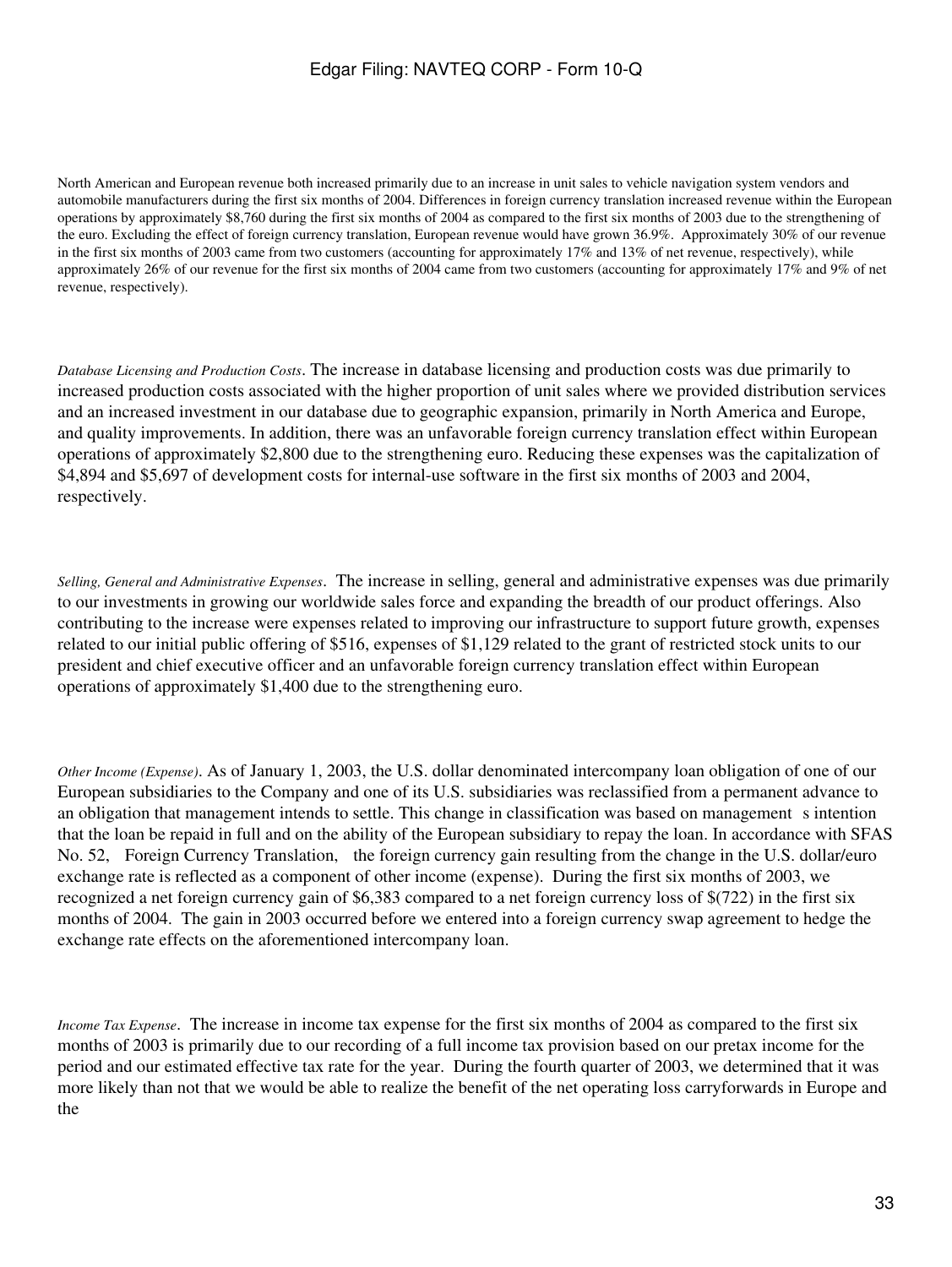North American and European revenue both increased primarily due to an increase in unit sales to vehicle navigation system vendors and automobile manufacturers during the first six months of 2004. Differences in foreign currency translation increased revenue within the European operations by approximately $8,760 during the first six months of 2004 as compared to the first six months of 2003 due to the strengthening of the euro. Excluding the effect of foreign currency translation, European revenue would have grown 36.9%. Approximately 30% of our revenue in the first six months of 2003 came from two customers (accounting for approximately 17% and 13% of net revenue, respectively), while approximately 26% of our revenue for the first six months of 2004 came from two customers (accounting for approximately 17% and 9% of net revenue, respectively).

*Database Licensing and Production Costs*. The increase in database licensing and production costs was due primarily to increased production costs associated with the higher proportion of unit sales where we provided distribution services and an increased investment in our database due to geographic expansion, primarily in North America and Europe, and quality improvements. In addition, there was an unfavorable foreign currency translation effect within European operations of approximately $2,800 due to the strengthening euro. Reducing these expenses was the capitalization of $4,894 and $5,697 of development costs for internal-use software in the first six months of 2003 and 2004, respectively.

*Selling, General and Administrative Expenses*. The increase in selling, general and administrative expenses was due primarily to our investments in growing our worldwide sales force and expanding the breadth of our product offerings. Also contributing to the increase were expenses related to improving our infrastructure to support future growth, expenses related to our initial public offering of $516, expenses of $1,129 related to the grant of restricted stock units to our president and chief executive officer and an unfavorable foreign currency translation effect within European operations of approximately $1,400 due to the strengthening euro.

*Other Income (Expense)*. As of January 1, 2003, the U.S. dollar denominated intercompany loan obligation of one of our European subsidiaries to the Company and one of its U.S. subsidiaries was reclassified from a permanent advance to an obligation that management intends to settle. This change in classification was based on management s intention that the loan be repaid in full and on the ability of the European subsidiary to repay the loan. In accordance with SFAS No. 52, Foreign Currency Translation, the foreign currency gain resulting from the change in the U.S. dollar/euro exchange rate is reflected as a component of other income (expense). During the first six months of 2003, we recognized a net foreign currency gain of $6,383 compared to a net foreign currency loss of $(722) in the first six months of 2004. The gain in 2003 occurred before we entered into a foreign currency swap agreement to hedge the exchange rate effects on the aforementioned intercompany loan.

*Income Tax Expense*. The increase in income tax expense for the first six months of 2004 as compared to the first six months of 2003 is primarily due to our recording of a full income tax provision based on our pretax income for the period and our estimated effective tax rate for the year. During the fourth quarter of 2003, we determined that it was more likely than not that we would be able to realize the benefit of the net operating loss carryforwards in Europe and the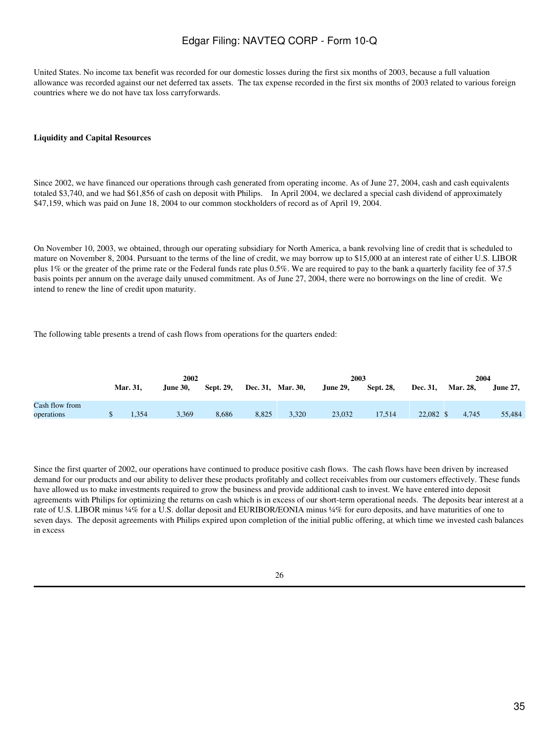United States. No income tax benefit was recorded for our domestic losses during the first six months of 2003, because a full valuation allowance was recorded against our net deferred tax assets. The tax expense recorded in the first six months of 2003 related to various foreign countries where we do not have tax loss carryforwards.

**Liquidity and Capital Resources**

Since 2002, we have financed our operations through cash generated from operating income. As of June 27, 2004, cash and cash equivalents totaled $3,740, and we had $61,856 of cash on deposit with Philips. In April 2004, we declared a special cash dividend of approximately $47,159, which was paid on June 18, 2004 to our common stockholders of record as of April 19, 2004.

On November 10, 2003, we obtained, through our operating subsidiary for North America, a bank revolving line of credit that is scheduled to mature on November 8, 2004. Pursuant to the terms of the line of credit, we may borrow up to $15,000 at an interest rate of either U.S. LIBOR plus 1% or the greater of the prime rate or the Federal funds rate plus 0.5%. We are required to pay to the bank a quarterly facility fee of 37.5 basis points per annum on the average daily unused commitment. As of June 27, 2004, there were no borrowings on the line of credit. We intend to renew the line of credit upon maturity.

The following table presents a trend of cash flows from operations for the quarters ended:

| | 2002 | | | | 2003 | | | | 2004 | |
|---|---|---|---|---|---|---|---|---|---|---|
| | Mar. 31, | June 30, | Sept. 29, | Dec. 31, | Mar. 30, | June 29, | Sept. 28, | Dec. 31, | Mar. 28, | June 27, |
| Cash flow from operations | $ 1,354 | 3,369 | 8,686 | 8,825 | 3,320 | 23,032 | 17,514 | 22,082 | $ 4,745 | 55,484 |

Since the first quarter of 2002, our operations have continued to produce positive cash flows. The cash flows have been driven by increased demand for our products and our ability to deliver these products profitably and collect receivables from our customers effectively. These funds have allowed us to make investments required to grow the business and provide additional cash to invest. We have entered into deposit agreements with Philips for optimizing the returns on cash which is in excess of our short-term operational needs. The deposits bear interest at a rate of U.S. LIBOR minus ¼% for a U.S. dollar deposit and EURIBOR/EONIA minus ¼% for euro deposits, and have maturities of one to seven days. The deposit agreements with Philips expired upon completion of the initial public offering, at which time we invested cash balances in excess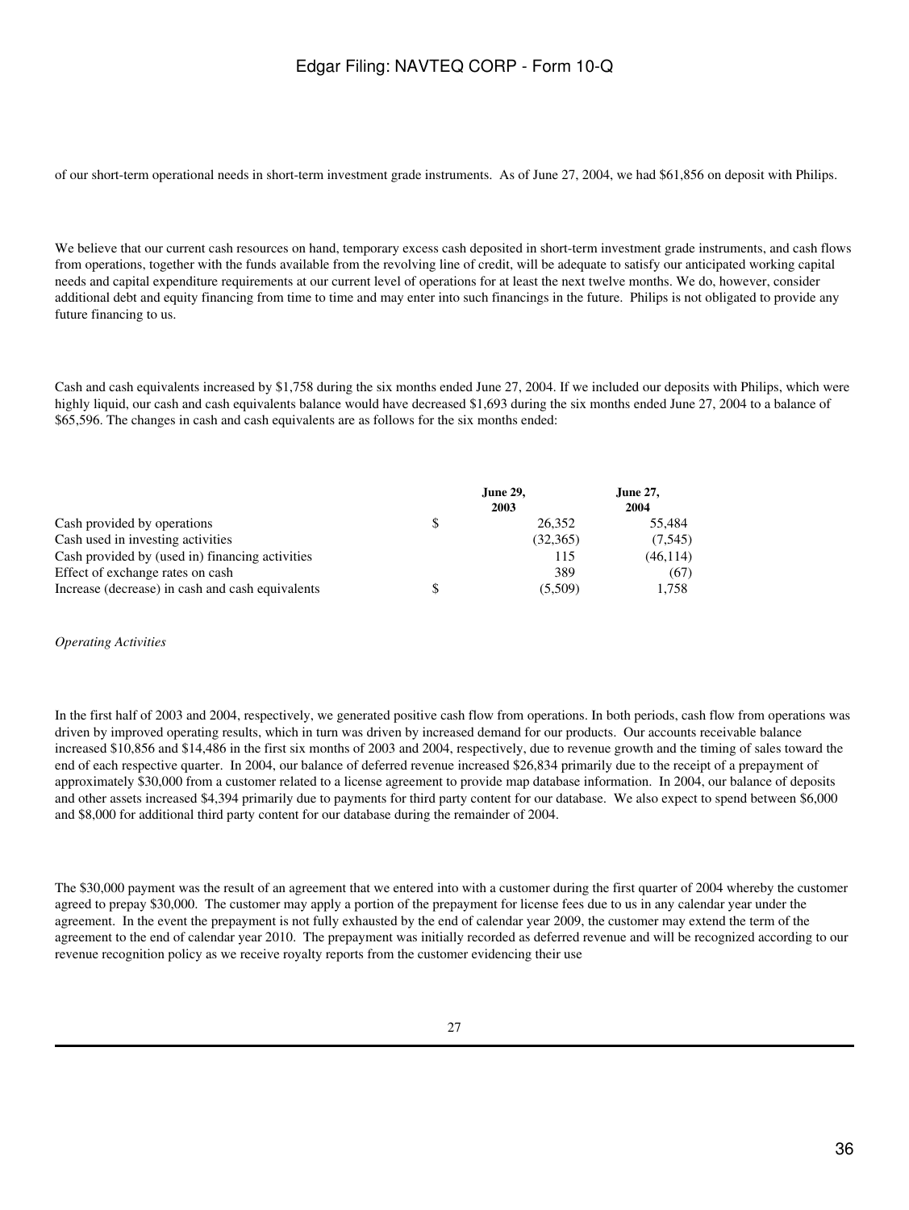of our short-term operational needs in short-term investment grade instruments. As of June 27, 2004, we had $61,856 on deposit with Philips.

We believe that our current cash resources on hand, temporary excess cash deposited in short-term investment grade instruments, and cash flows from operations, together with the funds available from the revolving line of credit, will be adequate to satisfy our anticipated working capital needs and capital expenditure requirements at our current level of operations for at least the next twelve months. We do, however, consider additional debt and equity financing from time to time and may enter into such financings in the future. Philips is not obligated to provide any future financing to us.

Cash and cash equivalents increased by $1,758 during the six months ended June 27, 2004. If we included our deposits with Philips, which were highly liquid, our cash and cash equivalents balance would have decreased $1,693 during the six months ended June 27, 2004 to a balance of $65,596. The changes in cash and cash equivalents are as follows for the six months ended:

| | | June 29, 2003 | June 27, 2004 |
|---|---|---|---|
| Cash provided by operations | $ | 26,352 | 55,484 |
| Cash used in investing activities | | (32,365) | (7,545) |
| Cash provided by (used in) financing activities | | 115 | (46,114) |
| Effect of exchange rates on cash | | 389 | (67) |
| Increase (decrease) in cash and cash equivalents | $ | (5,509) | 1,758 |

*Operating Activities*

In the first half of 2003 and 2004, respectively, we generated positive cash flow from operations. In both periods, cash flow from operations was driven by improved operating results, which in turn was driven by increased demand for our products. Our accounts receivable balance increased $10,856 and $14,486 in the first six months of 2003 and 2004, respectively, due to revenue growth and the timing of sales toward the end of each respective quarter. In 2004, our balance of deferred revenue increased $26,834 primarily due to the receipt of a prepayment of approximately $30,000 from a customer related to a license agreement to provide map database information. In 2004, our balance of deposits and other assets increased $4,394 primarily due to payments for third party content for our database. We also expect to spend between $6,000 and $8,000 for additional third party content for our database during the remainder of 2004.

The $30,000 payment was the result of an agreement that we entered into with a customer during the first quarter of 2004 whereby the customer agreed to prepay $30,000. The customer may apply a portion of the prepayment for license fees due to us in any calendar year under the agreement. In the event the prepayment is not fully exhausted by the end of calendar year 2009, the customer may extend the term of the agreement to the end of calendar year 2010. The prepayment was initially recorded as deferred revenue and will be recognized according to our revenue recognition policy as we receive royalty reports from the customer evidencing their use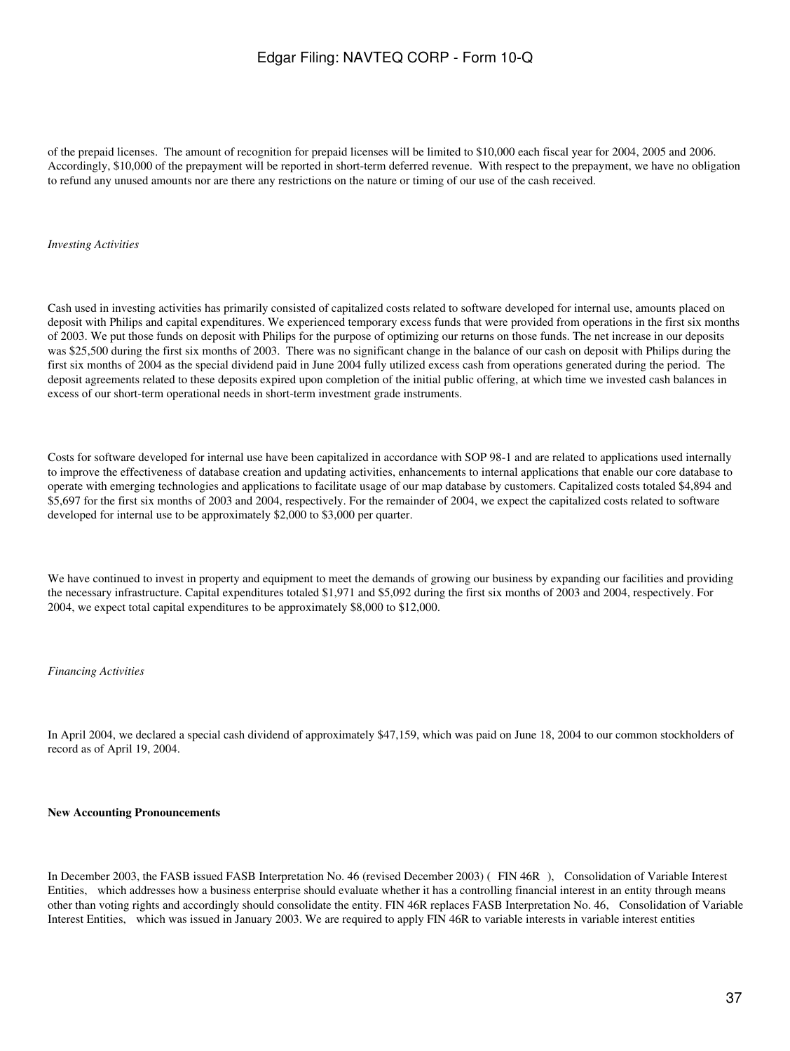of the prepaid licenses. The amount of recognition for prepaid licenses will be limited to $10,000 each fiscal year for 2004, 2005 and 2006. Accordingly, $10,000 of the prepayment will be reported in short-term deferred revenue. With respect to the prepayment, we have no obligation to refund any unused amounts nor are there any restrictions on the nature or timing of our use of the cash received.

*Investing Activities*

Cash used in investing activities has primarily consisted of capitalized costs related to software developed for internal use, amounts placed on deposit with Philips and capital expenditures. We experienced temporary excess funds that were provided from operations in the first six months of 2003. We put those funds on deposit with Philips for the purpose of optimizing our returns on those funds. The net increase in our deposits was $25,500 during the first six months of 2003. There was no significant change in the balance of our cash on deposit with Philips during the first six months of 2004 as the special dividend paid in June 2004 fully utilized excess cash from operations generated during the period. The deposit agreements related to these deposits expired upon completion of the initial public offering, at which time we invested cash balances in excess of our short-term operational needs in short-term investment grade instruments.

Costs for software developed for internal use have been capitalized in accordance with SOP 98-1 and are related to applications used internally to improve the effectiveness of database creation and updating activities, enhancements to internal applications that enable our core database to operate with emerging technologies and applications to facilitate usage of our map database by customers. Capitalized costs totaled $4,894 and $5,697 for the first six months of 2003 and 2004, respectively. For the remainder of 2004, we expect the capitalized costs related to software developed for internal use to be approximately $2,000 to $3,000 per quarter.

We have continued to invest in property and equipment to meet the demands of growing our business by expanding our facilities and providing the necessary infrastructure. Capital expenditures totaled $1,971 and $5,092 during the first six months of 2003 and 2004, respectively. For 2004, we expect total capital expenditures to be approximately $8,000 to $12,000.

*Financing Activities*

In April 2004, we declared a special cash dividend of approximately $47,159, which was paid on June 18, 2004 to our common stockholders of record as of April 19, 2004.

**New Accounting Pronouncements**

In December 2003, the FASB issued FASB Interpretation No. 46 (revised December 2003) ( FIN 46R ), Consolidation of Variable Interest Entities, which addresses how a business enterprise should evaluate whether it has a controlling financial interest in an entity through means other than voting rights and accordingly should consolidate the entity. FIN 46R replaces FASB Interpretation No. 46, Consolidation of Variable Interest Entities, which was issued in January 2003. We are required to apply FIN 46R to variable interests in variable interest entities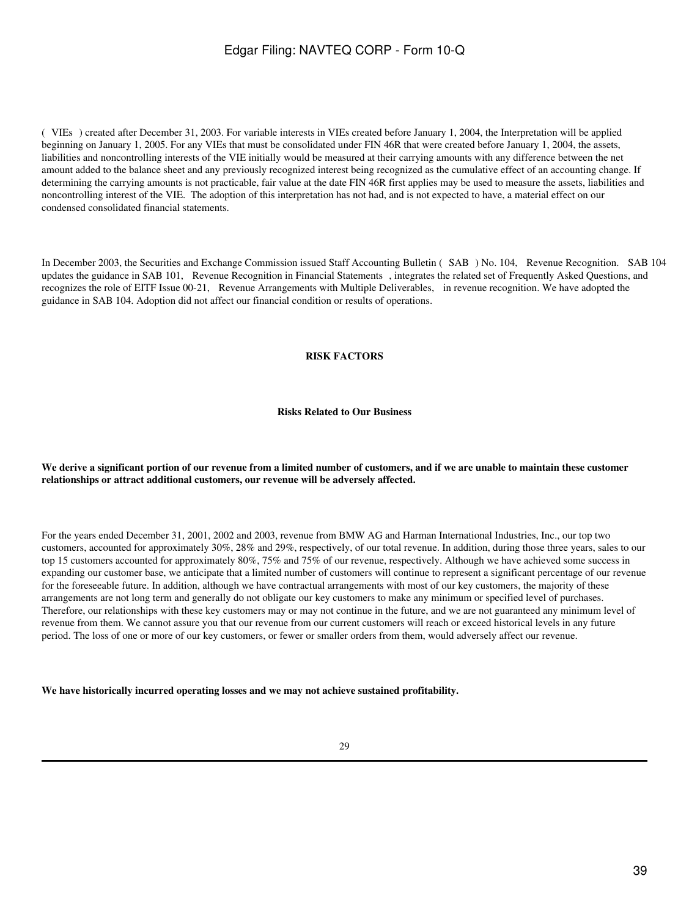( VIEs ) created after December 31, 2003. For variable interests in VIEs created before January 1, 2004, the Interpretation will be applied beginning on January 1, 2005. For any VIEs that must be consolidated under FIN 46R that were created before January 1, 2004, the assets, liabilities and noncontrolling interests of the VIE initially would be measured at their carrying amounts with any difference between the net amount added to the balance sheet and any previously recognized interest being recognized as the cumulative effect of an accounting change. If determining the carrying amounts is not practicable, fair value at the date FIN 46R first applies may be used to measure the assets, liabilities and noncontrolling interest of the VIE. The adoption of this interpretation has not had, and is not expected to have, a material effect on our condensed consolidated financial statements.

In December 2003, the Securities and Exchange Commission issued Staff Accounting Bulletin ( SAB ) No. 104, Revenue Recognition. SAB 104 updates the guidance in SAB 101, Revenue Recognition in Financial Statements , integrates the related set of Frequently Asked Questions, and recognizes the role of EITF Issue 00-21, Revenue Arrangements with Multiple Deliverables, in revenue recognition. We have adopted the guidance in SAB 104. Adoption did not affect our financial condition or results of operations.

## RISK FACTORS

### Risks Related to Our Business

**We derive a significant portion of our revenue from a limited number of customers, and if we are unable to maintain these customer relationships or attract additional customers, our revenue will be adversely affected.**

For the years ended December 31, 2001, 2002 and 2003, revenue from BMW AG and Harman International Industries, Inc., our top two customers, accounted for approximately 30%, 28% and 29%, respectively, of our total revenue. In addition, during those three years, sales to our top 15 customers accounted for approximately 80%, 75% and 75% of our revenue, respectively. Although we have achieved some success in expanding our customer base, we anticipate that a limited number of customers will continue to represent a significant percentage of our revenue for the foreseeable future. In addition, although we have contractual arrangements with most of our key customers, the majority of these arrangements are not long term and generally do not obligate our key customers to make any minimum or specified level of purchases. Therefore, our relationships with these key customers may or may not continue in the future, and we are not guaranteed any minimum level of revenue from them. We cannot assure you that our revenue from our current customers will reach or exceed historical levels in any future period. The loss of one or more of our key customers, or fewer or smaller orders from them, would adversely affect our revenue.

**We have historically incurred operating losses and we may not achieve sustained profitability.**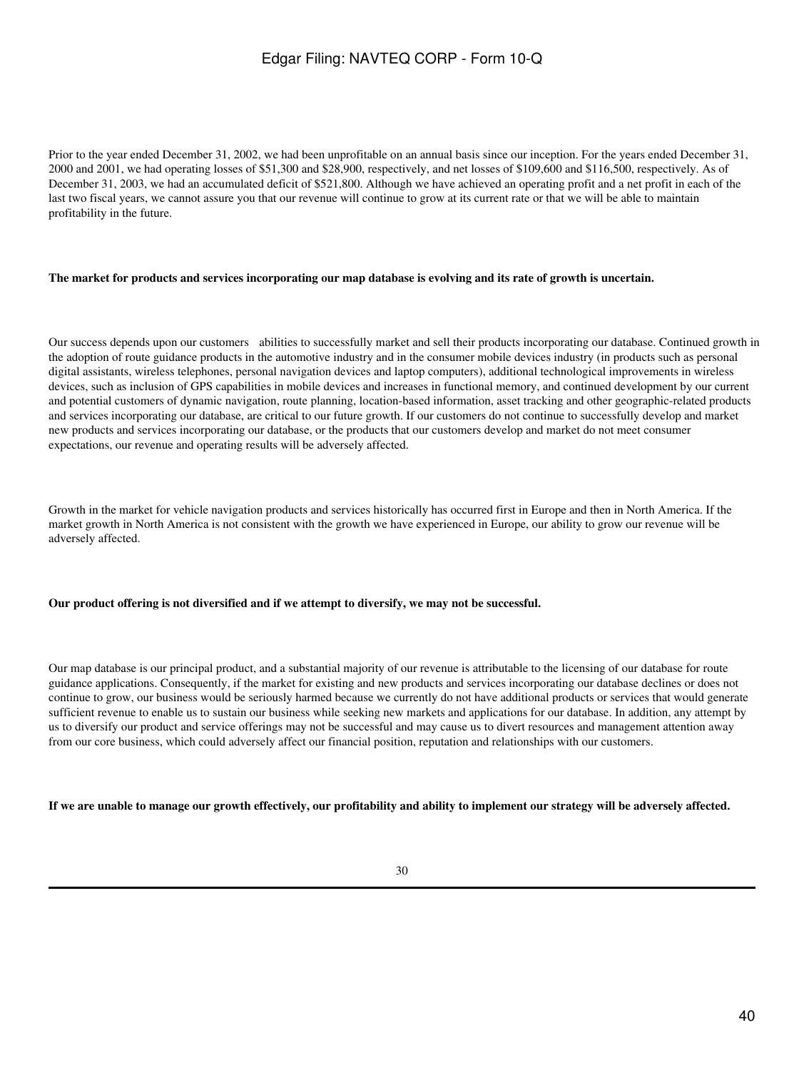Prior to the year ended December 31, 2002, we had been unprofitable on an annual basis since our inception. For the years ended December 31, 2000 and 2001, we had operating losses of $51,300 and $28,900, respectively, and net losses of $109,600 and $116,500, respectively. As of December 31, 2003, we had an accumulated deficit of $521,800. Although we have achieved an operating profit and a net profit in each of the last two fiscal years, we cannot assure you that our revenue will continue to grow at its current rate or that we will be able to maintain profitability in the future.

**The market for products and services incorporating our map database is evolving and its rate of growth is uncertain.**

Our success depends upon our customers abilities to successfully market and sell their products incorporating our database. Continued growth in the adoption of route guidance products in the automotive industry and in the consumer mobile devices industry (in products such as personal digital assistants, wireless telephones, personal navigation devices and laptop computers), additional technological improvements in wireless devices, such as inclusion of GPS capabilities in mobile devices and increases in functional memory, and continued development by our current and potential customers of dynamic navigation, route planning, location-based information, asset tracking and other geographic-related products and services incorporating our database, are critical to our future growth. If our customers do not continue to successfully develop and market new products and services incorporating our database, or the products that our customers develop and market do not meet consumer expectations, our revenue and operating results will be adversely affected.

Growth in the market for vehicle navigation products and services historically has occurred first in Europe and then in North America. If the market growth in North America is not consistent with the growth we have experienced in Europe, our ability to grow our revenue will be adversely affected.

**Our product offering is not diversified and if we attempt to diversify, we may not be successful.**

Our map database is our principal product, and a substantial majority of our revenue is attributable to the licensing of our database for route guidance applications. Consequently, if the market for existing and new products and services incorporating our database declines or does not continue to grow, our business would be seriously harmed because we currently do not have additional products or services that would generate sufficient revenue to enable us to sustain our business while seeking new markets and applications for our database. In addition, any attempt by us to diversify our product and service offerings may not be successful and may cause us to divert resources and management attention away from our core business, which could adversely affect our financial position, reputation and relationships with our customers.

**If we are unable to manage our growth effectively, our profitability and ability to implement our strategy will be adversely affected.**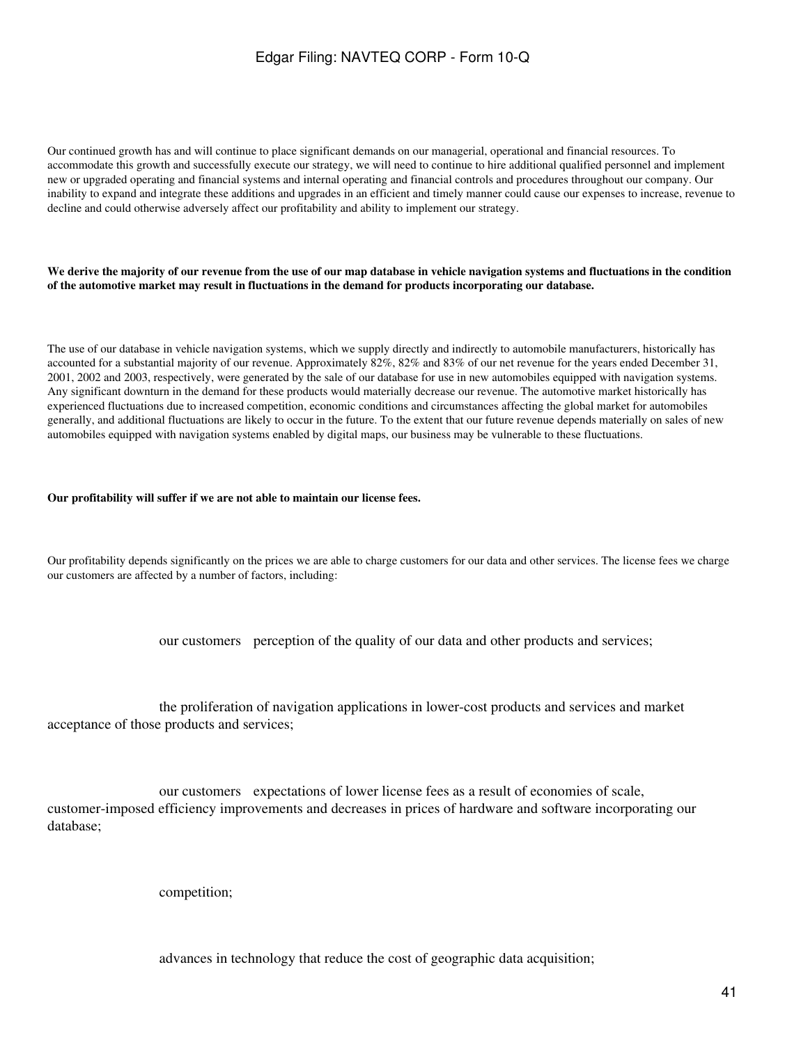Our continued growth has and will continue to place significant demands on our managerial, operational and financial resources. To accommodate this growth and successfully execute our strategy, we will need to continue to hire additional qualified personnel and implement new or upgraded operating and financial systems and internal operating and financial controls and procedures throughout our company. Our inability to expand and integrate these additions and upgrades in an efficient and timely manner could cause our expenses to increase, revenue to decline and could otherwise adversely affect our profitability and ability to implement our strategy.

**We derive the majority of our revenue from the use of our map database in vehicle navigation systems and fluctuations in the condition of the automotive market may result in fluctuations in the demand for products incorporating our database.**

The use of our database in vehicle navigation systems, which we supply directly and indirectly to automobile manufacturers, historically has accounted for a substantial majority of our revenue. Approximately 82%, 82% and 83% of our net revenue for the years ended December 31, 2001, 2002 and 2003, respectively, were generated by the sale of our database for use in new automobiles equipped with navigation systems. Any significant downturn in the demand for these products would materially decrease our revenue. The automotive market historically has experienced fluctuations due to increased competition, economic conditions and circumstances affecting the global market for automobiles generally, and additional fluctuations are likely to occur in the future. To the extent that our future revenue depends materially on sales of new automobiles equipped with navigation systems enabled by digital maps, our business may be vulnerable to these fluctuations.

**Our profitability will suffer if we are not able to maintain our license fees.**

Our profitability depends significantly on the prices we are able to charge customers for our data and other services. The license fees we charge our customers are affected by a number of factors, including:

- our customers perception of the quality of our data and other products and services;
- the proliferation of navigation applications in lower-cost products and services and market acceptance of those products and services;
- our customers expectations of lower license fees as a result of economies of scale, customer-imposed efficiency improvements and decreases in prices of hardware and software incorporating our database;
- competition;
- advances in technology that reduce the cost of geographic data acquisition;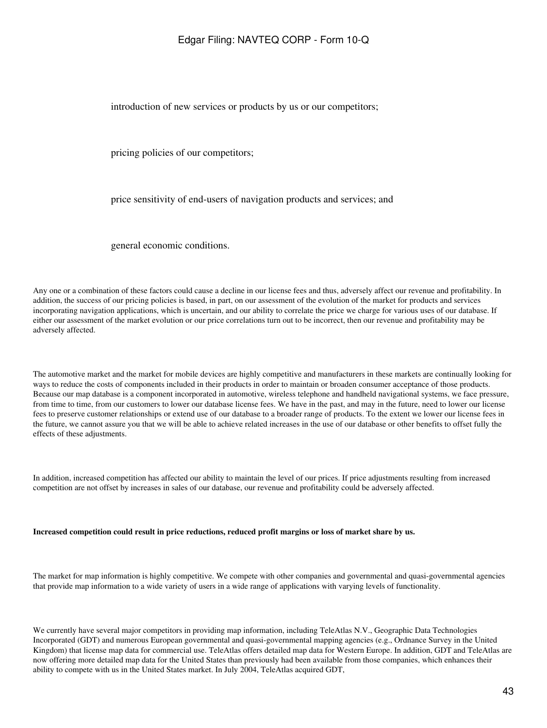- introduction of new services or products by us or our competitors;
- pricing policies of our competitors;
- price sensitivity of end-users of navigation products and services; and
- general economic conditions.

Any one or a combination of these factors could cause a decline in our license fees and thus, adversely affect our revenue and profitability. In addition, the success of our pricing policies is based, in part, on our assessment of the evolution of the market for products and services incorporating navigation applications, which is uncertain, and our ability to correlate the price we charge for various uses of our database. If either our assessment of the market evolution or our price correlations turn out to be incorrect, then our revenue and profitability may be adversely affected.

The automotive market and the market for mobile devices are highly competitive and manufacturers in these markets are continually looking for ways to reduce the costs of components included in their products in order to maintain or broaden consumer acceptance of those products. Because our map database is a component incorporated in automotive, wireless telephone and handheld navigational systems, we face pressure, from time to time, from our customers to lower our database license fees. We have in the past, and may in the future, need to lower our license fees to preserve customer relationships or extend use of our database to a broader range of products. To the extent we lower our license fees in the future, we cannot assure you that we will be able to achieve related increases in the use of our database or other benefits to offset fully the effects of these adjustments.

In addition, increased competition has affected our ability to maintain the level of our prices. If price adjustments resulting from increased competition are not offset by increases in sales of our database, our revenue and profitability could be adversely affected.

**Increased competition could result in price reductions, reduced profit margins or loss of market share by us.**

The market for map information is highly competitive. We compete with other companies and governmental and quasi-governmental agencies that provide map information to a wide variety of users in a wide range of applications with varying levels of functionality.

We currently have several major competitors in providing map information, including TeleAtlas N.V., Geographic Data Technologies Incorporated (GDT) and numerous European governmental and quasi-governmental mapping agencies (e.g., Ordnance Survey in the United Kingdom) that license map data for commercial use. TeleAtlas offers detailed map data for Western Europe. In addition, GDT and TeleAtlas are now offering more detailed map data for the United States than previously had been available from those companies, which enhances their ability to compete with us in the United States market. In July 2004, TeleAtlas acquired GDT,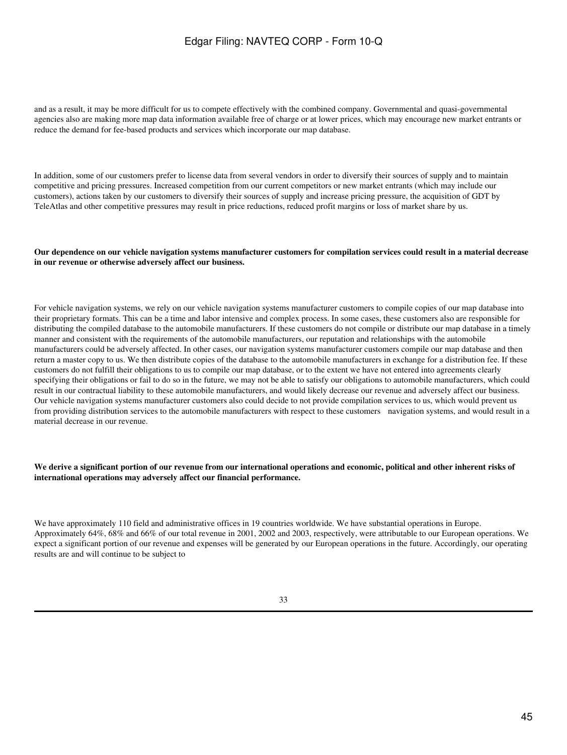and as a result, it may be more difficult for us to compete effectively with the combined company. Governmental and quasi-governmental agencies also are making more map data information available free of charge or at lower prices, which may encourage new market entrants or reduce the demand for fee-based products and services which incorporate our map database.

In addition, some of our customers prefer to license data from several vendors in order to diversify their sources of supply and to maintain competitive and pricing pressures. Increased competition from our current competitors or new market entrants (which may include our customers), actions taken by our customers to diversify their sources of supply and increase pricing pressure, the acquisition of GDT by TeleAtlas and other competitive pressures may result in price reductions, reduced profit margins or loss of market share by us.

**Our dependence on our vehicle navigation systems manufacturer customers for compilation services could result in a material decrease in our revenue or otherwise adversely affect our business.**

For vehicle navigation systems, we rely on our vehicle navigation systems manufacturer customers to compile copies of our map database into their proprietary formats. This can be a time and labor intensive and complex process. In some cases, these customers also are responsible for distributing the compiled database to the automobile manufacturers. If these customers do not compile or distribute our map database in a timely manner and consistent with the requirements of the automobile manufacturers, our reputation and relationships with the automobile manufacturers could be adversely affected. In other cases, our navigation systems manufacturer customers compile our map database and then return a master copy to us. We then distribute copies of the database to the automobile manufacturers in exchange for a distribution fee. If these customers do not fulfill their obligations to us to compile our map database, or to the extent we have not entered into agreements clearly specifying their obligations or fail to do so in the future, we may not be able to satisfy our obligations to automobile manufacturers, which could result in our contractual liability to these automobile manufacturers, and would likely decrease our revenue and adversely affect our business. Our vehicle navigation systems manufacturer customers also could decide to not provide compilation services to us, which would prevent us from providing distribution services to the automobile manufacturers with respect to these customers navigation systems, and would result in a material decrease in our revenue.

**We derive a significant portion of our revenue from our international operations and economic, political and other inherent risks of international operations may adversely affect our financial performance.**

We have approximately 110 field and administrative offices in 19 countries worldwide. We have substantial operations in Europe. Approximately 64%, 68% and 66% of our total revenue in 2001, 2002 and 2003, respectively, were attributable to our European operations. We expect a significant portion of our revenue and expenses will be generated by our European operations in the future. Accordingly, our operating results are and will continue to be subject to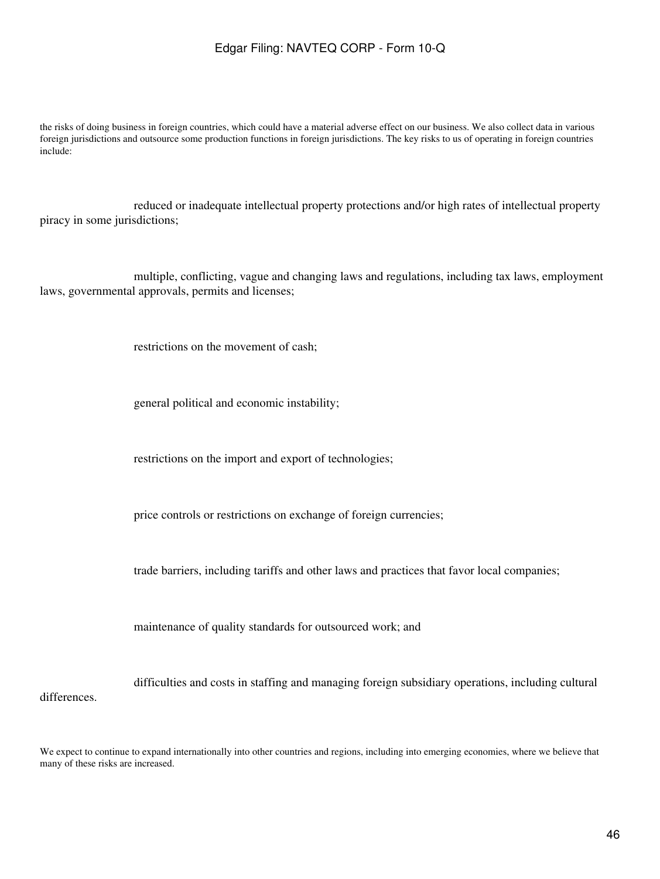the risks of doing business in foreign countries, which could have a material adverse effect on our business. We also collect data in various foreign jurisdictions and outsource some production functions in foreign jurisdictions. The key risks to us of operating in foreign countries include:

- reduced or inadequate intellectual property protections and/or high rates of intellectual property piracy in some jurisdictions;
- multiple, conflicting, vague and changing laws and regulations, including tax laws, employment laws, governmental approvals, permits and licenses;
- restrictions on the movement of cash;
- general political and economic instability;
- restrictions on the import and export of technologies;
- price controls or restrictions on exchange of foreign currencies;
- trade barriers, including tariffs and other laws and practices that favor local companies;
- maintenance of quality standards for outsourced work; and
- difficulties and costs in staffing and managing foreign subsidiary operations, including cultural differences.

We expect to continue to expand internationally into other countries and regions, including into emerging economies, where we believe that many of these risks are increased.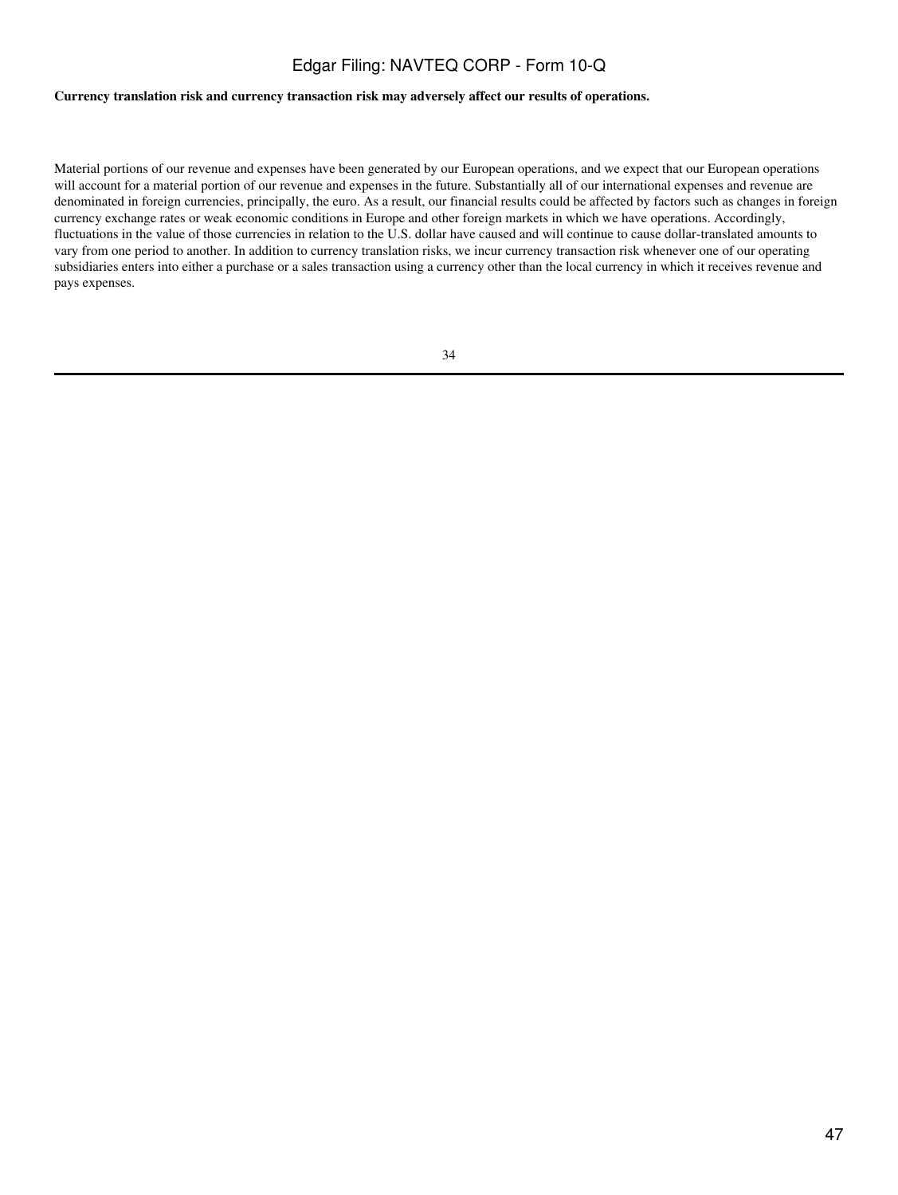**Currency translation risk and currency transaction risk may adversely affect our results of operations.**

Material portions of our revenue and expenses have been generated by our European operations, and we expect that our European operations will account for a material portion of our revenue and expenses in the future. Substantially all of our international expenses and revenue are denominated in foreign currencies, principally, the euro. As a result, our financial results could be affected by factors such as changes in foreign currency exchange rates or weak economic conditions in Europe and other foreign markets in which we have operations. Accordingly, fluctuations in the value of those currencies in relation to the U.S. dollar have caused and will continue to cause dollar-translated amounts to vary from one period to another. In addition to currency translation risks, we incur currency transaction risk whenever one of our operating subsidiaries enters into either a purchase or a sales transaction using a currency other than the local currency in which it receives revenue and pays expenses.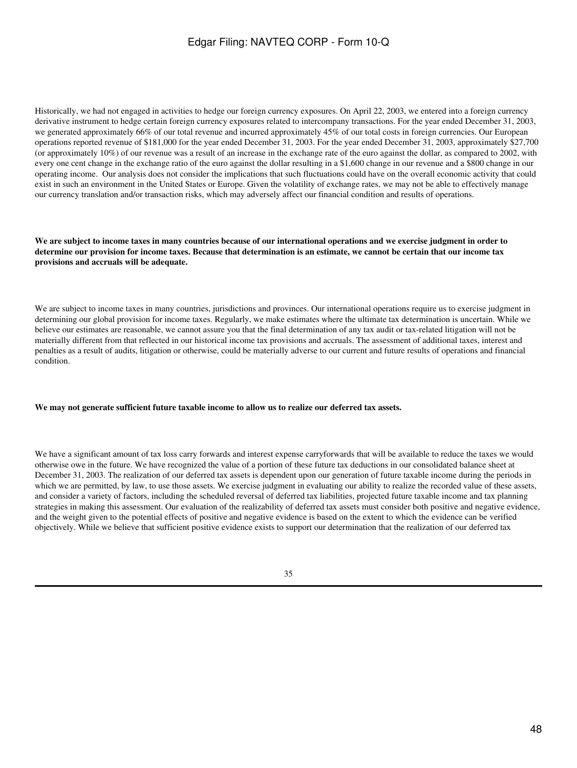Historically, we had not engaged in activities to hedge our foreign currency exposures. On April 22, 2003, we entered into a foreign currency derivative instrument to hedge certain foreign currency exposures related to intercompany transactions. For the year ended December 31, 2003, we generated approximately 66% of our total revenue and incurred approximately 45% of our total costs in foreign currencies. Our European operations reported revenue of $181,000 for the year ended December 31, 2003. For the year ended December 31, 2003, approximately $27,700 (or approximately 10%) of our revenue was a result of an increase in the exchange rate of the euro against the dollar, as compared to 2002, with every one cent change in the exchange ratio of the euro against the dollar resulting in a $1,600 change in our revenue and a $800 change in our operating income. Our analysis does not consider the implications that such fluctuations could have on the overall economic activity that could exist in such an environment in the United States or Europe. Given the volatility of exchange rates, we may not be able to effectively manage our currency translation and/or transaction risks, which may adversely affect our financial condition and results of operations.

**We are subject to income taxes in many countries because of our international operations and we exercise judgment in order to determine our provision for income taxes. Because that determination is an estimate, we cannot be certain that our income tax provisions and accruals will be adequate.**

We are subject to income taxes in many countries, jurisdictions and provinces. Our international operations require us to exercise judgment in determining our global provision for income taxes. Regularly, we make estimates where the ultimate tax determination is uncertain. While we believe our estimates are reasonable, we cannot assure you that the final determination of any tax audit or tax-related litigation will not be materially different from that reflected in our historical income tax provisions and accruals. The assessment of additional taxes, interest and penalties as a result of audits, litigation or otherwise, could be materially adverse to our current and future results of operations and financial condition.

**We may not generate sufficient future taxable income to allow us to realize our deferred tax assets.**

We have a significant amount of tax loss carry forwards and interest expense carryforwards that will be available to reduce the taxes we would otherwise owe in the future. We have recognized the value of a portion of these future tax deductions in our consolidated balance sheet at December 31, 2003. The realization of our deferred tax assets is dependent upon our generation of future taxable income during the periods in which we are permitted, by law, to use those assets. We exercise judgment in evaluating our ability to realize the recorded value of these assets, and consider a variety of factors, including the scheduled reversal of deferred tax liabilities, projected future taxable income and tax planning strategies in making this assessment. Our evaluation of the realizability of deferred tax assets must consider both positive and negative evidence, and the weight given to the potential effects of positive and negative evidence is based on the extent to which the evidence can be verified objectively. While we believe that sufficient positive evidence exists to support our determination that the realization of our deferred tax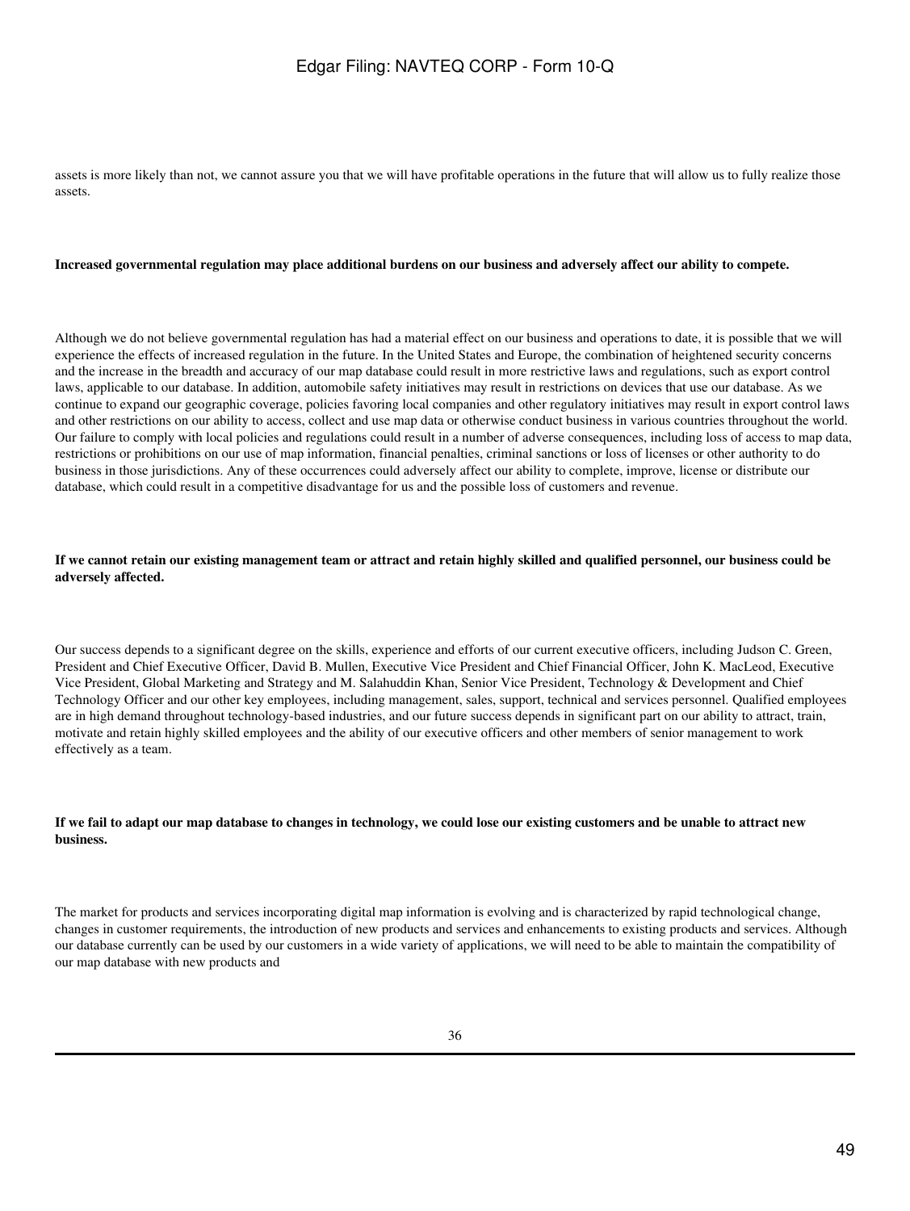assets is more likely than not, we cannot assure you that we will have profitable operations in the future that will allow us to fully realize those assets.

**Increased governmental regulation may place additional burdens on our business and adversely affect our ability to compete.**

Although we do not believe governmental regulation has had a material effect on our business and operations to date, it is possible that we will experience the effects of increased regulation in the future. In the United States and Europe, the combination of heightened security concerns and the increase in the breadth and accuracy of our map database could result in more restrictive laws and regulations, such as export control laws, applicable to our database. In addition, automobile safety initiatives may result in restrictions on devices that use our database. As we continue to expand our geographic coverage, policies favoring local companies and other regulatory initiatives may result in export control laws and other restrictions on our ability to access, collect and use map data or otherwise conduct business in various countries throughout the world. Our failure to comply with local policies and regulations could result in a number of adverse consequences, including loss of access to map data, restrictions or prohibitions on our use of map information, financial penalties, criminal sanctions or loss of licenses or other authority to do business in those jurisdictions. Any of these occurrences could adversely affect our ability to complete, improve, license or distribute our database, which could result in a competitive disadvantage for us and the possible loss of customers and revenue.

**If we cannot retain our existing management team or attract and retain highly skilled and qualified personnel, our business could be adversely affected.**

Our success depends to a significant degree on the skills, experience and efforts of our current executive officers, including Judson C. Green, President and Chief Executive Officer, David B. Mullen, Executive Vice President and Chief Financial Officer, John K. MacLeod, Executive Vice President, Global Marketing and Strategy and M. Salahuddin Khan, Senior Vice President, Technology & Development and Chief Technology Officer and our other key employees, including management, sales, support, technical and services personnel. Qualified employees are in high demand throughout technology-based industries, and our future success depends in significant part on our ability to attract, train, motivate and retain highly skilled employees and the ability of our executive officers and other members of senior management to work effectively as a team.

**If we fail to adapt our map database to changes in technology, we could lose our existing customers and be unable to attract new business.**

The market for products and services incorporating digital map information is evolving and is characterized by rapid technological change, changes in customer requirements, the introduction of new products and services and enhancements to existing products and services. Although our database currently can be used by our customers in a wide variety of applications, we will need to be able to maintain the compatibility of our map database with new products and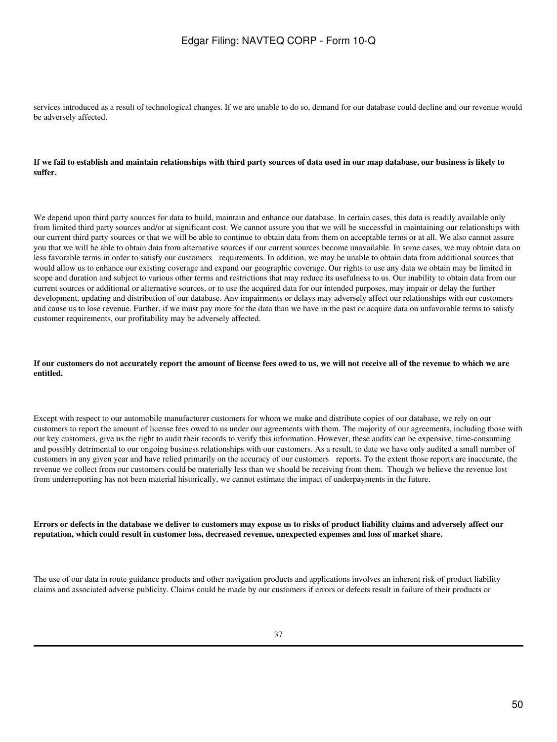services introduced as a result of technological changes. If we are unable to do so, demand for our database could decline and our revenue would be adversely affected.

**If we fail to establish and maintain relationships with third party sources of data used in our map database, our business is likely to suffer.**

We depend upon third party sources for data to build, maintain and enhance our database. In certain cases, this data is readily available only from limited third party sources and/or at significant cost. We cannot assure you that we will be successful in maintaining our relationships with our current third party sources or that we will be able to continue to obtain data from them on acceptable terms or at all. We also cannot assure you that we will be able to obtain data from alternative sources if our current sources become unavailable. In some cases, we may obtain data on less favorable terms in order to satisfy our customers requirements. In addition, we may be unable to obtain data from additional sources that would allow us to enhance our existing coverage and expand our geographic coverage. Our rights to use any data we obtain may be limited in scope and duration and subject to various other terms and restrictions that may reduce its usefulness to us. Our inability to obtain data from our current sources or additional or alternative sources, or to use the acquired data for our intended purposes, may impair or delay the further development, updating and distribution of our database. Any impairments or delays may adversely affect our relationships with our customers and cause us to lose revenue. Further, if we must pay more for the data than we have in the past or acquire data on unfavorable terms to satisfy customer requirements, our profitability may be adversely affected.

**If our customers do not accurately report the amount of license fees owed to us, we will not receive all of the revenue to which we are entitled.**

Except with respect to our automobile manufacturer customers for whom we make and distribute copies of our database, we rely on our customers to report the amount of license fees owed to us under our agreements with them. The majority of our agreements, including those with our key customers, give us the right to audit their records to verify this information. However, these audits can be expensive, time-consuming and possibly detrimental to our ongoing business relationships with our customers. As a result, to date we have only audited a small number of customers in any given year and have relied primarily on the accuracy of our customers reports. To the extent those reports are inaccurate, the revenue we collect from our customers could be materially less than we should be receiving from them. Though we believe the revenue lost from underreporting has not been material historically, we cannot estimate the impact of underpayments in the future.

**Errors or defects in the database we deliver to customers may expose us to risks of product liability claims and adversely affect our reputation, which could result in customer loss, decreased revenue, unexpected expenses and loss of market share.**

The use of our data in route guidance products and other navigation products and applications involves an inherent risk of product liability claims and associated adverse publicity. Claims could be made by our customers if errors or defects result in failure of their products or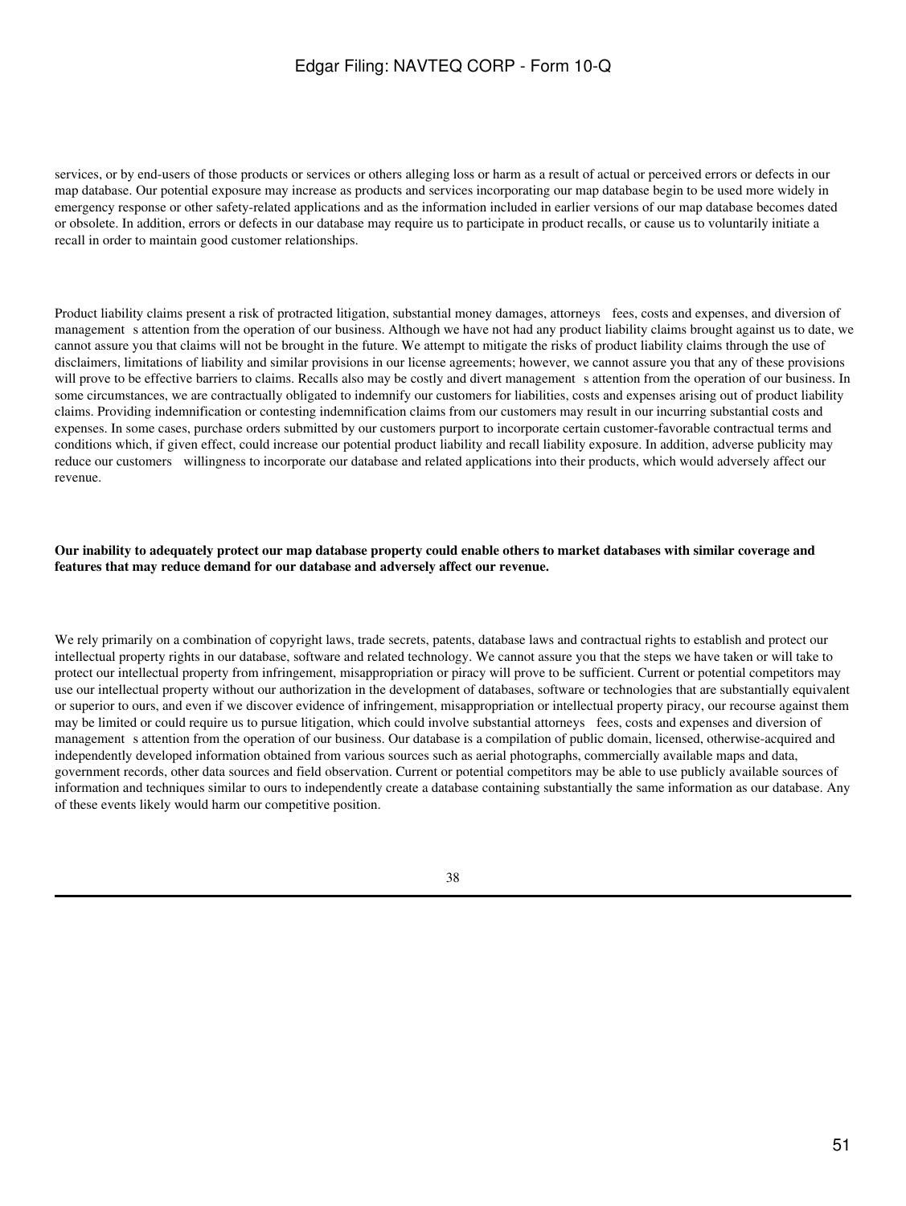services, or by end-users of those products or services or others alleging loss or harm as a result of actual or perceived errors or defects in our map database. Our potential exposure may increase as products and services incorporating our map database begin to be used more widely in emergency response or other safety-related applications and as the information included in earlier versions of our map database becomes dated or obsolete. In addition, errors or defects in our database may require us to participate in product recalls, or cause us to voluntarily initiate a recall in order to maintain good customer relationships.

Product liability claims present a risk of protracted litigation, substantial money damages, attorneys fees, costs and expenses, and diversion of management s attention from the operation of our business. Although we have not had any product liability claims brought against us to date, we cannot assure you that claims will not be brought in the future. We attempt to mitigate the risks of product liability claims through the use of disclaimers, limitations of liability and similar provisions in our license agreements; however, we cannot assure you that any of these provisions will prove to be effective barriers to claims. Recalls also may be costly and divert management s attention from the operation of our business. In some circumstances, we are contractually obligated to indemnify our customers for liabilities, costs and expenses arising out of product liability claims. Providing indemnification or contesting indemnification claims from our customers may result in our incurring substantial costs and expenses. In some cases, purchase orders submitted by our customers purport to incorporate certain customer-favorable contractual terms and conditions which, if given effect, could increase our potential product liability and recall liability exposure. In addition, adverse publicity may reduce our customers willingness to incorporate our database and related applications into their products, which would adversely affect our revenue.

**Our inability to adequately protect our map database property could enable others to market databases with similar coverage and features that may reduce demand for our database and adversely affect our revenue.**

We rely primarily on a combination of copyright laws, trade secrets, patents, database laws and contractual rights to establish and protect our intellectual property rights in our database, software and related technology. We cannot assure you that the steps we have taken or will take to protect our intellectual property from infringement, misappropriation or piracy will prove to be sufficient. Current or potential competitors may use our intellectual property without our authorization in the development of databases, software or technologies that are substantially equivalent or superior to ours, and even if we discover evidence of infringement, misappropriation or intellectual property piracy, our recourse against them may be limited or could require us to pursue litigation, which could involve substantial attorneys fees, costs and expenses and diversion of management s attention from the operation of our business. Our database is a compilation of public domain, licensed, otherwise-acquired and independently developed information obtained from various sources such as aerial photographs, commercially available maps and data, government records, other data sources and field observation. Current or potential competitors may be able to use publicly available sources of information and techniques similar to ours to independently create a database containing substantially the same information as our database. Any of these events likely would harm our competitive position.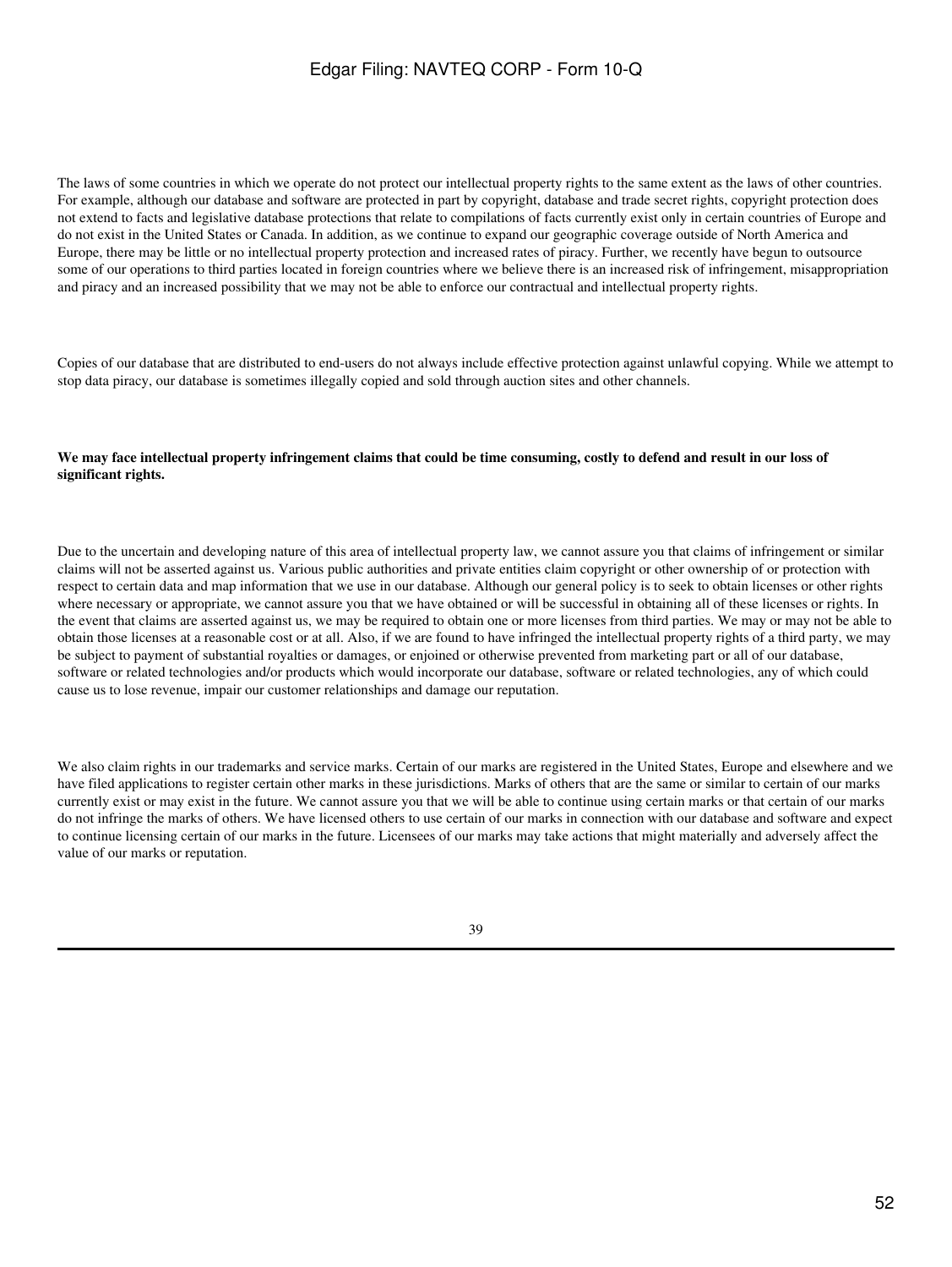The laws of some countries in which we operate do not protect our intellectual property rights to the same extent as the laws of other countries. For example, although our database and software are protected in part by copyright, database and trade secret rights, copyright protection does not extend to facts and legislative database protections that relate to compilations of facts currently exist only in certain countries of Europe and do not exist in the United States or Canada. In addition, as we continue to expand our geographic coverage outside of North America and Europe, there may be little or no intellectual property protection and increased rates of piracy. Further, we recently have begun to outsource some of our operations to third parties located in foreign countries where we believe there is an increased risk of infringement, misappropriation and piracy and an increased possibility that we may not be able to enforce our contractual and intellectual property rights.

Copies of our database that are distributed to end-users do not always include effective protection against unlawful copying. While we attempt to stop data piracy, our database is sometimes illegally copied and sold through auction sites and other channels.

**We may face intellectual property infringement claims that could be time consuming, costly to defend and result in our loss of significant rights.**

Due to the uncertain and developing nature of this area of intellectual property law, we cannot assure you that claims of infringement or similar claims will not be asserted against us. Various public authorities and private entities claim copyright or other ownership of or protection with respect to certain data and map information that we use in our database. Although our general policy is to seek to obtain licenses or other rights where necessary or appropriate, we cannot assure you that we have obtained or will be successful in obtaining all of these licenses or rights. In the event that claims are asserted against us, we may be required to obtain one or more licenses from third parties. We may or may not be able to obtain those licenses at a reasonable cost or at all. Also, if we are found to have infringed the intellectual property rights of a third party, we may be subject to payment of substantial royalties or damages, or enjoined or otherwise prevented from marketing part or all of our database, software or related technologies and/or products which would incorporate our database, software or related technologies, any of which could cause us to lose revenue, impair our customer relationships and damage our reputation.

We also claim rights in our trademarks and service marks. Certain of our marks are registered in the United States, Europe and elsewhere and we have filed applications to register certain other marks in these jurisdictions. Marks of others that are the same or similar to certain of our marks currently exist or may exist in the future. We cannot assure you that we will be able to continue using certain marks or that certain of our marks do not infringe the marks of others. We have licensed others to use certain of our marks in connection with our database and software and expect to continue licensing certain of our marks in the future. Licensees of our marks may take actions that might materially and adversely affect the value of our marks or reputation.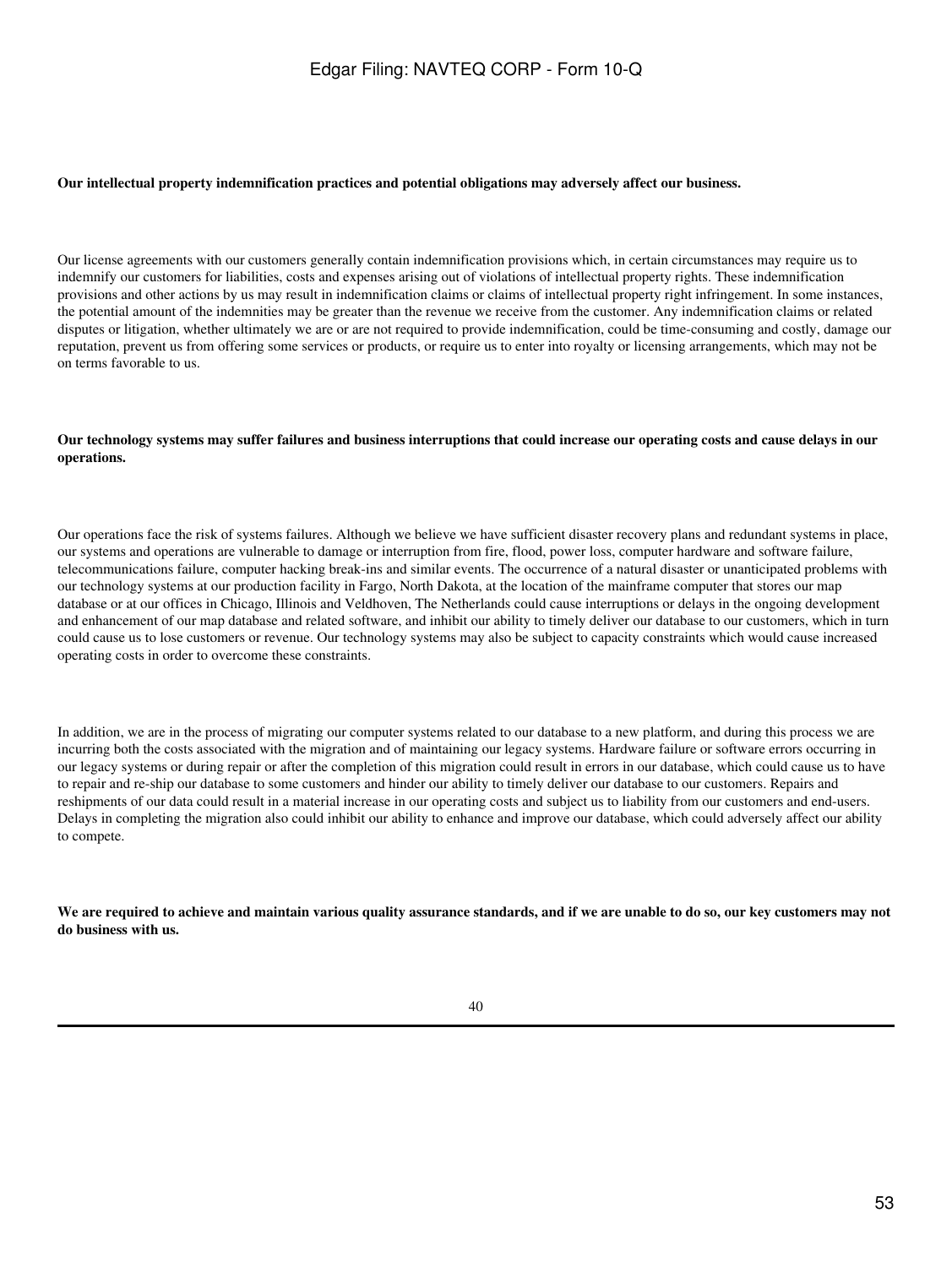**Our intellectual property indemnification practices and potential obligations may adversely affect our business.**

Our license agreements with our customers generally contain indemnification provisions which, in certain circumstances may require us to indemnify our customers for liabilities, costs and expenses arising out of violations of intellectual property rights. These indemnification provisions and other actions by us may result in indemnification claims or claims of intellectual property right infringement. In some instances, the potential amount of the indemnities may be greater than the revenue we receive from the customer. Any indemnification claims or related disputes or litigation, whether ultimately we are or are not required to provide indemnification, could be time-consuming and costly, damage our reputation, prevent us from offering some services or products, or require us to enter into royalty or licensing arrangements, which may not be on terms favorable to us.

**Our technology systems may suffer failures and business interruptions that could increase our operating costs and cause delays in our operations.**

Our operations face the risk of systems failures. Although we believe we have sufficient disaster recovery plans and redundant systems in place, our systems and operations are vulnerable to damage or interruption from fire, flood, power loss, computer hardware and software failure, telecommunications failure, computer hacking break-ins and similar events. The occurrence of a natural disaster or unanticipated problems with our technology systems at our production facility in Fargo, North Dakota, at the location of the mainframe computer that stores our map database or at our offices in Chicago, Illinois and Veldhoven, The Netherlands could cause interruptions or delays in the ongoing development and enhancement of our map database and related software, and inhibit our ability to timely deliver our database to our customers, which in turn could cause us to lose customers or revenue. Our technology systems may also be subject to capacity constraints which would cause increased operating costs in order to overcome these constraints.

In addition, we are in the process of migrating our computer systems related to our database to a new platform, and during this process we are incurring both the costs associated with the migration and of maintaining our legacy systems. Hardware failure or software errors occurring in our legacy systems or during repair or after the completion of this migration could result in errors in our database, which could cause us to have to repair and re-ship our database to some customers and hinder our ability to timely deliver our database to our customers. Repairs and reshipments of our data could result in a material increase in our operating costs and subject us to liability from our customers and end-users. Delays in completing the migration also could inhibit our ability to enhance and improve our database, which could adversely affect our ability to compete.

**We are required to achieve and maintain various quality assurance standards, and if we are unable to do so, our key customers may not do business with us.**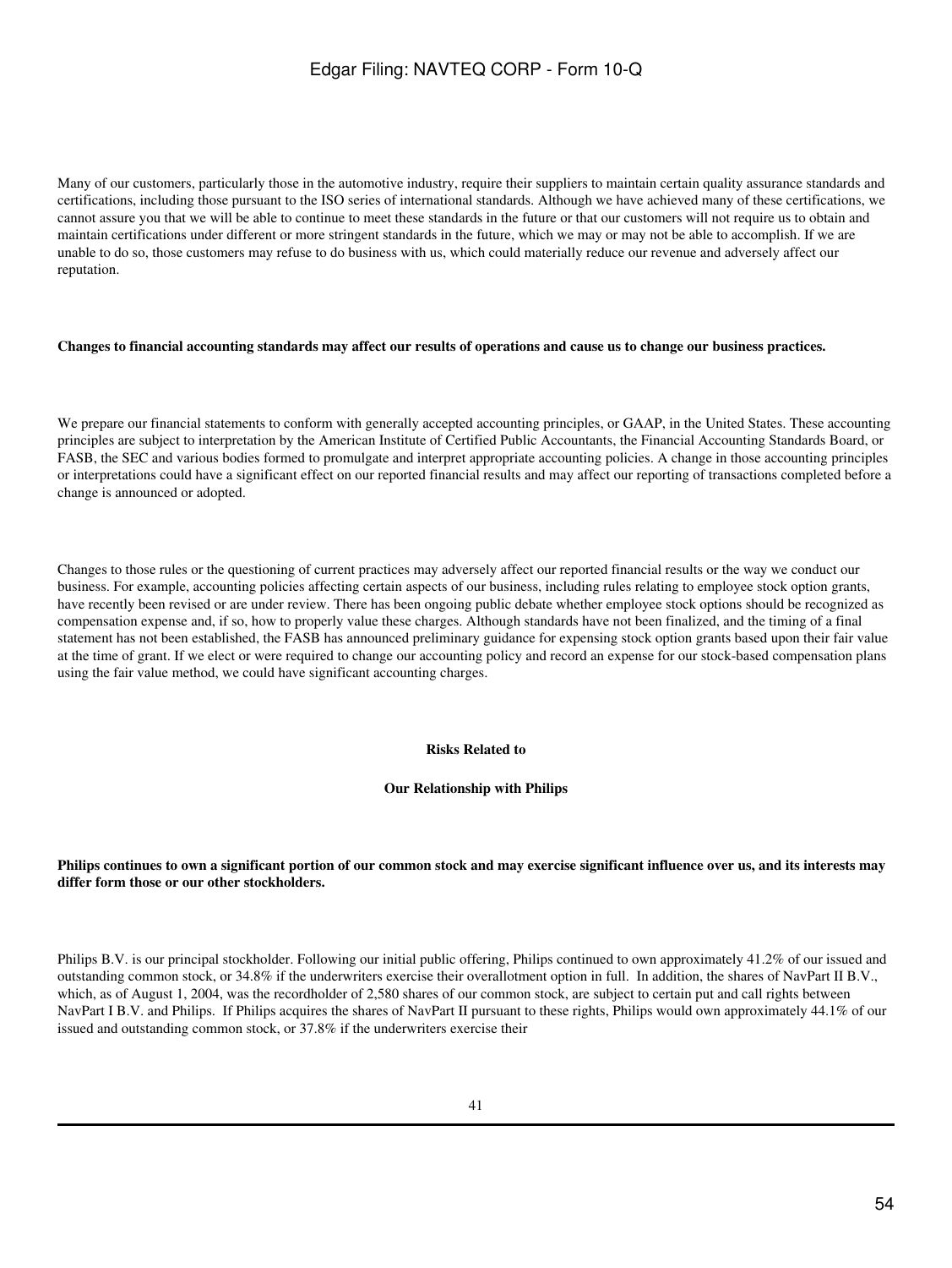Many of our customers, particularly those in the automotive industry, require their suppliers to maintain certain quality assurance standards and certifications, including those pursuant to the ISO series of international standards. Although we have achieved many of these certifications, we cannot assure you that we will be able to continue to meet these standards in the future or that our customers will not require us to obtain and maintain certifications under different or more stringent standards in the future, which we may or may not be able to accomplish. If we are unable to do so, those customers may refuse to do business with us, which could materially reduce our revenue and adversely affect our reputation.

**Changes to financial accounting standards may affect our results of operations and cause us to change our business practices.**

We prepare our financial statements to conform with generally accepted accounting principles, or GAAP, in the United States. These accounting principles are subject to interpretation by the American Institute of Certified Public Accountants, the Financial Accounting Standards Board, or FASB, the SEC and various bodies formed to promulgate and interpret appropriate accounting policies. A change in those accounting principles or interpretations could have a significant effect on our reported financial results and may affect our reporting of transactions completed before a change is announced or adopted.

Changes to those rules or the questioning of current practices may adversely affect our reported financial results or the way we conduct our business. For example, accounting policies affecting certain aspects of our business, including rules relating to employee stock option grants, have recently been revised or are under review. There has been ongoing public debate whether employee stock options should be recognized as compensation expense and, if so, how to properly value these charges. Although standards have not been finalized, and the timing of a final statement has not been established, the FASB has announced preliminary guidance for expensing stock option grants based upon their fair value at the time of grant. If we elect or were required to change our accounting policy and record an expense for our stock-based compensation plans using the fair value method, we could have significant accounting charges.

## Risks Related to

## Our Relationship with Philips

**Philips continues to own a significant portion of our common stock and may exercise significant influence over us, and its interests may differ form those or our other stockholders.**

Philips B.V. is our principal stockholder. Following our initial public offering, Philips continued to own approximately 41.2% of our issued and outstanding common stock, or 34.8% if the underwriters exercise their overallotment option in full. In addition, the shares of NavPart II B.V., which, as of August 1, 2004, was the recordholder of 2,580 shares of our common stock, are subject to certain put and call rights between NavPart I B.V. and Philips. If Philips acquires the shares of NavPart II pursuant to these rights, Philips would own approximately 44.1% of our issued and outstanding common stock, or 37.8% if the underwriters exercise their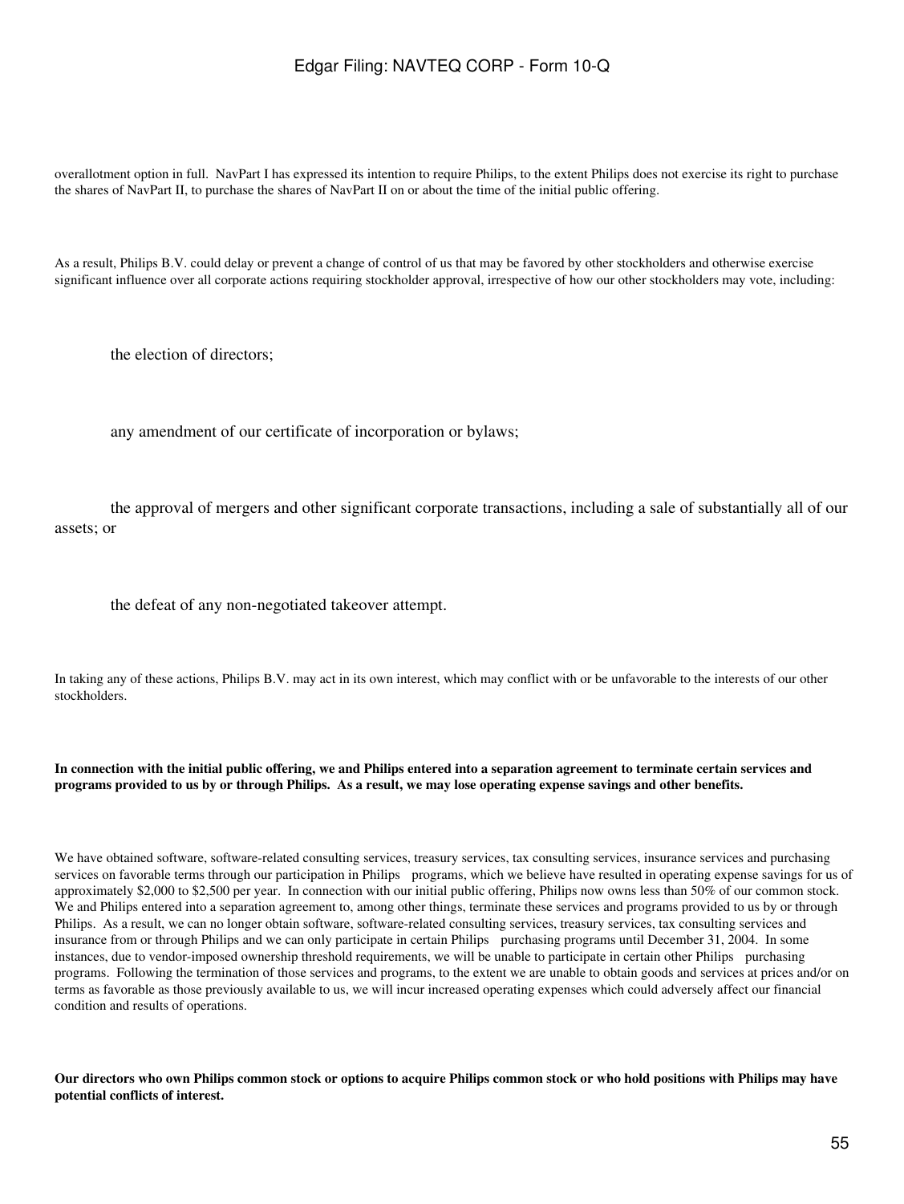overallotment option in full. NavPart I has expressed its intention to require Philips, to the extent Philips does not exercise its right to purchase the shares of NavPart II, to purchase the shares of NavPart II on or about the time of the initial public offering.

As a result, Philips B.V. could delay or prevent a change of control of us that may be favored by other stockholders and otherwise exercise significant influence over all corporate actions requiring stockholder approval, irrespective of how our other stockholders may vote, including:

- the election of directors;
- any amendment of our certificate of incorporation or bylaws;
- the approval of mergers and other significant corporate transactions, including a sale of substantially all of our assets; or
- the defeat of any non-negotiated takeover attempt.

In taking any of these actions, Philips B.V. may act in its own interest, which may conflict with or be unfavorable to the interests of our other stockholders.

**In connection with the initial public offering, we and Philips entered into a separation agreement to terminate certain services and programs provided to us by or through Philips. As a result, we may lose operating expense savings and other benefits.**

We have obtained software, software-related consulting services, treasury services, tax consulting services, insurance services and purchasing services on favorable terms through our participation in Philips programs, which we believe have resulted in operating expense savings for us of approximately $2,000 to $2,500 per year. In connection with our initial public offering, Philips now owns less than 50% of our common stock. We and Philips entered into a separation agreement to, among other things, terminate these services and programs provided to us by or through Philips. As a result, we can no longer obtain software, software-related consulting services, treasury services, tax consulting services and insurance from or through Philips and we can only participate in certain Philips purchasing programs until December 31, 2004. In some instances, due to vendor-imposed ownership threshold requirements, we will be unable to participate in certain other Philips purchasing programs. Following the termination of those services and programs, to the extent we are unable to obtain goods and services at prices and/or on terms as favorable as those previously available to us, we will incur increased operating expenses which could adversely affect our financial condition and results of operations.

**Our directors who own Philips common stock or options to acquire Philips common stock or who hold positions with Philips may have potential conflicts of interest.**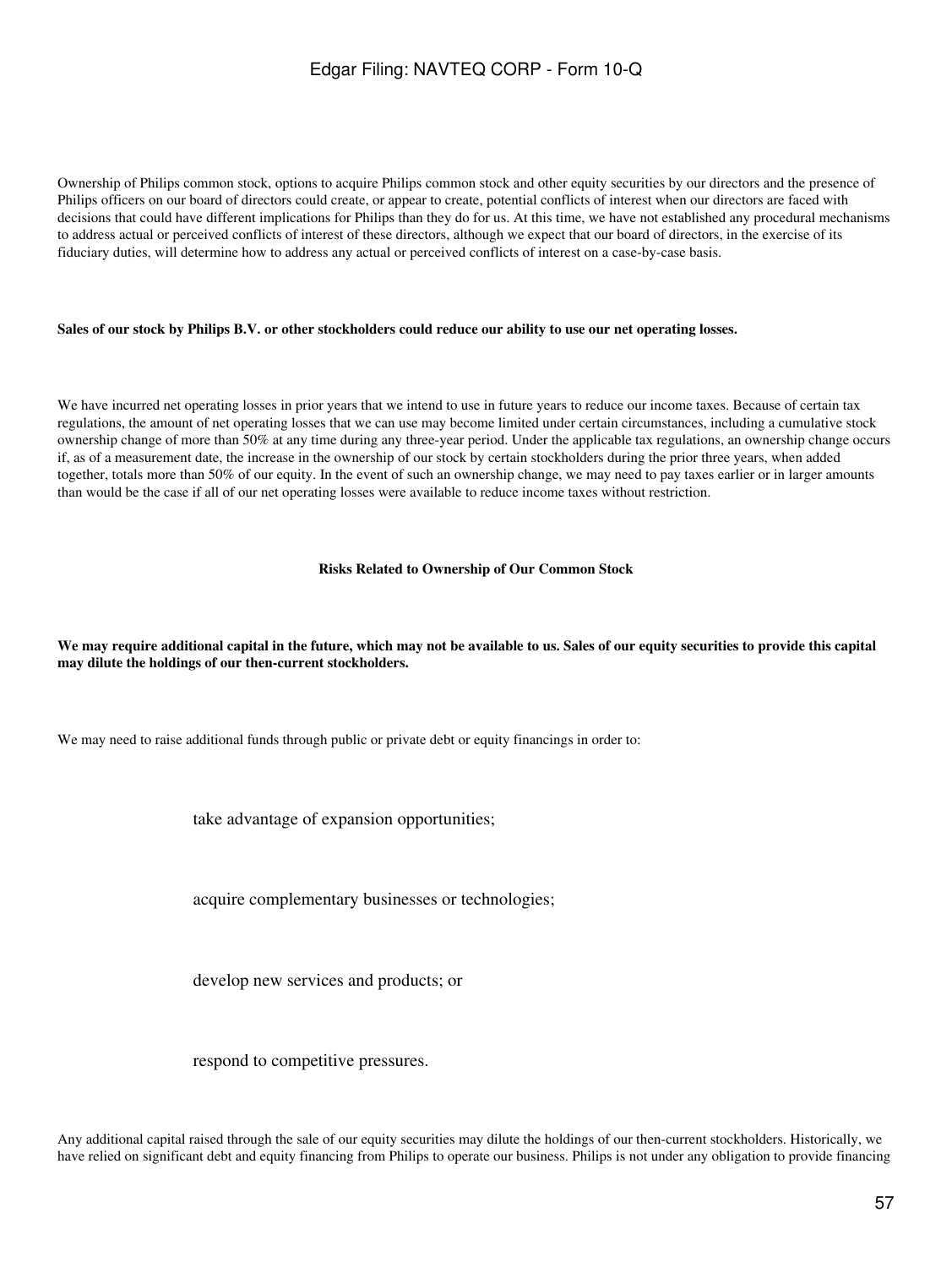Ownership of Philips common stock, options to acquire Philips common stock and other equity securities by our directors and the presence of Philips officers on our board of directors could create, or appear to create, potential conflicts of interest when our directors are faced with decisions that could have different implications for Philips than they do for us. At this time, we have not established any procedural mechanisms to address actual or perceived conflicts of interest of these directors, although we expect that our board of directors, in the exercise of its fiduciary duties, will determine how to address any actual or perceived conflicts of interest on a case-by-case basis.

**Sales of our stock by Philips B.V. or other stockholders could reduce our ability to use our net operating losses.**

We have incurred net operating losses in prior years that we intend to use in future years to reduce our income taxes. Because of certain tax regulations, the amount of net operating losses that we can use may become limited under certain circumstances, including a cumulative stock ownership change of more than 50% at any time during any three-year period. Under the applicable tax regulations, an ownership change occurs if, as of a measurement date, the increase in the ownership of our stock by certain stockholders during the prior three years, when added together, totals more than 50% of our equity. In the event of such an ownership change, we may need to pay taxes earlier or in larger amounts than would be the case if all of our net operating losses were available to reduce income taxes without restriction.

## Risks Related to Ownership of Our Common Stock

**We may require additional capital in the future, which may not be available to us. Sales of our equity securities to provide this capital may dilute the holdings of our then-current stockholders.**

We may need to raise additional funds through public or private debt or equity financings in order to:

- take advantage of expansion opportunities;
- acquire complementary businesses or technologies;
- develop new services and products; or
- respond to competitive pressures.

Any additional capital raised through the sale of our equity securities may dilute the holdings of our then-current stockholders. Historically, we have relied on significant debt and equity financing from Philips to operate our business. Philips is not under any obligation to provide financing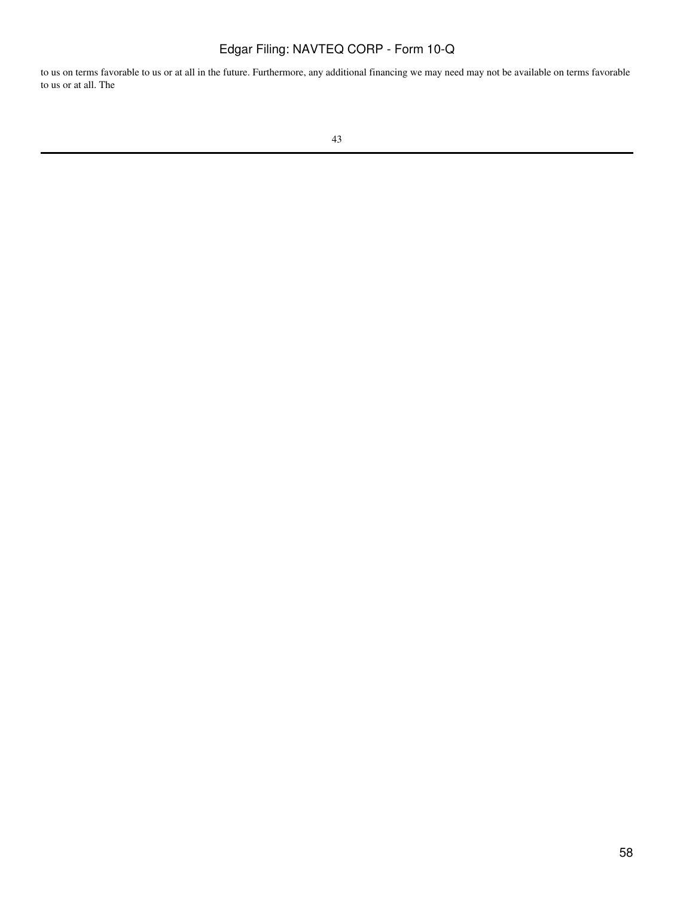to us on terms favorable to us or at all in the future. Furthermore, any additional financing we may need may not be available on terms favorable to us or at all. The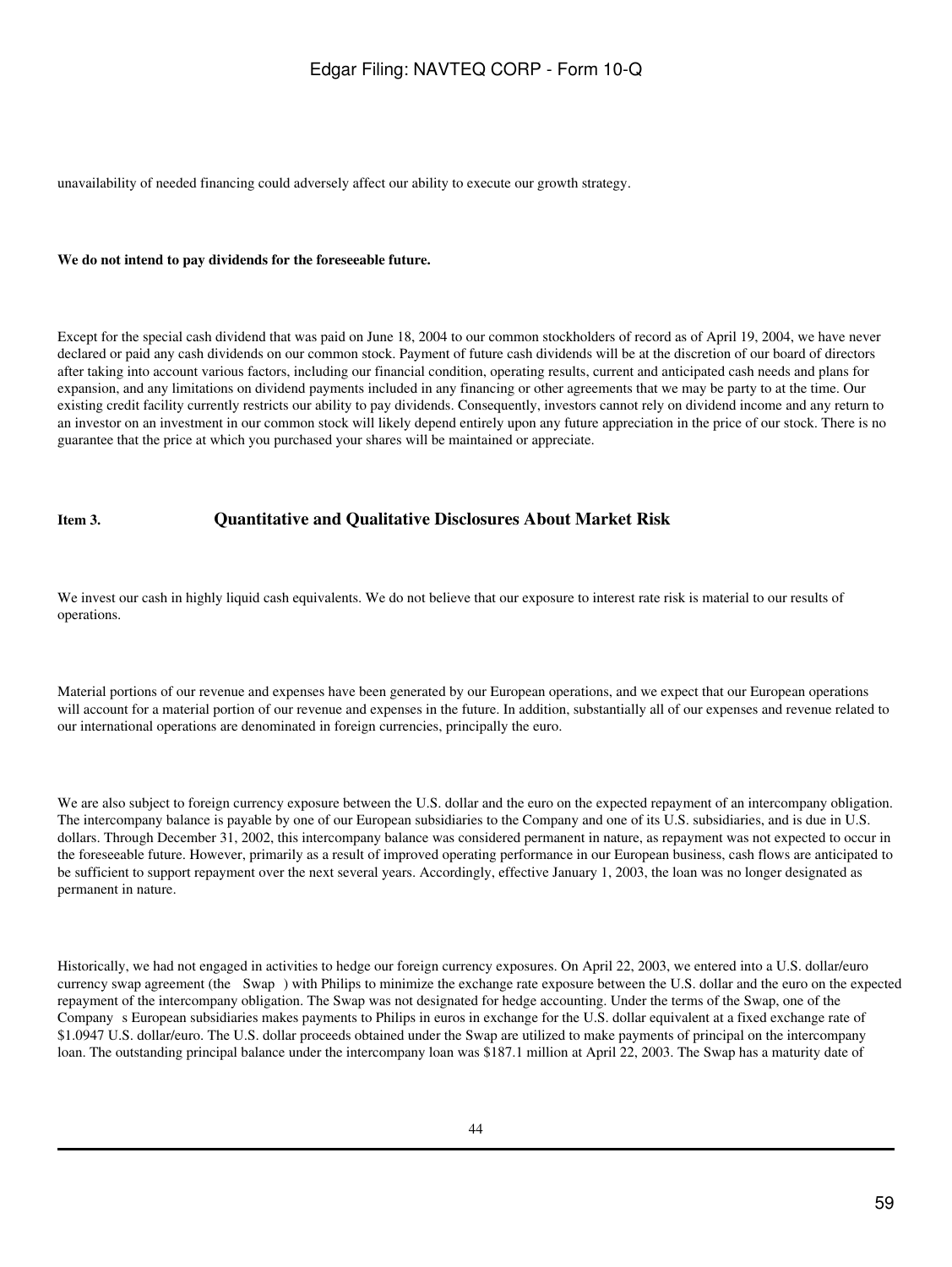unavailability of needed financing could adversely affect our ability to execute our growth strategy.

**We do not intend to pay dividends for the foreseeable future.**

Except for the special cash dividend that was paid on June 18, 2004 to our common stockholders of record as of April 19, 2004, we have never declared or paid any cash dividends on our common stock. Payment of future cash dividends will be at the discretion of our board of directors after taking into account various factors, including our financial condition, operating results, current and anticipated cash needs and plans for expansion, and any limitations on dividend payments included in any financing or other agreements that we may be party to at the time. Our existing credit facility currently restricts our ability to pay dividends. Consequently, investors cannot rely on dividend income and any return to an investor on an investment in our common stock will likely depend entirely upon any future appreciation in the price of our stock. There is no guarantee that the price at which you purchased your shares will be maintained or appreciate.

## Item 3. Quantitative and Qualitative Disclosures About Market Risk

We invest our cash in highly liquid cash equivalents. We do not believe that our exposure to interest rate risk is material to our results of operations.

Material portions of our revenue and expenses have been generated by our European operations, and we expect that our European operations will account for a material portion of our revenue and expenses in the future. In addition, substantially all of our expenses and revenue related to our international operations are denominated in foreign currencies, principally the euro.

We are also subject to foreign currency exposure between the U.S. dollar and the euro on the expected repayment of an intercompany obligation. The intercompany balance is payable by one of our European subsidiaries to the Company and one of its U.S. subsidiaries, and is due in U.S. dollars. Through December 31, 2002, this intercompany balance was considered permanent in nature, as repayment was not expected to occur in the foreseeable future. However, primarily as a result of improved operating performance in our European business, cash flows are anticipated to be sufficient to support repayment over the next several years. Accordingly, effective January 1, 2003, the loan was no longer designated as permanent in nature.

Historically, we had not engaged in activities to hedge our foreign currency exposures. On April 22, 2003, we entered into a U.S. dollar/euro currency swap agreement (the Swap ) with Philips to minimize the exchange rate exposure between the U.S. dollar and the euro on the expected repayment of the intercompany obligation. The Swap was not designated for hedge accounting. Under the terms of the Swap, one of the Company s European subsidiaries makes payments to Philips in euros in exchange for the U.S. dollar equivalent at a fixed exchange rate of $1.0947 U.S. dollar/euro. The U.S. dollar proceeds obtained under the Swap are utilized to make payments of principal on the intercompany loan. The outstanding principal balance under the intercompany loan was $187.1 million at April 22, 2003. The Swap has a maturity date of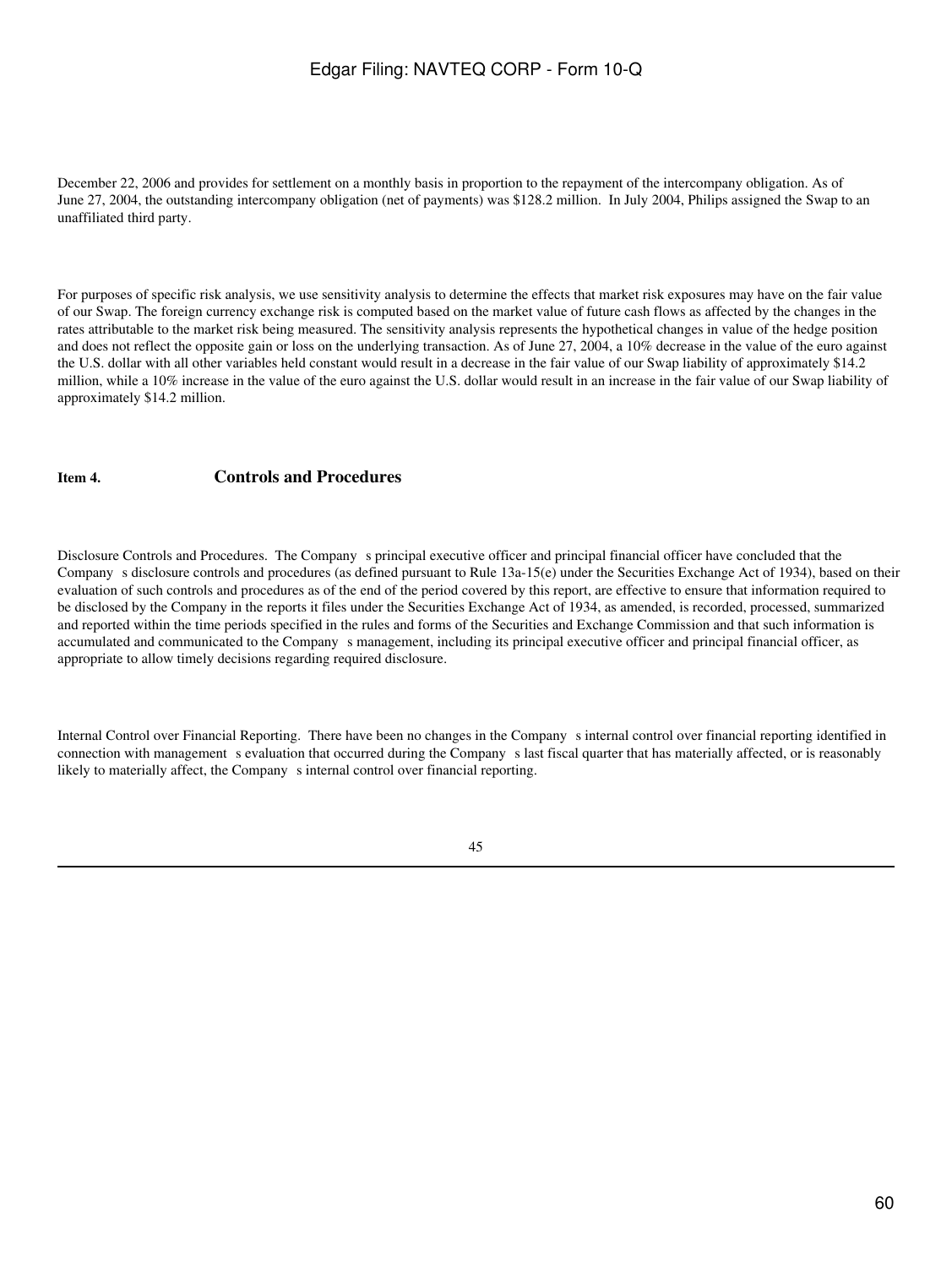December 22, 2006 and provides for settlement on a monthly basis in proportion to the repayment of the intercompany obligation. As of June 27, 2004, the outstanding intercompany obligation (net of payments) was $128.2 million. In July 2004, Philips assigned the Swap to an unaffiliated third party.

For purposes of specific risk analysis, we use sensitivity analysis to determine the effects that market risk exposures may have on the fair value of our Swap. The foreign currency exchange risk is computed based on the market value of future cash flows as affected by the changes in the rates attributable to the market risk being measured. The sensitivity analysis represents the hypothetical changes in value of the hedge position and does not reflect the opposite gain or loss on the underlying transaction. As of June 27, 2004, a 10% decrease in the value of the euro against the U.S. dollar with all other variables held constant would result in a decrease in the fair value of our Swap liability of approximately $14.2 million, while a 10% increase in the value of the euro against the U.S. dollar would result in an increase in the fair value of our Swap liability of approximately $14.2 million.

## Item 4. Controls and Procedures

Disclosure Controls and Procedures. The Company s principal executive officer and principal financial officer have concluded that the Company s disclosure controls and procedures (as defined pursuant to Rule 13a-15(e) under the Securities Exchange Act of 1934), based on their evaluation of such controls and procedures as of the end of the period covered by this report, are effective to ensure that information required to be disclosed by the Company in the reports it files under the Securities Exchange Act of 1934, as amended, is recorded, processed, summarized and reported within the time periods specified in the rules and forms of the Securities and Exchange Commission and that such information is accumulated and communicated to the Company s management, including its principal executive officer and principal financial officer, as appropriate to allow timely decisions regarding required disclosure.

Internal Control over Financial Reporting. There have been no changes in the Company s internal control over financial reporting identified in connection with management s evaluation that occurred during the Company s last fiscal quarter that has materially affected, or is reasonably likely to materially affect, the Company s internal control over financial reporting.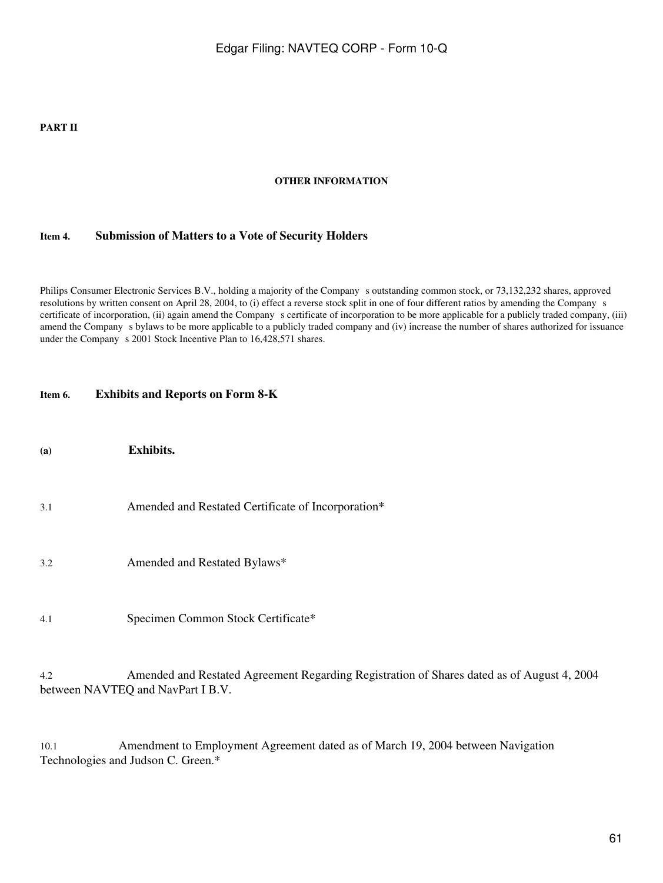**PART II**

**OTHER INFORMATION**

### Item 4. Submission of Matters to a Vote of Security Holders

Philips Consumer Electronic Services B.V., holding a majority of the Company s outstanding common stock, or 73,132,232 shares, approved resolutions by written consent on April 28, 2004, to (i) effect a reverse stock split in one of four different ratios by amending the Company s certificate of incorporation, (ii) again amend the Company s certificate of incorporation to be more applicable for a publicly traded company, (iii) amend the Company s bylaws to be more applicable to a publicly traded company and (iv) increase the number of shares authorized for issuance under the Company s 2001 Stock Incentive Plan to 16,428,571 shares.

### Item 6. Exhibits and Reports on Form 8-K

**(a) Exhibits.**

3.1 Amended and Restated Certificate of Incorporation*

3.2 Amended and Restated Bylaws*

4.1 Specimen Common Stock Certificate*

4.2 Amended and Restated Agreement Regarding Registration of Shares dated as of August 4, 2004 between NAVTEQ and NavPart I B.V.

10.1 Amendment to Employment Agreement dated as of March 19, 2004 between Navigation Technologies and Judson C. Green.*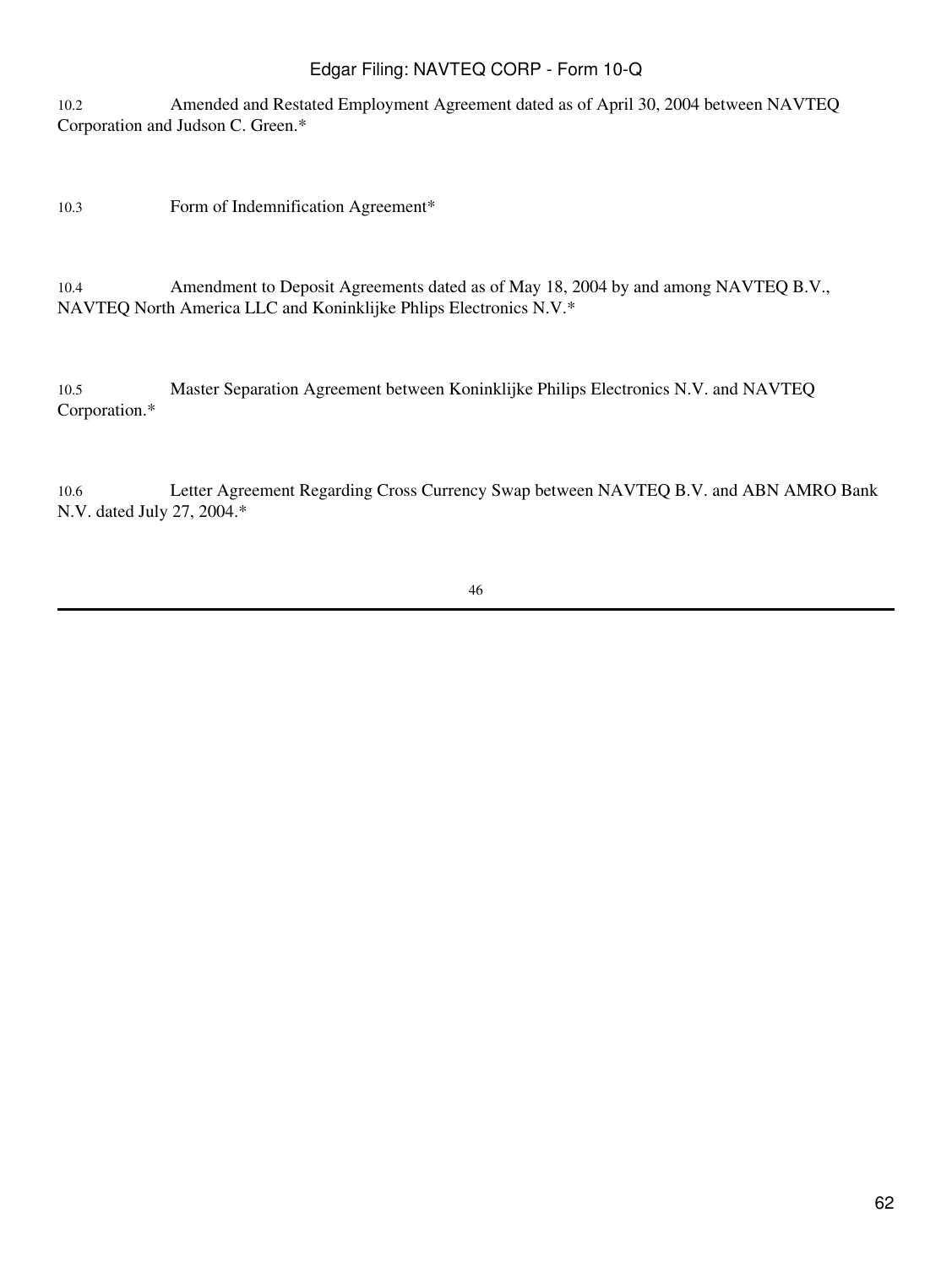10.2 Amended and Restated Employment Agreement dated as of April 30, 2004 between NAVTEQ Corporation and Judson C. Green.*

10.3 Form of Indemnification Agreement*

10.4 Amendment to Deposit Agreements dated as of May 18, 2004 by and among NAVTEQ B.V., NAVTEQ North America LLC and Koninklijke Phlips Electronics N.V.*

10.5 Master Separation Agreement between Koninklijke Philips Electronics N.V. and NAVTEQ Corporation.*

10.6 Letter Agreement Regarding Cross Currency Swap between NAVTEQ B.V. and ABN AMRO Bank N.V. dated July 27, 2004.*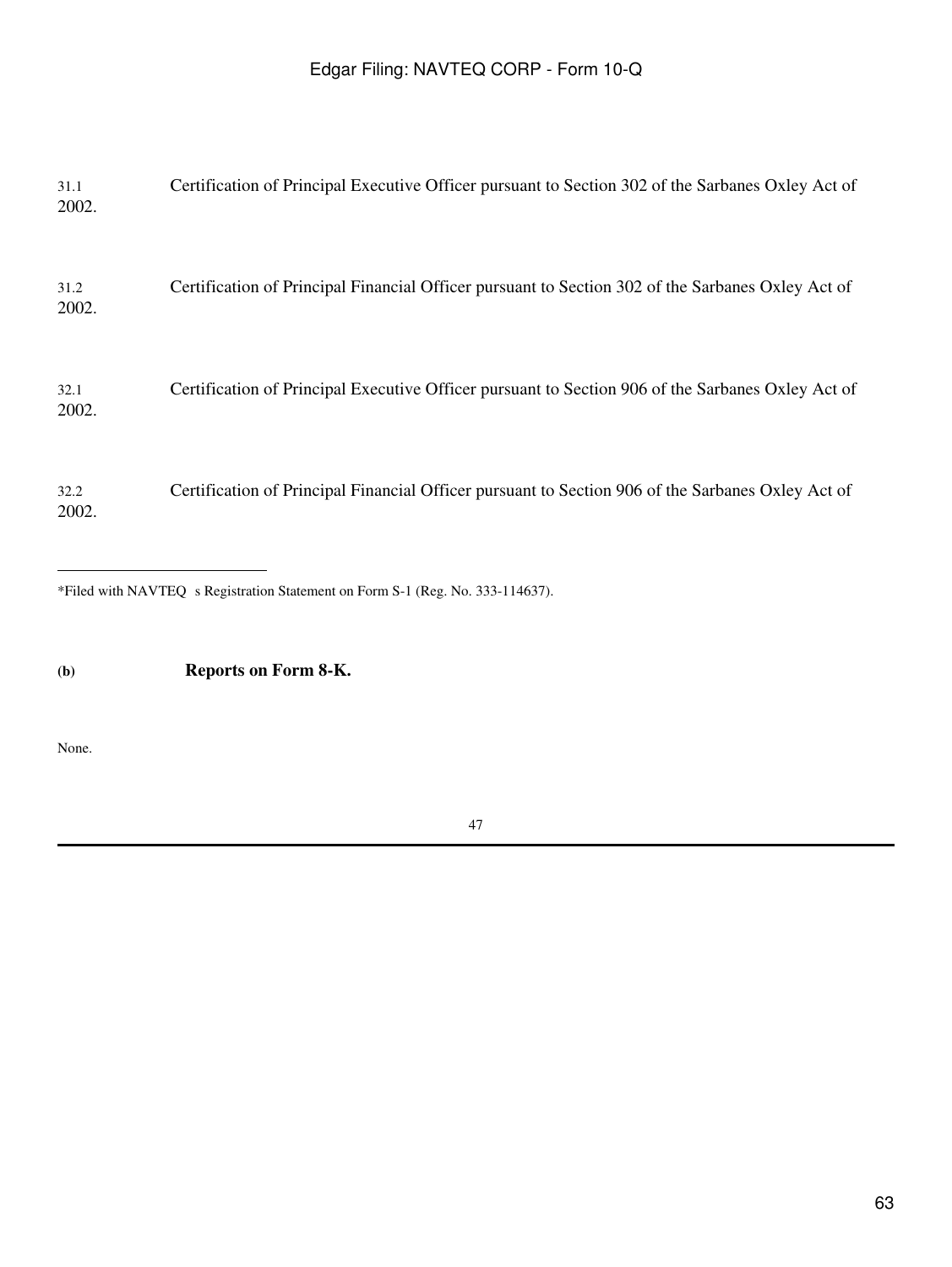31.1 Certification of Principal Executive Officer pursuant to Section 302 of the Sarbanes Oxley Act of 2002.

31.2 Certification of Principal Financial Officer pursuant to Section 302 of the Sarbanes Oxley Act of 2002.

32.1 Certification of Principal Executive Officer pursuant to Section 906 of the Sarbanes Oxley Act of 2002.

32.2 Certification of Principal Financial Officer pursuant to Section 906 of the Sarbanes Oxley Act of 2002.

---

*Filed with NAVTEQ s Registration Statement on Form S-1 (Reg. No. 333-114637).

**(b) Reports on Form 8-K.**

None.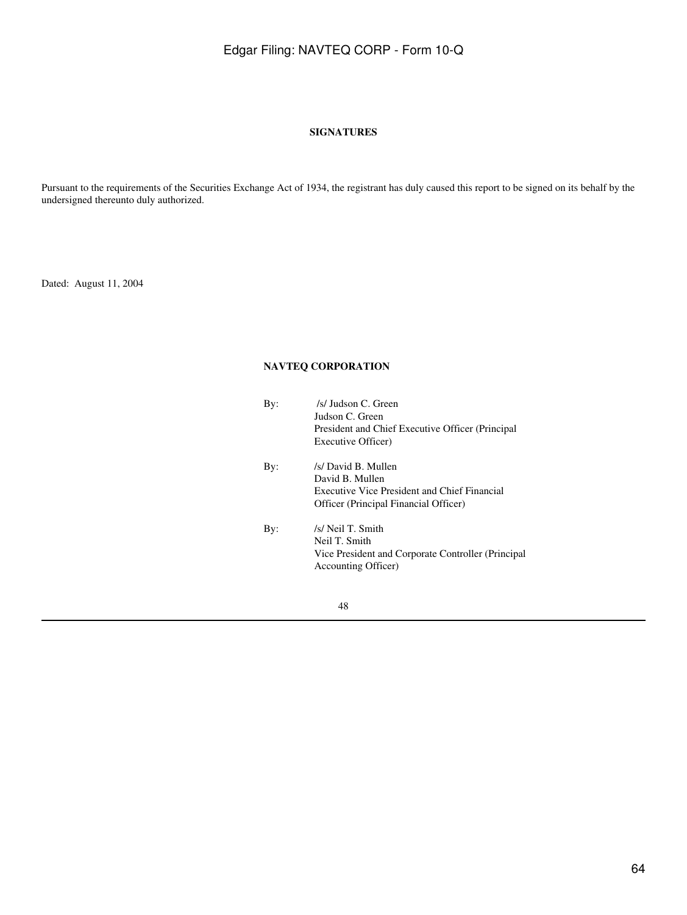## SIGNATURES

Pursuant to the requirements of the Securities Exchange Act of 1934, the registrant has duly caused this report to be signed on its behalf by the undersigned thereunto duly authorized.

Dated: August 11, 2004

**NAVTEQ CORPORATION**

By: /s/ Judson C. Green
Judson C. Green
President and Chief Executive Officer (Principal Executive Officer)

By: /s/ David B. Mullen
David B. Mullen
Executive Vice President and Chief Financial Officer (Principal Financial Officer)

By: /s/ Neil T. Smith
Neil T. Smith
Vice President and Corporate Controller (Principal Accounting Officer)